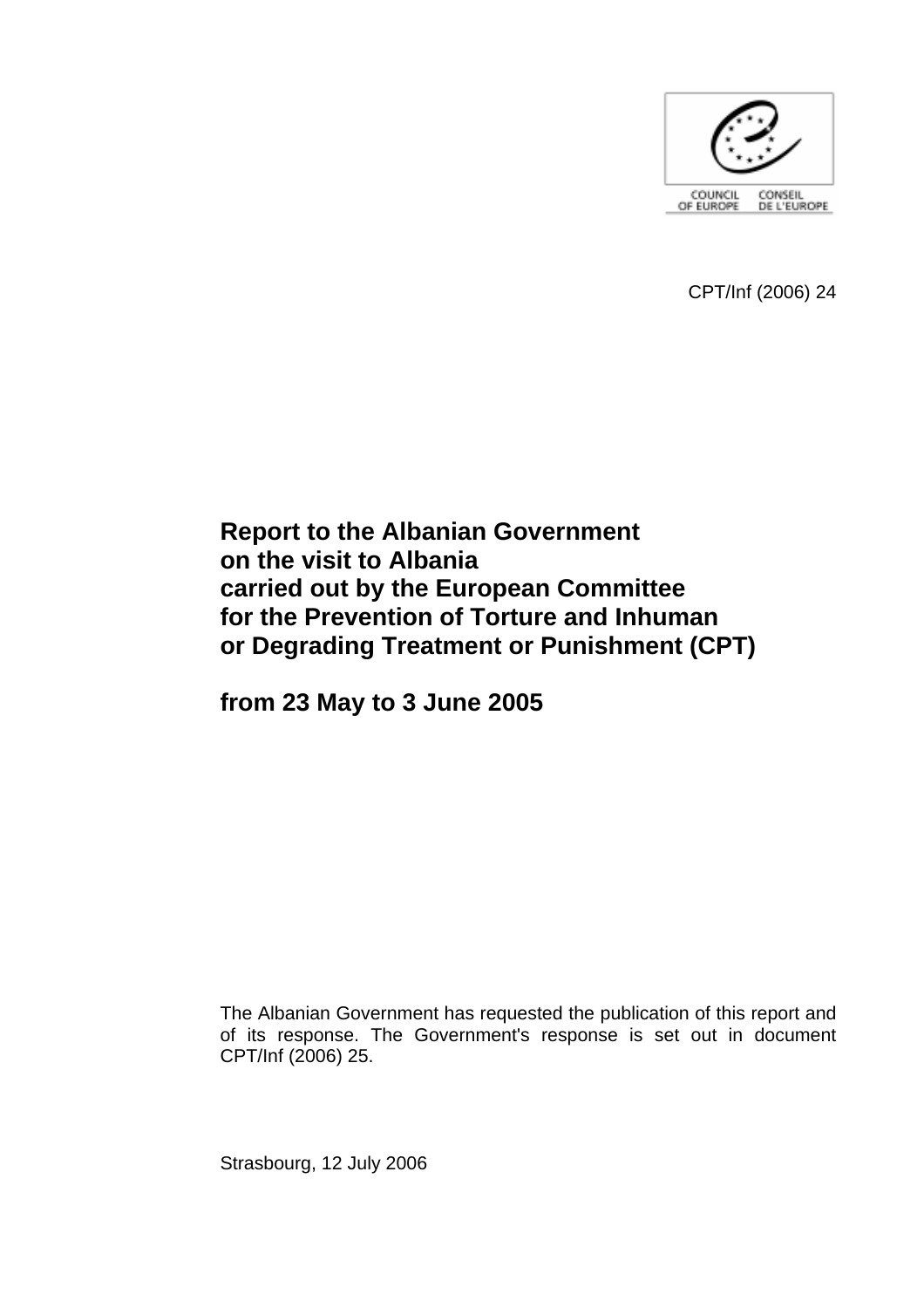COUNCIL OF EUROPE CONSEIL DE L'EUROPE

CPT/Inf (2006) 24

# Report to the Albanian Government on the visit to Albania carried out by the European Committee for the Prevention of Torture and Inhuman or Degrading Treatment or Punishment (CPT)

# from 23 May to 3 June 2005

The Albanian Government has requested the publication of this report and of its response. The Government's response is set out in document CPT/Inf (2006) 25.

Strasbourg, 12 July 2006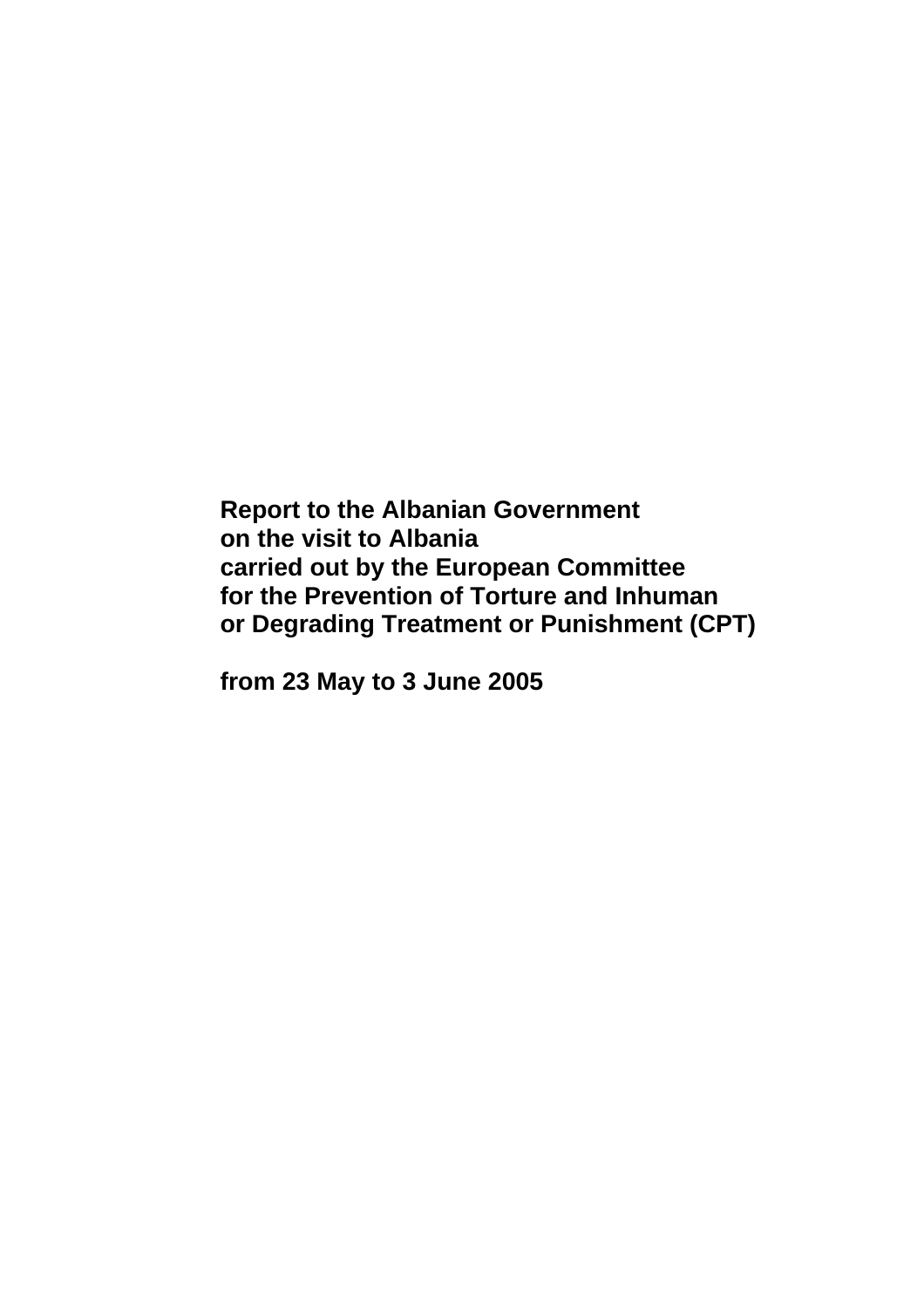**Report to the Albanian Government on the visit to Albania carried out by the European Committee for the Prevention of Torture and Inhuman or Degrading Treatment or Punishment (CPT)**

**from 23 May to 3 June 2005**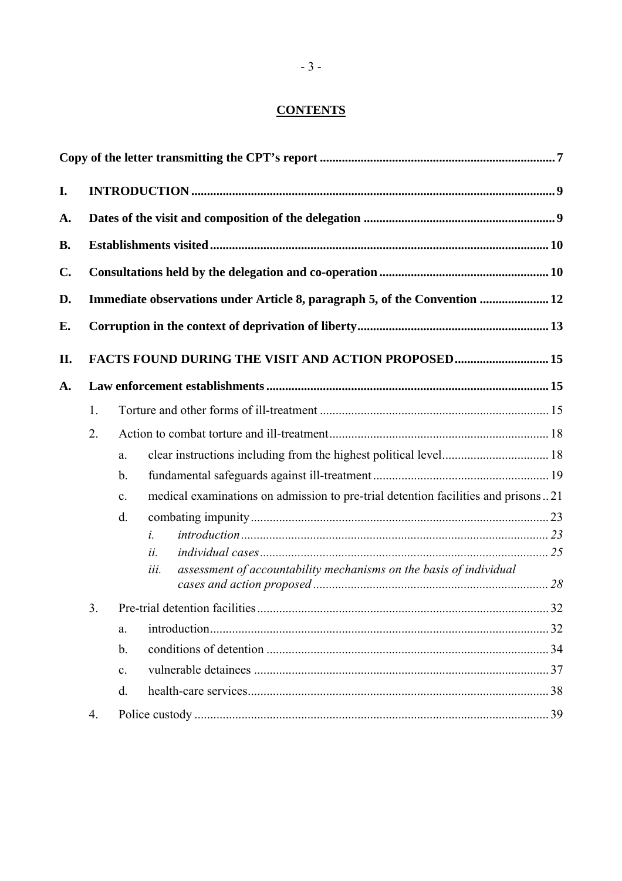## CONTENTS

**Copy of the letter transmitting the CPT's report** ..... **7**

**I. INTRODUCTION** ..... **9**

**A. Dates of the visit and composition of the delegation** ..... **9**

**B. Establishments visited** ..... **10**

**C. Consultations held by the delegation and co-operation** ..... **10**

**D. Immediate observations under Article 8, paragraph 5, of the Convention** ..... **12**

**E. Corruption in the context of deprivation of liberty** ..... **13**

**II. FACTS FOUND DURING THE VISIT AND ACTION PROPOSED** ..... **15**

**A. Law enforcement establishments** ..... **15**

1. Torture and other forms of ill-treatment ..... 15
2. Action to combat torture and ill-treatment ..... 18
   - a. clear instructions including from the highest political level ..... 18
   - b. fundamental safeguards against ill-treatment ..... 19
   - c. medical examinations on admission to pre-trial detention facilities and prisons ..... 21
   - d. combating impunity ..... 23
     - *i. introduction* ..... *23*
     - *ii. individual cases* ..... *25*
     - *iii. assessment of accountability mechanisms on the basis of individual cases and action proposed* ..... *28*
3. Pre-trial detention facilities ..... 32
   - a. introduction ..... 32
   - b. conditions of detention ..... 34
   - c. vulnerable detainees ..... 37
   - d. health-care services ..... 38
4. Police custody ..... 39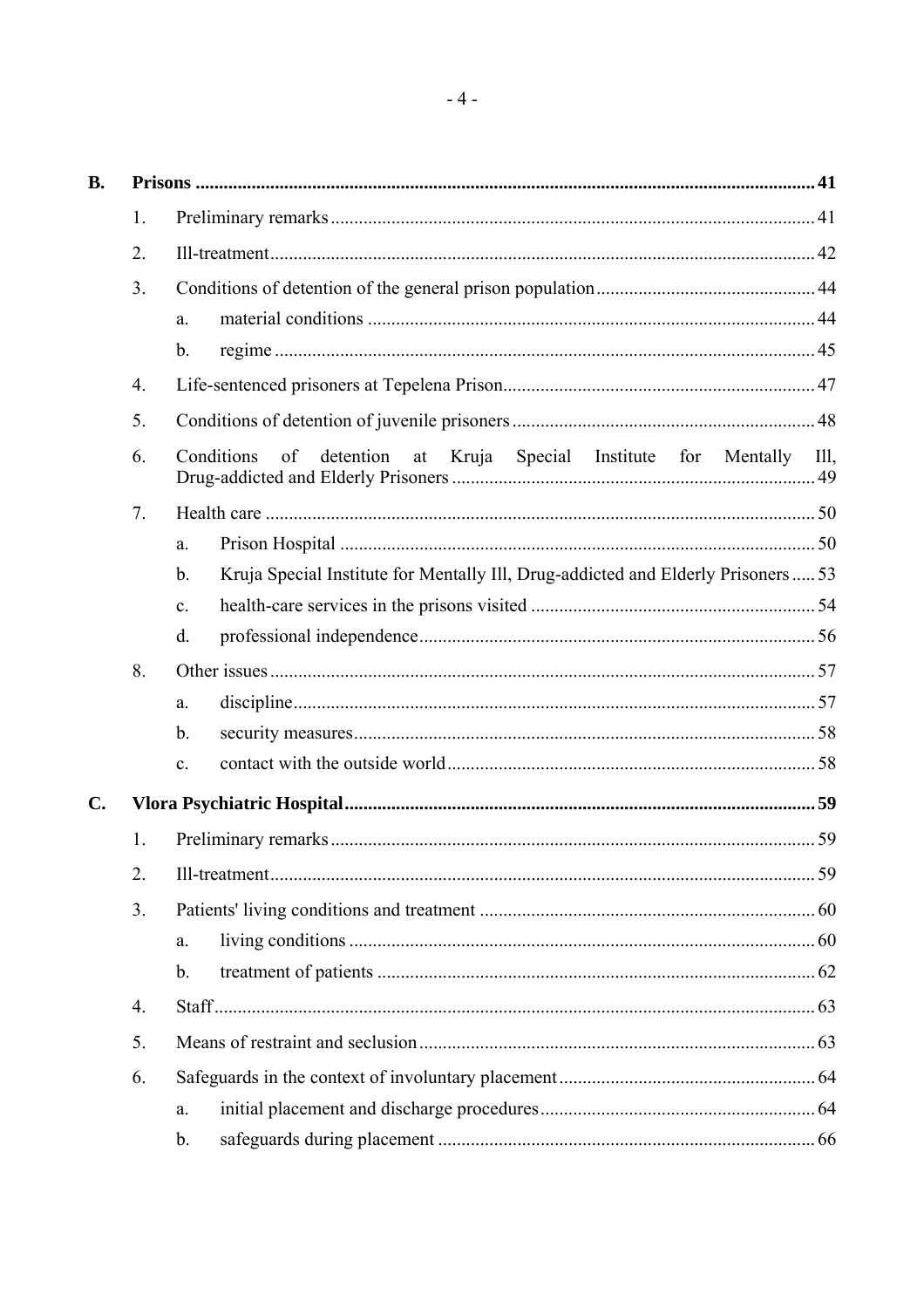**B. Prisons** .......... 41

1. Preliminary remarks .......... 41
2. Ill-treatment .......... 42
3. Conditions of detention of the general prison population .......... 44
   a. material conditions .......... 44
   b. regime .......... 45
4. Life-sentenced prisoners at Tepelena Prison .......... 47
5. Conditions of detention of juvenile prisoners .......... 48
6. Conditions of detention at Kruja Special Institute for Mentally Ill, Drug-addicted and Elderly Prisoners .......... 49
7. Health care .......... 50
   a. Prison Hospital .......... 50
   b. Kruja Special Institute for Mentally Ill, Drug-addicted and Elderly Prisoners .......... 53
   c. health-care services in the prisons visited .......... 54
   d. professional independence .......... 56
8. Other issues .......... 57
   a. discipline .......... 57
   b. security measures .......... 58
   c. contact with the outside world .......... 58

**C. Vlora Psychiatric Hospital** .......... 59

1. Preliminary remarks .......... 59
2. Ill-treatment .......... 59
3. Patients' living conditions and treatment .......... 60
   a. living conditions .......... 60
   b. treatment of patients .......... 62
4. Staff .......... 63
5. Means of restraint and seclusion .......... 63
6. Safeguards in the context of involuntary placement .......... 64
   a. initial placement and discharge procedures .......... 64
   b. safeguards during placement .......... 66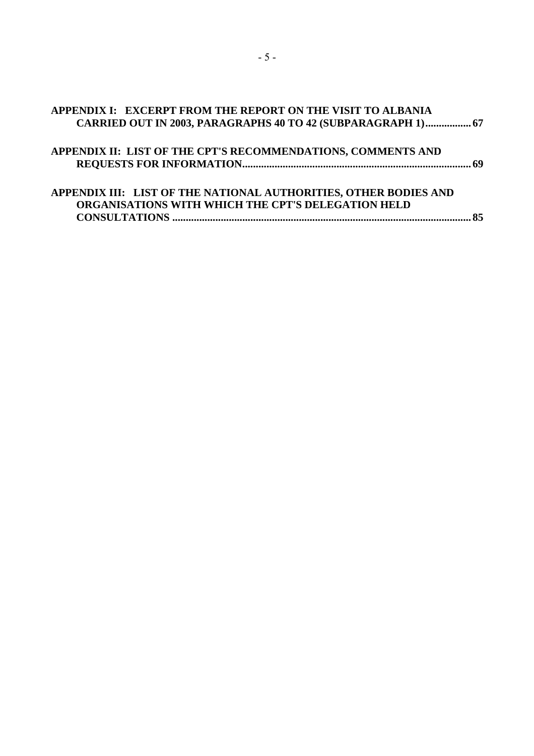**APPENDIX I: EXCERPT FROM THE REPORT ON THE VISIT TO ALBANIA CARRIED OUT IN 2003, PARAGRAPHS 40 TO 42 (SUBPARAGRAPH 1)................. 67**

**APPENDIX II: LIST OF THE CPT'S RECOMMENDATIONS, COMMENTS AND REQUESTS FOR INFORMATION.................................................................................. 69**

**APPENDIX III: LIST OF THE NATIONAL AUTHORITIES, OTHER BODIES AND ORGANISATIONS WITH WHICH THE CPT'S DELEGATION HELD CONSULTATIONS ............................................................................................................. 85**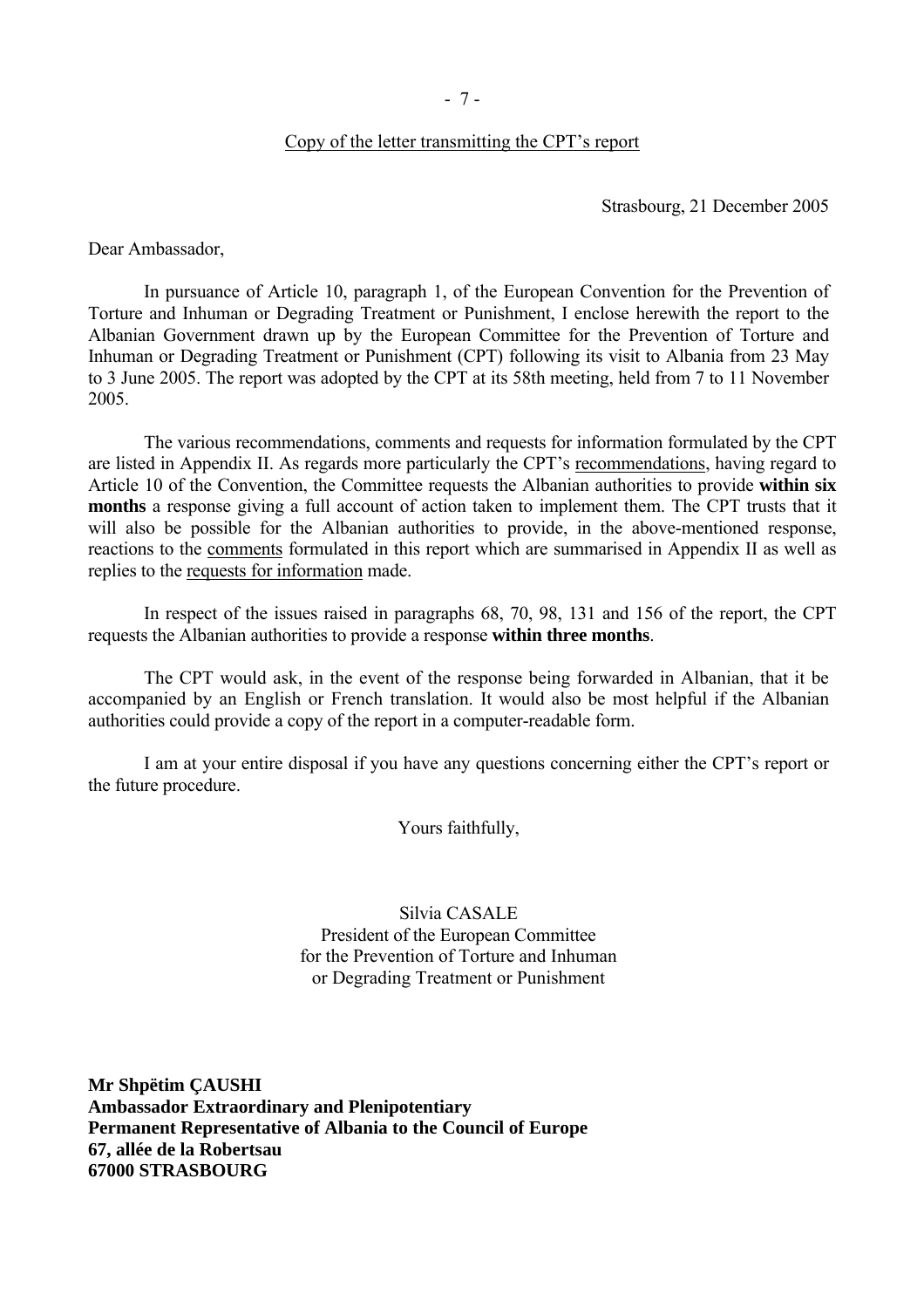Copy of the letter transmitting the CPT's report

Strasbourg, 21 December 2005

Dear Ambassador,

In pursuance of Article 10, paragraph 1, of the European Convention for the Prevention of Torture and Inhuman or Degrading Treatment or Punishment, I enclose herewith the report to the Albanian Government drawn up by the European Committee for the Prevention of Torture and Inhuman or Degrading Treatment or Punishment (CPT) following its visit to Albania from 23 May to 3 June 2005. The report was adopted by the CPT at its 58th meeting, held from 7 to 11 November 2005.

The various recommendations, comments and requests for information formulated by the CPT are listed in Appendix II. As regards more particularly the CPT's recommendations, having regard to Article 10 of the Convention, the Committee requests the Albanian authorities to provide **within six months** a response giving a full account of action taken to implement them. The CPT trusts that it will also be possible for the Albanian authorities to provide, in the above-mentioned response, reactions to the comments formulated in this report which are summarised in Appendix II as well as replies to the requests for information made.

In respect of the issues raised in paragraphs 68, 70, 98, 131 and 156 of the report, the CPT requests the Albanian authorities to provide a response **within three months**.

The CPT would ask, in the event of the response being forwarded in Albanian, that it be accompanied by an English or French translation. It would also be most helpful if the Albanian authorities could provide a copy of the report in a computer-readable form.

I am at your entire disposal if you have any questions concerning either the CPT's report or the future procedure.

Yours faithfully,

Silvia CASALE
President of the European Committee
for the Prevention of Torture and Inhuman
or Degrading Treatment or Punishment

**Mr Shpëtim ÇAUSHI**
**Ambassador Extraordinary and Plenipotentiary**
**Permanent Representative of Albania to the Council of Europe**
**67, allée de la Robertsau**
**67000 STRASBOURG**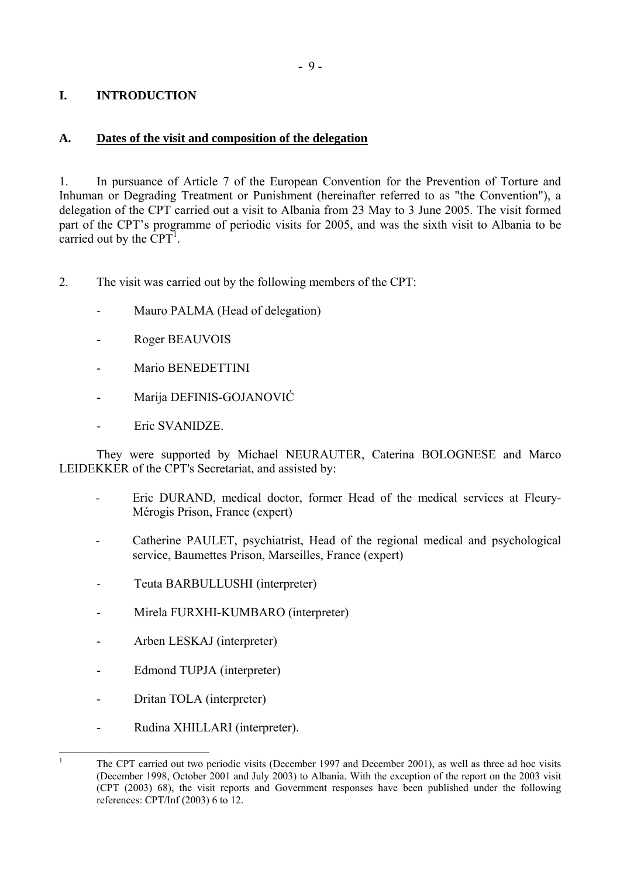# I. INTRODUCTION

## A. Dates of the visit and composition of the delegation

1. In pursuance of Article 7 of the European Convention for the Prevention of Torture and Inhuman or Degrading Treatment or Punishment (hereinafter referred to as "the Convention"), a delegation of the CPT carried out a visit to Albania from 23 May to 3 June 2005. The visit formed part of the CPT's programme of periodic visits for 2005, and was the sixth visit to Albania to be carried out by the CPT[1].

2. The visit was carried out by the following members of the CPT:

- Mauro PALMA (Head of delegation)
- Roger BEAUVOIS
- Mario BENEDETTINI
- Marija DEFINIS-GOJANOVIĆ
- Eric SVANIDZE.

They were supported by Michael NEURAUTER, Caterina BOLOGNESE and Marco LEIDEKKER of the CPT's Secretariat, and assisted by:

- Eric DURAND, medical doctor, former Head of the medical services at Fleury-Mérogis Prison, France (expert)
- Catherine PAULET, psychiatrist, Head of the regional medical and psychological service, Baumettes Prison, Marseilles, France (expert)
- Teuta BARBULLUSHI (interpreter)
- Mirela FURXHI-KUMBARO (interpreter)
- Arben LESKAJ (interpreter)
- Edmond TUPJA (interpreter)
- Dritan TOLA (interpreter)
- Rudina XHILLARI (interpreter).

[1] The CPT carried out two periodic visits (December 1997 and December 2001), as well as three ad hoc visits (December 1998, October 2001 and July 2003) to Albania. With the exception of the report on the 2003 visit (CPT (2003) 68), the visit reports and Government responses have been published under the following references: CPT/Inf (2003) 6 to 12.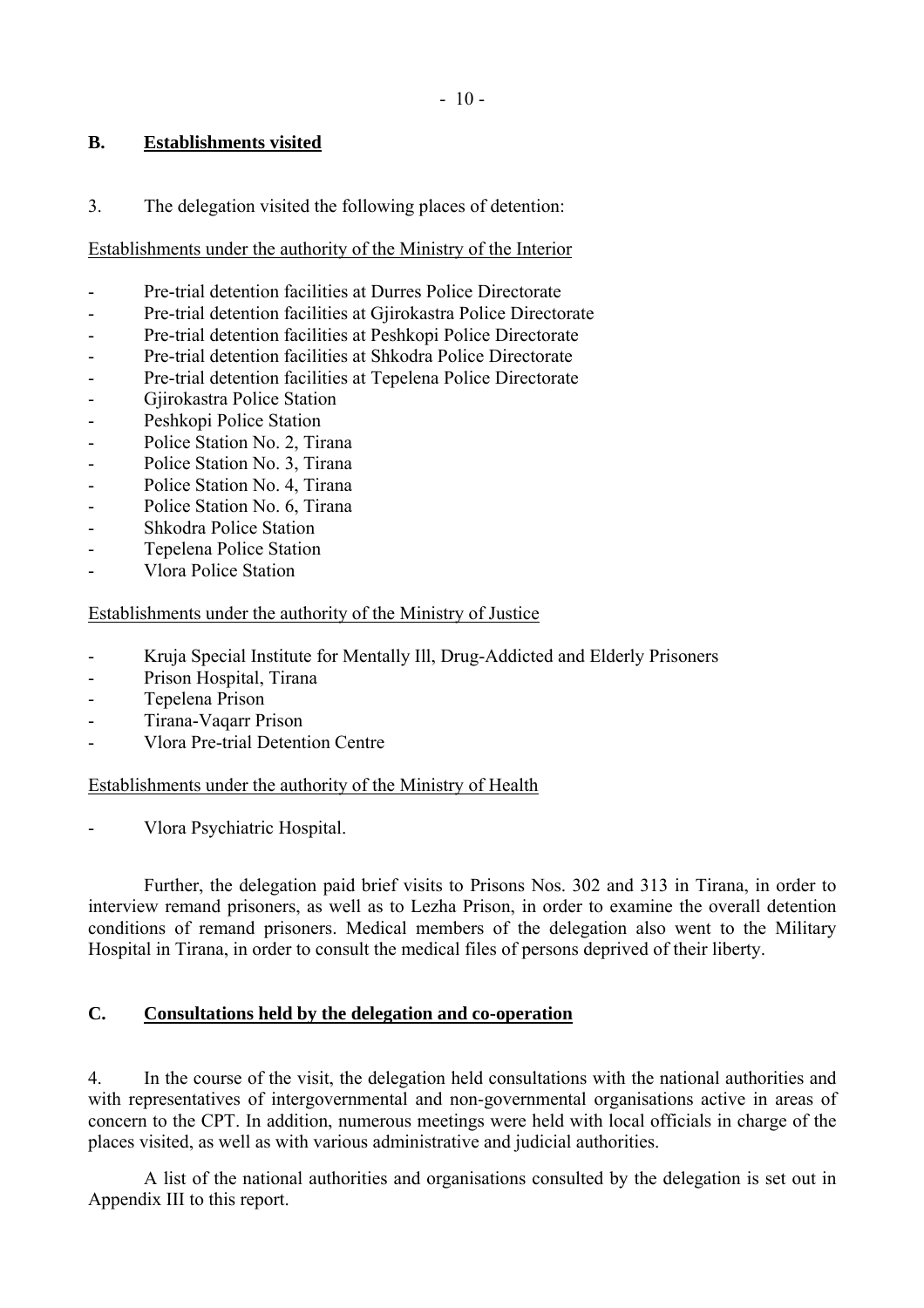## B. Establishments visited

3. The delegation visited the following places of detention:

Establishments under the authority of the Ministry of the Interior

- Pre-trial detention facilities at Durres Police Directorate
- Pre-trial detention facilities at Gjirokastra Police Directorate
- Pre-trial detention facilities at Peshkopi Police Directorate
- Pre-trial detention facilities at Shkodra Police Directorate
- Pre-trial detention facilities at Tepelena Police Directorate
- Gjirokastra Police Station
- Peshkopi Police Station
- Police Station No. 2, Tirana
- Police Station No. 3, Tirana
- Police Station No. 4, Tirana
- Police Station No. 6, Tirana
- Shkodra Police Station
- Tepelena Police Station
- Vlora Police Station

Establishments under the authority of the Ministry of Justice

- Kruja Special Institute for Mentally Ill, Drug-Addicted and Elderly Prisoners
- Prison Hospital, Tirana
- Tepelena Prison
- Tirana-Vaqarr Prison
- Vlora Pre-trial Detention Centre

Establishments under the authority of the Ministry of Health

- Vlora Psychiatric Hospital.

Further, the delegation paid brief visits to Prisons Nos. 302 and 313 in Tirana, in order to interview remand prisoners, as well as to Lezha Prison, in order to examine the overall detention conditions of remand prisoners. Medical members of the delegation also went to the Military Hospital in Tirana, in order to consult the medical files of persons deprived of their liberty.

## C. Consultations held by the delegation and co-operation

4. In the course of the visit, the delegation held consultations with the national authorities and with representatives of intergovernmental and non-governmental organisations active in areas of concern to the CPT. In addition, numerous meetings were held with local officials in charge of the places visited, as well as with various administrative and judicial authorities.

A list of the national authorities and organisations consulted by the delegation is set out in Appendix III to this report.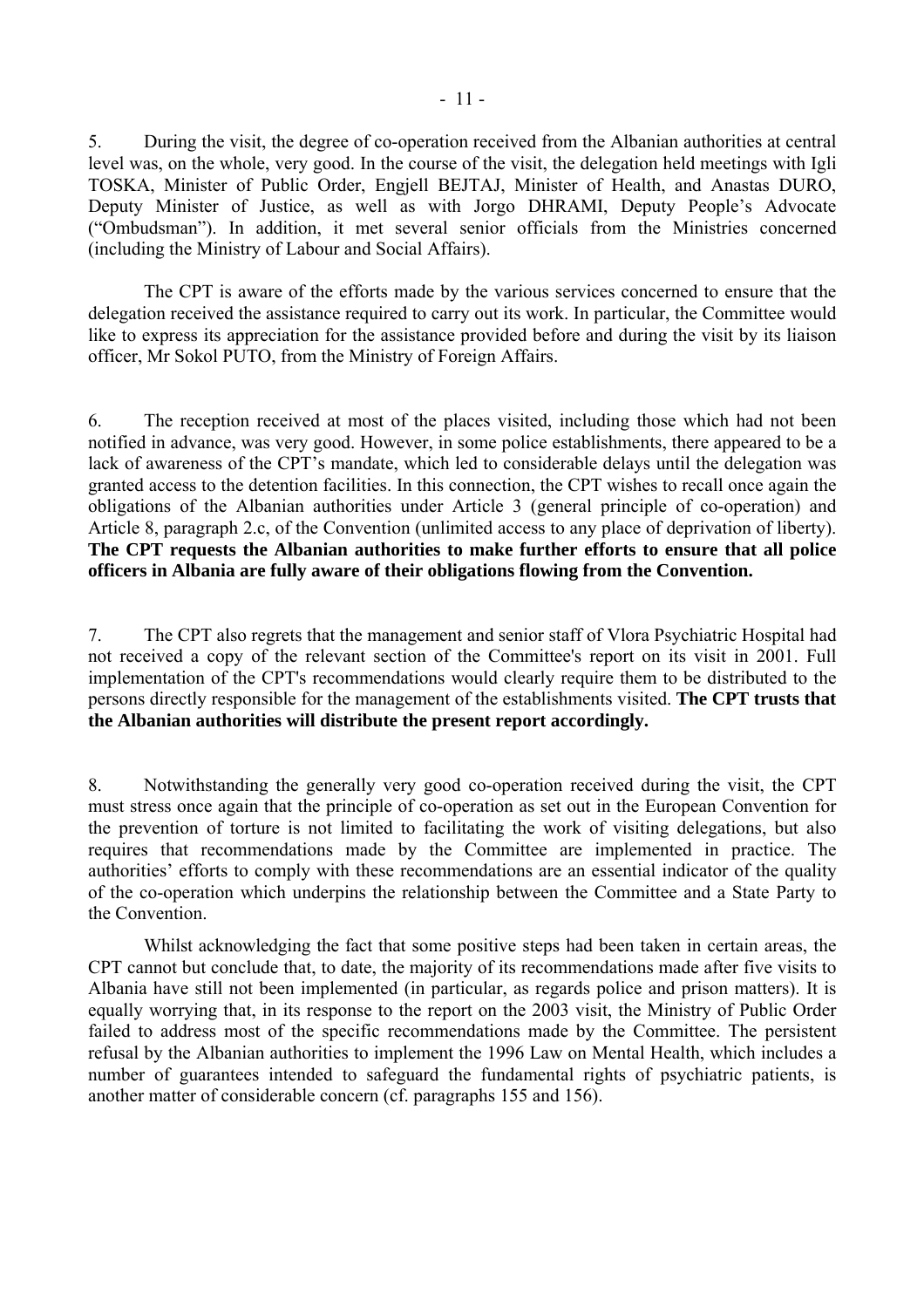5. During the visit, the degree of co-operation received from the Albanian authorities at central level was, on the whole, very good. In the course of the visit, the delegation held meetings with Igli TOSKA, Minister of Public Order, Engjell BEJTAJ, Minister of Health, and Anastas DURO, Deputy Minister of Justice, as well as with Jorgo DHRAMI, Deputy People's Advocate ("Ombudsman"). In addition, it met several senior officials from the Ministries concerned (including the Ministry of Labour and Social Affairs).

The CPT is aware of the efforts made by the various services concerned to ensure that the delegation received the assistance required to carry out its work. In particular, the Committee would like to express its appreciation for the assistance provided before and during the visit by its liaison officer, Mr Sokol PUTO, from the Ministry of Foreign Affairs.

6. The reception received at most of the places visited, including those which had not been notified in advance, was very good. However, in some police establishments, there appeared to be a lack of awareness of the CPT's mandate, which led to considerable delays until the delegation was granted access to the detention facilities. In this connection, the CPT wishes to recall once again the obligations of the Albanian authorities under Article 3 (general principle of co-operation) and Article 8, paragraph 2.c, of the Convention (unlimited access to any place of deprivation of liberty). **The CPT requests the Albanian authorities to make further efforts to ensure that all police officers in Albania are fully aware of their obligations flowing from the Convention.**

7. The CPT also regrets that the management and senior staff of Vlora Psychiatric Hospital had not received a copy of the relevant section of the Committee's report on its visit in 2001. Full implementation of the CPT's recommendations would clearly require them to be distributed to the persons directly responsible for the management of the establishments visited. **The CPT trusts that the Albanian authorities will distribute the present report accordingly.**

8. Notwithstanding the generally very good co-operation received during the visit, the CPT must stress once again that the principle of co-operation as set out in the European Convention for the prevention of torture is not limited to facilitating the work of visiting delegations, but also requires that recommendations made by the Committee are implemented in practice. The authorities' efforts to comply with these recommendations are an essential indicator of the quality of the co-operation which underpins the relationship between the Committee and a State Party to the Convention.

Whilst acknowledging the fact that some positive steps had been taken in certain areas, the CPT cannot but conclude that, to date, the majority of its recommendations made after five visits to Albania have still not been implemented (in particular, as regards police and prison matters). It is equally worrying that, in its response to the report on the 2003 visit, the Ministry of Public Order failed to address most of the specific recommendations made by the Committee. The persistent refusal by the Albanian authorities to implement the 1996 Law on Mental Health, which includes a number of guarantees intended to safeguard the fundamental rights of psychiatric patients, is another matter of considerable concern (cf. paragraphs 155 and 156).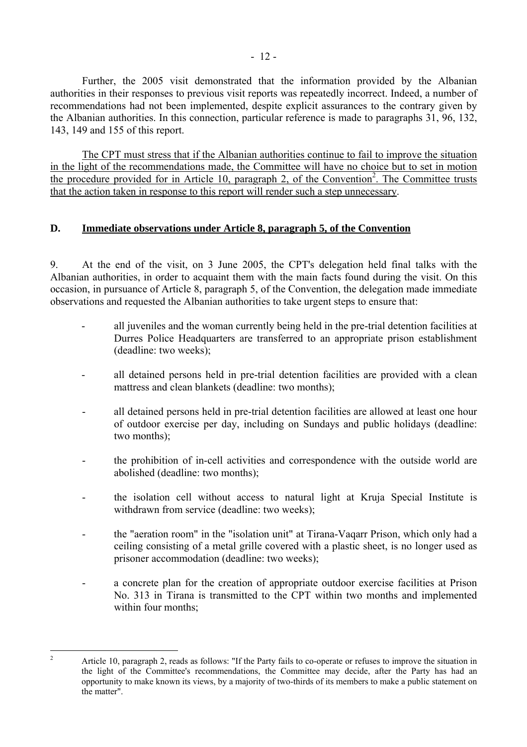Further, the 2005 visit demonstrated that the information provided by the Albanian authorities in their responses to previous visit reports was repeatedly incorrect. Indeed, a number of recommendations had not been implemented, despite explicit assurances to the contrary given by the Albanian authorities. In this connection, particular reference is made to paragraphs 31, 96, 132, 143, 149 and 155 of this report.

The CPT must stress that if the Albanian authorities continue to fail to improve the situation in the light of the recommendations made, the Committee will have no choice but to set in motion the procedure provided for in Article 10, paragraph 2, of the Convention[2]. The Committee trusts that the action taken in response to this report will render such a step unnecessary.

## D. Immediate observations under Article 8, paragraph 5, of the Convention

9. At the end of the visit, on 3 June 2005, the CPT's delegation held final talks with the Albanian authorities, in order to acquaint them with the main facts found during the visit. On this occasion, in pursuance of Article 8, paragraph 5, of the Convention, the delegation made immediate observations and requested the Albanian authorities to take urgent steps to ensure that:

- all juveniles and the woman currently being held in the pre-trial detention facilities at Durres Police Headquarters are transferred to an appropriate prison establishment (deadline: two weeks);
- all detained persons held in pre-trial detention facilities are provided with a clean mattress and clean blankets (deadline: two months);
- all detained persons held in pre-trial detention facilities are allowed at least one hour of outdoor exercise per day, including on Sundays and public holidays (deadline: two months);
- the prohibition of in-cell activities and correspondence with the outside world are abolished (deadline: two months);
- the isolation cell without access to natural light at Kruja Special Institute is withdrawn from service (deadline: two weeks);
- the "aeration room" in the "isolation unit" at Tirana-Vaqarr Prison, which only had a ceiling consisting of a metal grille covered with a plastic sheet, is no longer used as prisoner accommodation (deadline: two weeks);
- a concrete plan for the creation of appropriate outdoor exercise facilities at Prison No. 313 in Tirana is transmitted to the CPT within two months and implemented within four months;

---

[2] Article 10, paragraph 2, reads as follows: "If the Party fails to co-operate or refuses to improve the situation in the light of the Committee's recommendations, the Committee may decide, after the Party has had an opportunity to make known its views, by a majority of two-thirds of its members to make a public statement on the matter".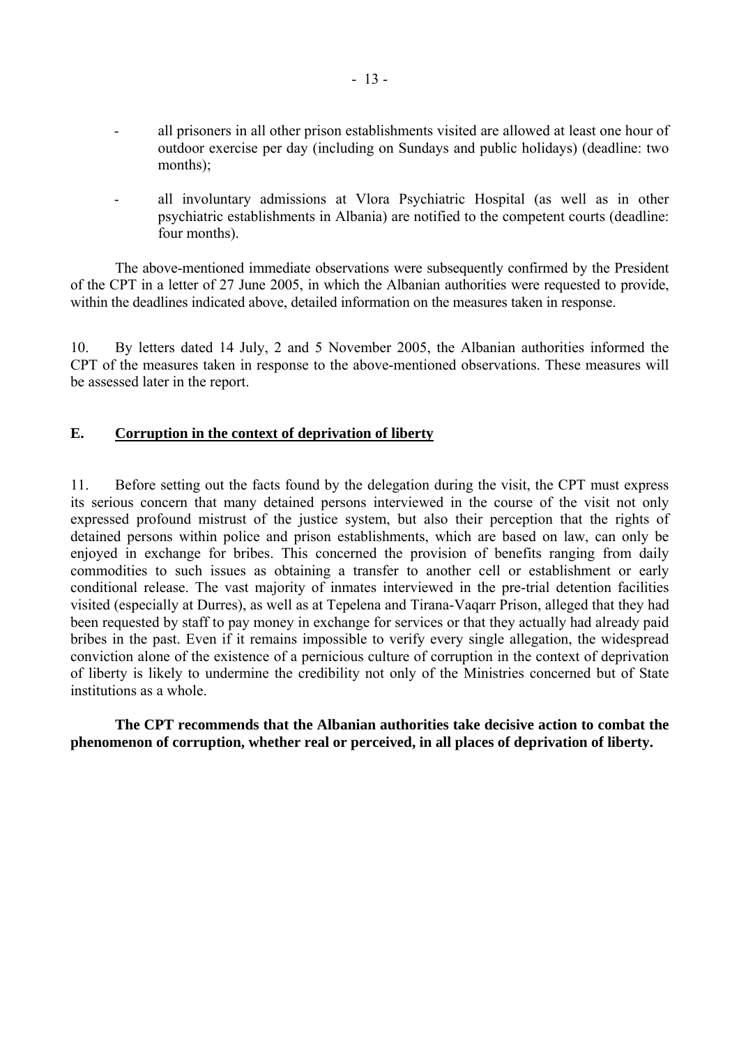- all prisoners in all other prison establishments visited are allowed at least one hour of outdoor exercise per day (including on Sundays and public holidays) (deadline: two months);

- all involuntary admissions at Vlora Psychiatric Hospital (as well as in other psychiatric establishments in Albania) are notified to the competent courts (deadline: four months).

The above-mentioned immediate observations were subsequently confirmed by the President of the CPT in a letter of 27 June 2005, in which the Albanian authorities were requested to provide, within the deadlines indicated above, detailed information on the measures taken in response.

10. By letters dated 14 July, 2 and 5 November 2005, the Albanian authorities informed the CPT of the measures taken in response to the above-mentioned observations. These measures will be assessed later in the report.

## E. Corruption in the context of deprivation of liberty

11. Before setting out the facts found by the delegation during the visit, the CPT must express its serious concern that many detained persons interviewed in the course of the visit not only expressed profound mistrust of the justice system, but also their perception that the rights of detained persons within police and prison establishments, which are based on law, can only be enjoyed in exchange for bribes. This concerned the provision of benefits ranging from daily commodities to such issues as obtaining a transfer to another cell or establishment or early conditional release. The vast majority of inmates interviewed in the pre-trial detention facilities visited (especially at Durres), as well as at Tepelena and Tirana-Vaqarr Prison, alleged that they had been requested by staff to pay money in exchange for services or that they actually had already paid bribes in the past. Even if it remains impossible to verify every single allegation, the widespread conviction alone of the existence of a pernicious culture of corruption in the context of deprivation of liberty is likely to undermine the credibility not only of the Ministries concerned but of State institutions as a whole.

**The CPT recommends that the Albanian authorities take decisive action to combat the phenomenon of corruption, whether real or perceived, in all places of deprivation of liberty.**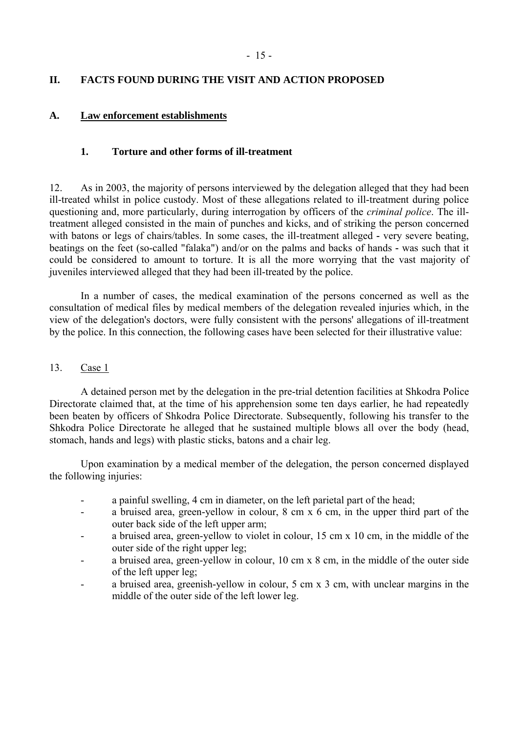## II. FACTS FOUND DURING THE VISIT AND ACTION PROPOSED

### A. Law enforcement establishments

#### 1. Torture and other forms of ill-treatment

12. As in 2003, the majority of persons interviewed by the delegation alleged that they had been ill-treated whilst in police custody. Most of these allegations related to ill-treatment during police questioning and, more particularly, during interrogation by officers of the *criminal police*. The ill-treatment alleged consisted in the main of punches and kicks, and of striking the person concerned with batons or legs of chairs/tables. In some cases, the ill-treatment alleged - very severe beating, beatings on the feet (so-called "falaka") and/or on the palms and backs of hands - was such that it could be considered to amount to torture. It is all the more worrying that the vast majority of juveniles interviewed alleged that they had been ill-treated by the police.

In a number of cases, the medical examination of the persons concerned as well as the consultation of medical files by medical members of the delegation revealed injuries which, in the view of the delegation's doctors, were fully consistent with the persons' allegations of ill-treatment by the police. In this connection, the following cases have been selected for their illustrative value:

13. Case 1

A detained person met by the delegation in the pre-trial detention facilities at Shkodra Police Directorate claimed that, at the time of his apprehension some ten days earlier, he had repeatedly been beaten by officers of Shkodra Police Directorate. Subsequently, following his transfer to the Shkodra Police Directorate he alleged that he sustained multiple blows all over the body (head, stomach, hands and legs) with plastic sticks, batons and a chair leg.

Upon examination by a medical member of the delegation, the person concerned displayed the following injuries:

- a painful swelling, 4 cm in diameter, on the left parietal part of the head;
- a bruised area, green-yellow in colour, 8 cm x 6 cm, in the upper third part of the outer back side of the left upper arm;
- a bruised area, green-yellow to violet in colour, 15 cm x 10 cm, in the middle of the outer side of the right upper leg;
- a bruised area, green-yellow in colour, 10 cm x 8 cm, in the middle of the outer side of the left upper leg;
- a bruised area, greenish-yellow in colour, 5 cm x 3 cm, with unclear margins in the middle of the outer side of the left lower leg.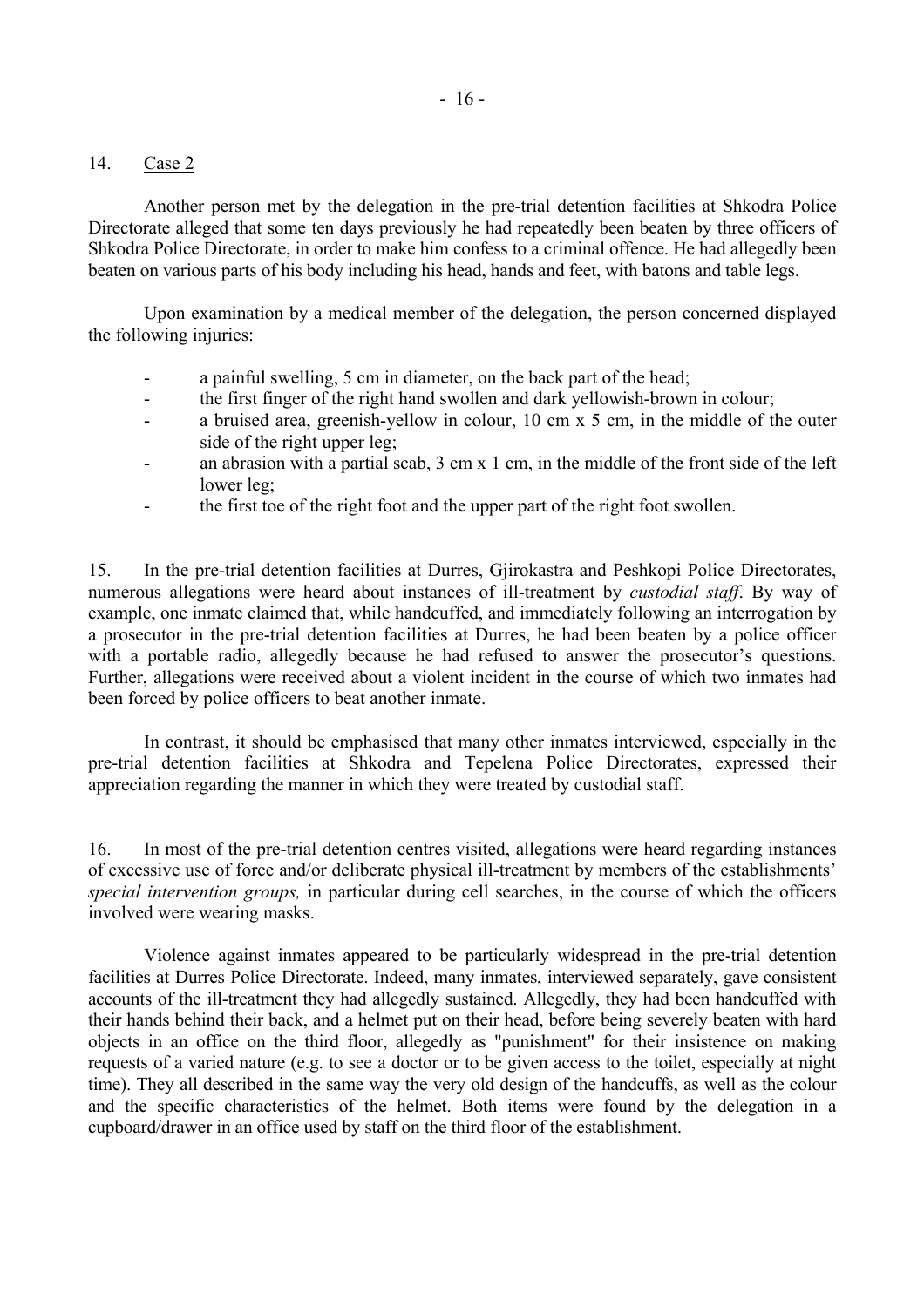14. Case 2

Another person met by the delegation in the pre-trial detention facilities at Shkodra Police Directorate alleged that some ten days previously he had repeatedly been beaten by three officers of Shkodra Police Directorate, in order to make him confess to a criminal offence. He had allegedly been beaten on various parts of his body including his head, hands and feet, with batons and table legs.

Upon examination by a medical member of the delegation, the person concerned displayed the following injuries:

- a painful swelling, 5 cm in diameter, on the back part of the head;
- the first finger of the right hand swollen and dark yellowish-brown in colour;
- a bruised area, greenish-yellow in colour, 10 cm x 5 cm, in the middle of the outer side of the right upper leg;
- an abrasion with a partial scab, 3 cm x 1 cm, in the middle of the front side of the left lower leg;
- the first toe of the right foot and the upper part of the right foot swollen.

15. In the pre-trial detention facilities at Durres, Gjirokastra and Peshkopi Police Directorates, numerous allegations were heard about instances of ill-treatment by *custodial staff*. By way of example, one inmate claimed that, while handcuffed, and immediately following an interrogation by a prosecutor in the pre-trial detention facilities at Durres, he had been beaten by a police officer with a portable radio, allegedly because he had refused to answer the prosecutor's questions. Further, allegations were received about a violent incident in the course of which two inmates had been forced by police officers to beat another inmate.

In contrast, it should be emphasised that many other inmates interviewed, especially in the pre-trial detention facilities at Shkodra and Tepelena Police Directorates, expressed their appreciation regarding the manner in which they were treated by custodial staff.

16. In most of the pre-trial detention centres visited, allegations were heard regarding instances of excessive use of force and/or deliberate physical ill-treatment by members of the establishments' *special intervention groups,* in particular during cell searches, in the course of which the officers involved were wearing masks.

Violence against inmates appeared to be particularly widespread in the pre-trial detention facilities at Durres Police Directorate. Indeed, many inmates, interviewed separately, gave consistent accounts of the ill-treatment they had allegedly sustained. Allegedly, they had been handcuffed with their hands behind their back, and a helmet put on their head, before being severely beaten with hard objects in an office on the third floor, allegedly as "punishment" for their insistence on making requests of a varied nature (e.g. to see a doctor or to be given access to the toilet, especially at night time). They all described in the same way the very old design of the handcuffs, as well as the colour and the specific characteristics of the helmet. Both items were found by the delegation in a cupboard/drawer in an office used by staff on the third floor of the establishment.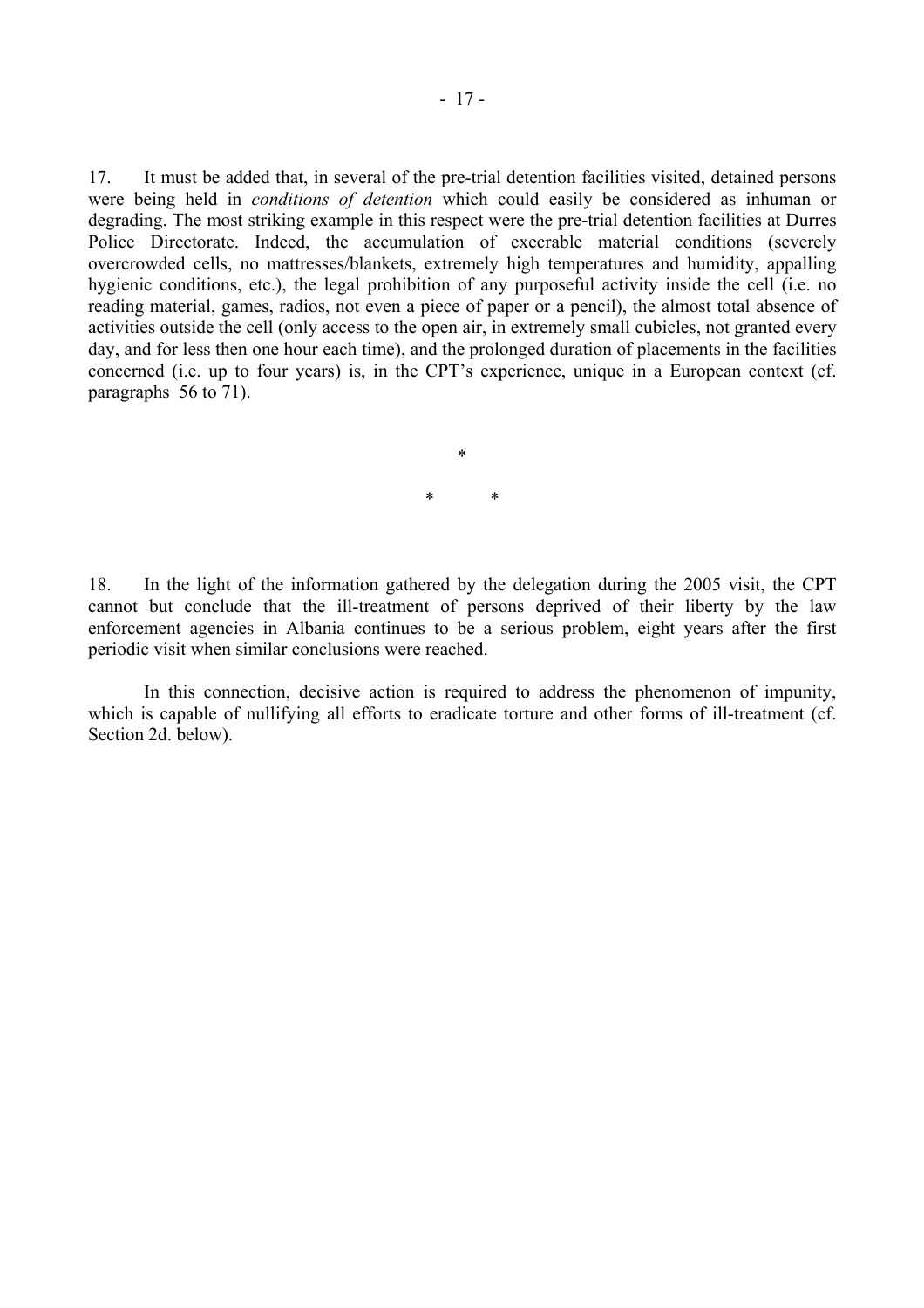17. It must be added that, in several of the pre-trial detention facilities visited, detained persons were being held in *conditions of detention* which could easily be considered as inhuman or degrading. The most striking example in this respect were the pre-trial detention facilities at Durres Police Directorate. Indeed, the accumulation of execrable material conditions (severely overcrowded cells, no mattresses/blankets, extremely high temperatures and humidity, appalling hygienic conditions, etc.), the legal prohibition of any purposeful activity inside the cell (i.e. no reading material, games, radios, not even a piece of paper or a pencil), the almost total absence of activities outside the cell (only access to the open air, in extremely small cubicles, not granted every day, and for less then one hour each time), and the prolonged duration of placements in the facilities concerned (i.e. up to four years) is, in the CPT's experience, unique in a European context (cf. paragraphs 56 to 71).

\*

\* \*

18. In the light of the information gathered by the delegation during the 2005 visit, the CPT cannot but conclude that the ill-treatment of persons deprived of their liberty by the law enforcement agencies in Albania continues to be a serious problem, eight years after the first periodic visit when similar conclusions were reached.

In this connection, decisive action is required to address the phenomenon of impunity, which is capable of nullifying all efforts to eradicate torture and other forms of ill-treatment (cf. Section 2d. below).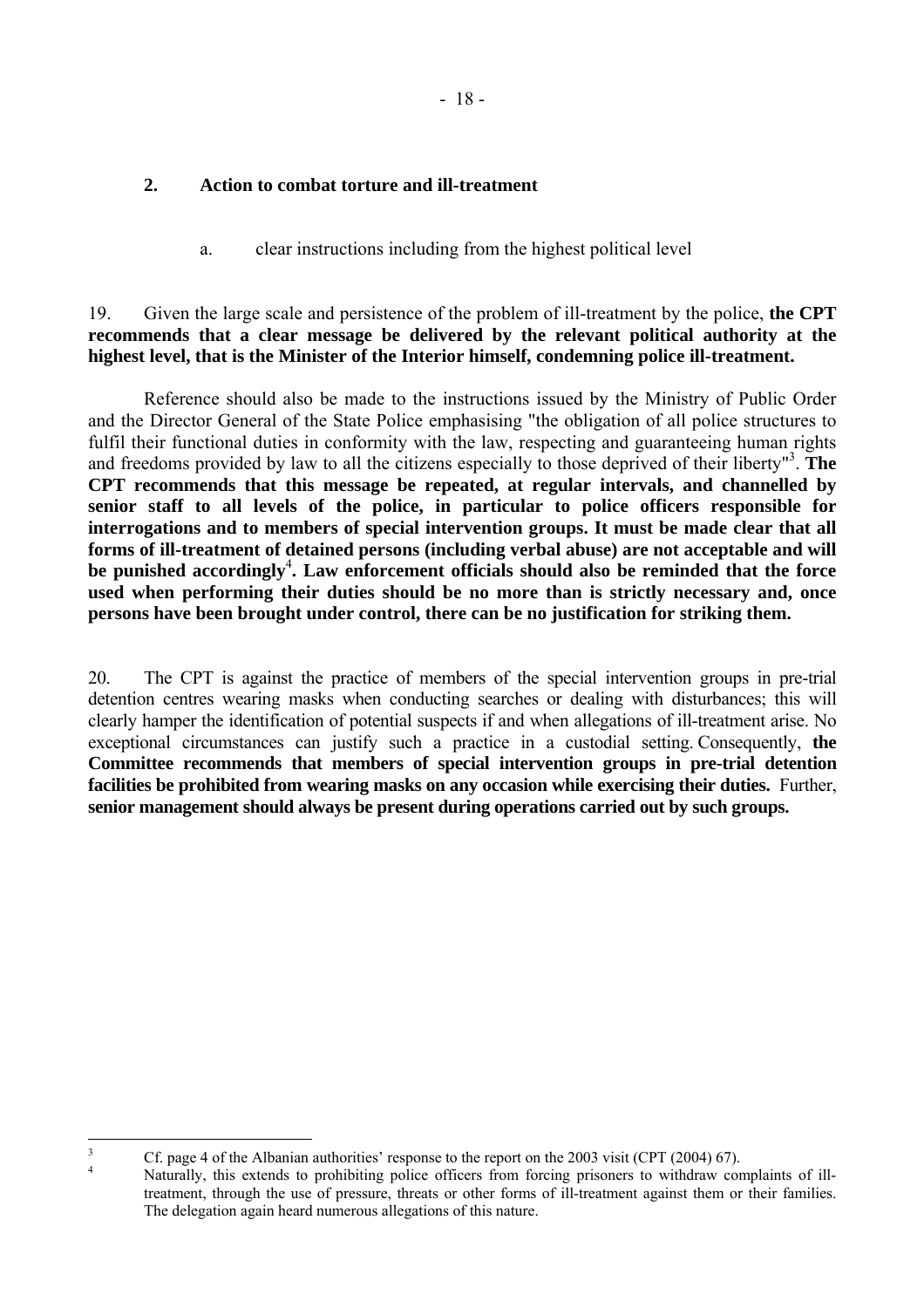## 2. Action to combat torture and ill-treatment

a. clear instructions including from the highest political level

19. Given the large scale and persistence of the problem of ill-treatment by the police, **the CPT recommends that a clear message be delivered by the relevant political authority at the highest level, that is the Minister of the Interior himself, condemning police ill-treatment.**

Reference should also be made to the instructions issued by the Ministry of Public Order and the Director General of the State Police emphasising "the obligation of all police structures to fulfil their functional duties in conformity with the law, respecting and guaranteeing human rights and freedoms provided by law to all the citizens especially to those deprived of their liberty"[3]. **The CPT recommends that this message be repeated, at regular intervals, and channelled by senior staff to all levels of the police, in particular to police officers responsible for interrogations and to members of special intervention groups. It must be made clear that all forms of ill-treatment of detained persons (including verbal abuse) are not acceptable and will be punished accordingly[4]. Law enforcement officials should also be reminded that the force used when performing their duties should be no more than is strictly necessary and, once persons have been brought under control, there can be no justification for striking them.**

20. The CPT is against the practice of members of the special intervention groups in pre-trial detention centres wearing masks when conducting searches or dealing with disturbances; this will clearly hamper the identification of potential suspects if and when allegations of ill-treatment arise. No exceptional circumstances can justify such a practice in a custodial setting. Consequently, **the Committee recommends that members of special intervention groups in pre-trial detention facilities be prohibited from wearing masks on any occasion while exercising their duties.** Further, **senior management should always be present during operations carried out by such groups.**

---

[3] Cf. page 4 of the Albanian authorities' response to the report on the 2003 visit (CPT (2004) 67).

[4] Naturally, this extends to prohibiting police officers from forcing prisoners to withdraw complaints of ill-treatment, through the use of pressure, threats or other forms of ill-treatment against them or their families. The delegation again heard numerous allegations of this nature.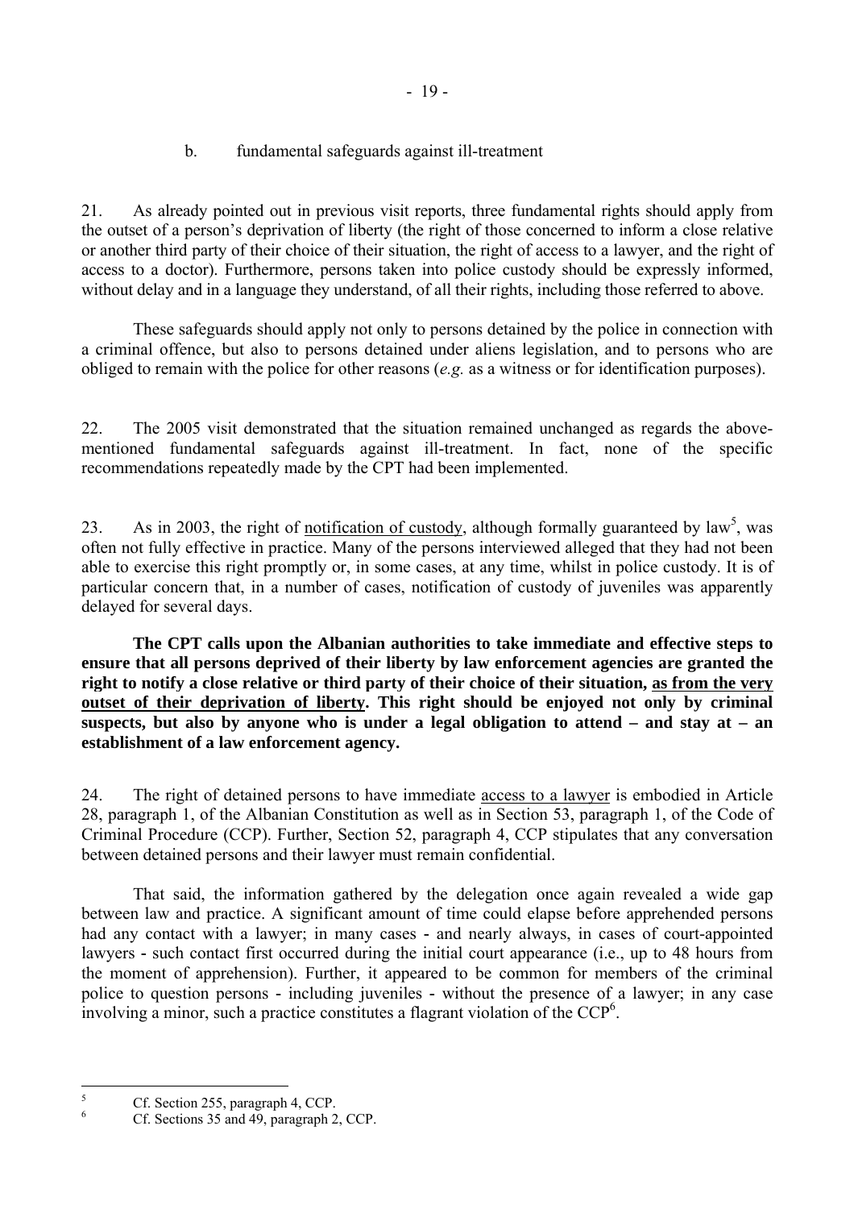### b. fundamental safeguards against ill-treatment

21. As already pointed out in previous visit reports, three fundamental rights should apply from the outset of a person's deprivation of liberty (the right of those concerned to inform a close relative or another third party of their choice of their situation, the right of access to a lawyer, and the right of access to a doctor). Furthermore, persons taken into police custody should be expressly informed, without delay and in a language they understand, of all their rights, including those referred to above.

These safeguards should apply not only to persons detained by the police in connection with a criminal offence, but also to persons detained under aliens legislation, and to persons who are obliged to remain with the police for other reasons (*e.g.* as a witness or for identification purposes).

22. The 2005 visit demonstrated that the situation remained unchanged as regards the above-mentioned fundamental safeguards against ill-treatment. In fact, none of the specific recommendations repeatedly made by the CPT had been implemented.

23. As in 2003, the right of <u>notification of custody</u>, although formally guaranteed by law[5], was often not fully effective in practice. Many of the persons interviewed alleged that they had not been able to exercise this right promptly or, in some cases, at any time, whilst in police custody. It is of particular concern that, in a number of cases, notification of custody of juveniles was apparently delayed for several days.

**The CPT calls upon the Albanian authorities to take immediate and effective steps to ensure that all persons deprived of their liberty by law enforcement agencies are granted the right to notify a close relative or third party of their choice of their situation, <u>as from the very outset of their deprivation of liberty</u>. This right should be enjoyed not only by criminal suspects, but also by anyone who is under a legal obligation to attend – and stay at – an establishment of a law enforcement agency.**

24. The right of detained persons to have immediate <u>access to a lawyer</u> is embodied in Article 28, paragraph 1, of the Albanian Constitution as well as in Section 53, paragraph 1, of the Code of Criminal Procedure (CCP). Further, Section 52, paragraph 4, CCP stipulates that any conversation between detained persons and their lawyer must remain confidential.

That said, the information gathered by the delegation once again revealed a wide gap between law and practice. A significant amount of time could elapse before apprehended persons had any contact with a lawyer; in many cases - and nearly always, in cases of court-appointed lawyers - such contact first occurred during the initial court appearance (i.e., up to 48 hours from the moment of apprehension). Further, it appeared to be common for members of the criminal police to question persons - including juveniles - without the presence of a lawyer; in any case involving a minor, such a practice constitutes a flagrant violation of the CCP[6].

---

[5] Cf. Section 255, paragraph 4, CCP.

[6] Cf. Sections 35 and 49, paragraph 2, CCP.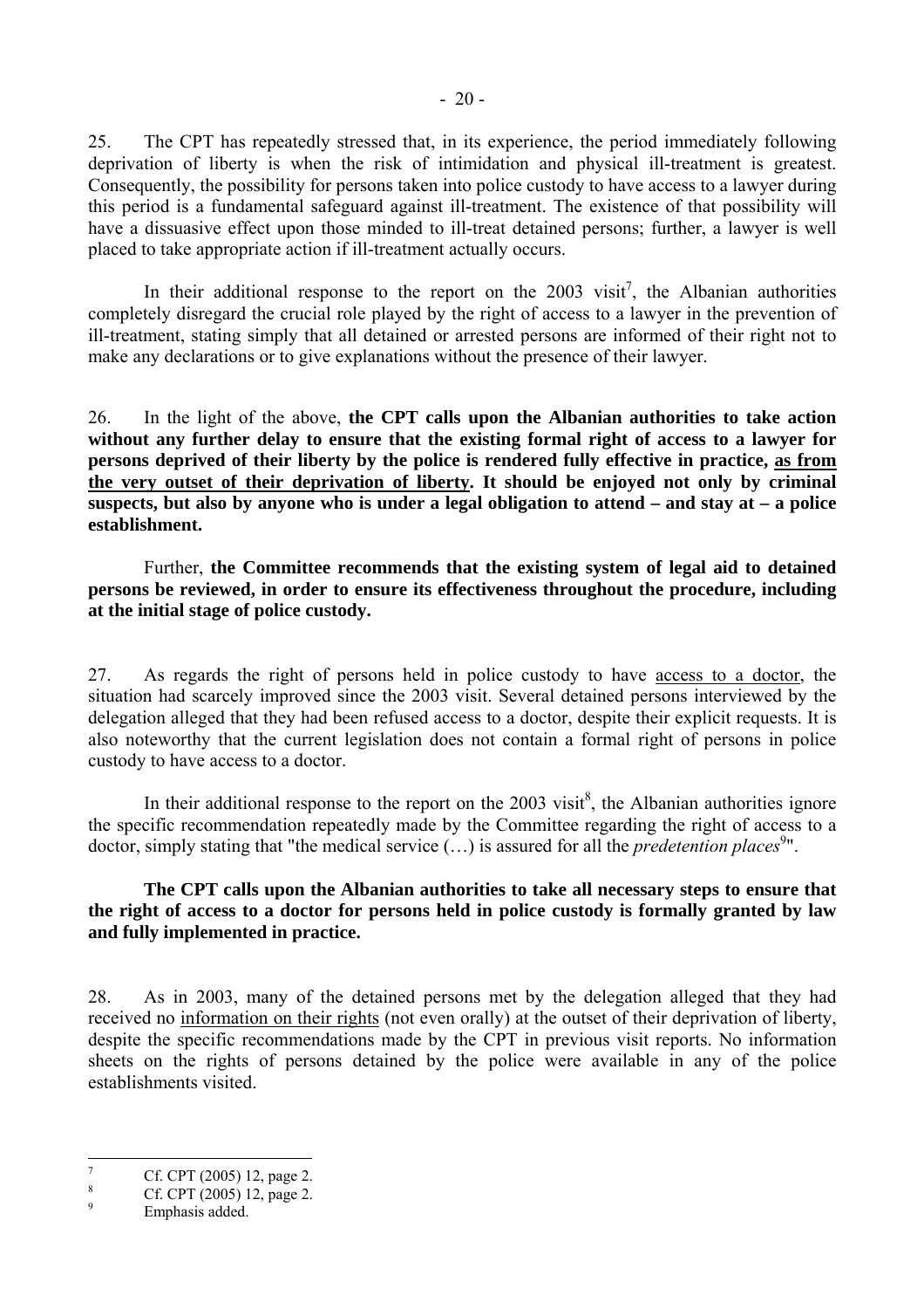25. The CPT has repeatedly stressed that, in its experience, the period immediately following deprivation of liberty is when the risk of intimidation and physical ill-treatment is greatest. Consequently, the possibility for persons taken into police custody to have access to a lawyer during this period is a fundamental safeguard against ill-treatment. The existence of that possibility will have a dissuasive effect upon those minded to ill-treat detained persons; further, a lawyer is well placed to take appropriate action if ill-treatment actually occurs.

In their additional response to the report on the 2003 visit[7], the Albanian authorities completely disregard the crucial role played by the right of access to a lawyer in the prevention of ill-treatment, stating simply that all detained or arrested persons are informed of their right not to make any declarations or to give explanations without the presence of their lawyer.

26. In the light of the above, **the CPT calls upon the Albanian authorities to take action without any further delay to ensure that the existing formal right of access to a lawyer for persons deprived of their liberty by the police is rendered fully effective in practice, <u>as from the very outset of their deprivation of liberty</u>. It should be enjoyed not only by criminal suspects, but also by anyone who is under a legal obligation to attend – and stay at – a police establishment.**

Further, **the Committee recommends that the existing system of legal aid to detained persons be reviewed, in order to ensure its effectiveness throughout the procedure, including at the initial stage of police custody.**

27. As regards the right of persons held in police custody to have <u>access to a doctor</u>, the situation had scarcely improved since the 2003 visit. Several detained persons interviewed by the delegation alleged that they had been refused access to a doctor, despite their explicit requests. It is also noteworthy that the current legislation does not contain a formal right of persons in police custody to have access to a doctor.

In their additional response to the report on the 2003 visit[8], the Albanian authorities ignore the specific recommendation repeatedly made by the Committee regarding the right of access to a doctor, simply stating that "the medical service (…) is assured for all the *predetention places*[9]".

**The CPT calls upon the Albanian authorities to take all necessary steps to ensure that the right of access to a doctor for persons held in police custody is formally granted by law and fully implemented in practice.**

28. As in 2003, many of the detained persons met by the delegation alleged that they had received no <u>information on their rights</u> (not even orally) at the outset of their deprivation of liberty, despite the specific recommendations made by the CPT in previous visit reports. No information sheets on the rights of persons detained by the police were available in any of the police establishments visited.

---

[7] Cf. CPT (2005) 12, page 2.

[8] Cf. CPT (2005) 12, page 2.

[9] Emphasis added.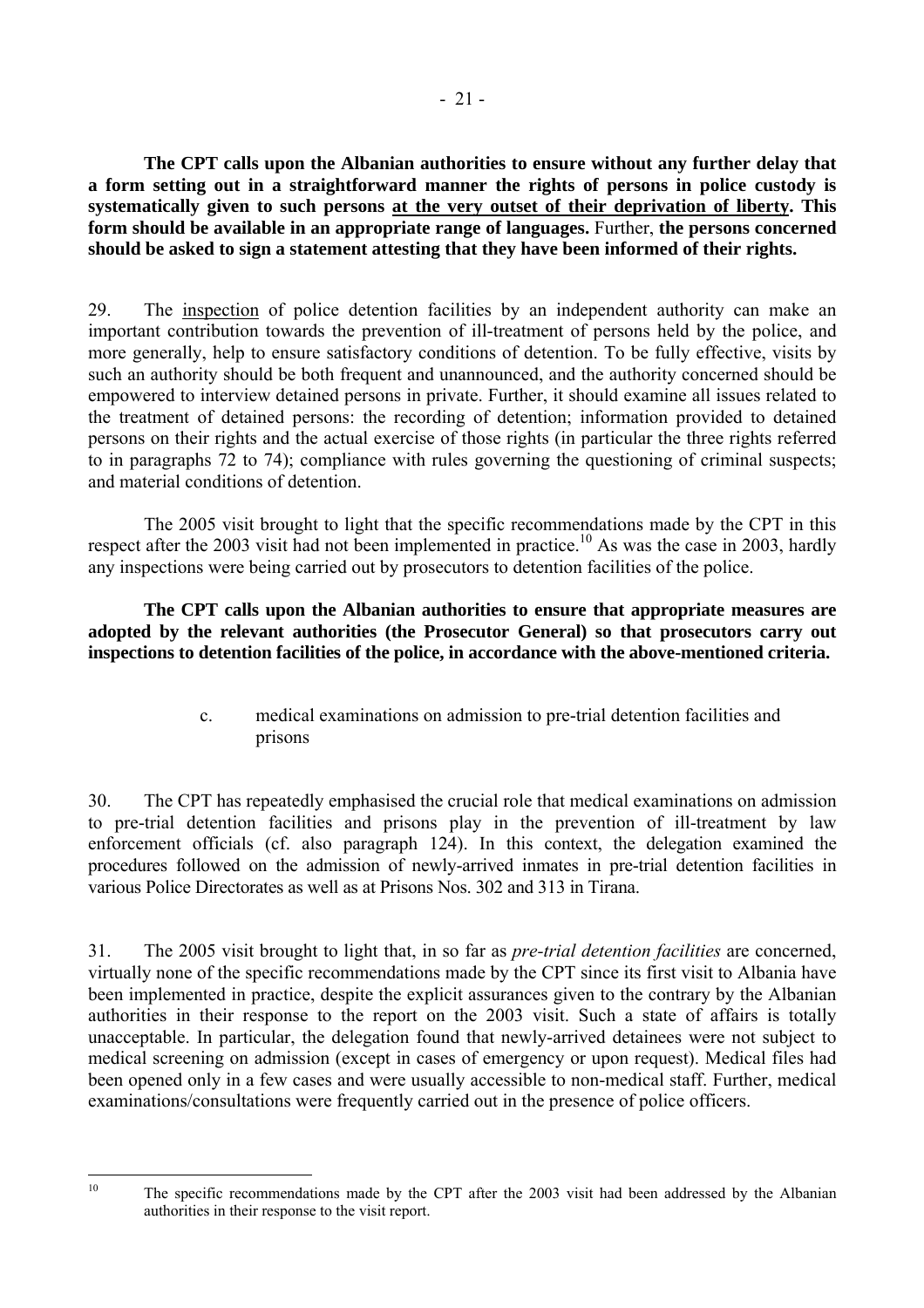**The CPT calls upon the Albanian authorities to ensure without any further delay that a form setting out in a straightforward manner the rights of persons in police custody is systematically given to such persons <u>at the very outset of their deprivation of liberty</u>. This form should be available in an appropriate range of languages.** Further, **the persons concerned should be asked to sign a statement attesting that they have been informed of their rights.**

29. The <u>inspection</u> of police detention facilities by an independent authority can make an important contribution towards the prevention of ill-treatment of persons held by the police, and more generally, help to ensure satisfactory conditions of detention. To be fully effective, visits by such an authority should be both frequent and unannounced, and the authority concerned should be empowered to interview detained persons in private. Further, it should examine all issues related to the treatment of detained persons: the recording of detention; information provided to detained persons on their rights and the actual exercise of those rights (in particular the three rights referred to in paragraphs 72 to 74); compliance with rules governing the questioning of criminal suspects; and material conditions of detention.

The 2005 visit brought to light that the specific recommendations made by the CPT in this respect after the 2003 visit had not been implemented in practice.[10] As was the case in 2003, hardly any inspections were being carried out by prosecutors to detention facilities of the police.

**The CPT calls upon the Albanian authorities to ensure that appropriate measures are adopted by the relevant authorities (the Prosecutor General) so that prosecutors carry out inspections to detention facilities of the police, in accordance with the above-mentioned criteria.**

c. medical examinations on admission to pre-trial detention facilities and prisons

30. The CPT has repeatedly emphasised the crucial role that medical examinations on admission to pre-trial detention facilities and prisons play in the prevention of ill-treatment by law enforcement officials (cf. also paragraph 124). In this context, the delegation examined the procedures followed on the admission of newly-arrived inmates in pre-trial detention facilities in various Police Directorates as well as at Prisons Nos. 302 and 313 in Tirana.

31. The 2005 visit brought to light that, in so far as *pre-trial detention facilities* are concerned, virtually none of the specific recommendations made by the CPT since its first visit to Albania have been implemented in practice, despite the explicit assurances given to the contrary by the Albanian authorities in their response to the report on the 2003 visit. Such a state of affairs is totally unacceptable. In particular, the delegation found that newly-arrived detainees were not subject to medical screening on admission (except in cases of emergency or upon request). Medical files had been opened only in a few cases and were usually accessible to non-medical staff. Further, medical examinations/consultations were frequently carried out in the presence of police officers.

---

[10] The specific recommendations made by the CPT after the 2003 visit had been addressed by the Albanian authorities in their response to the visit report.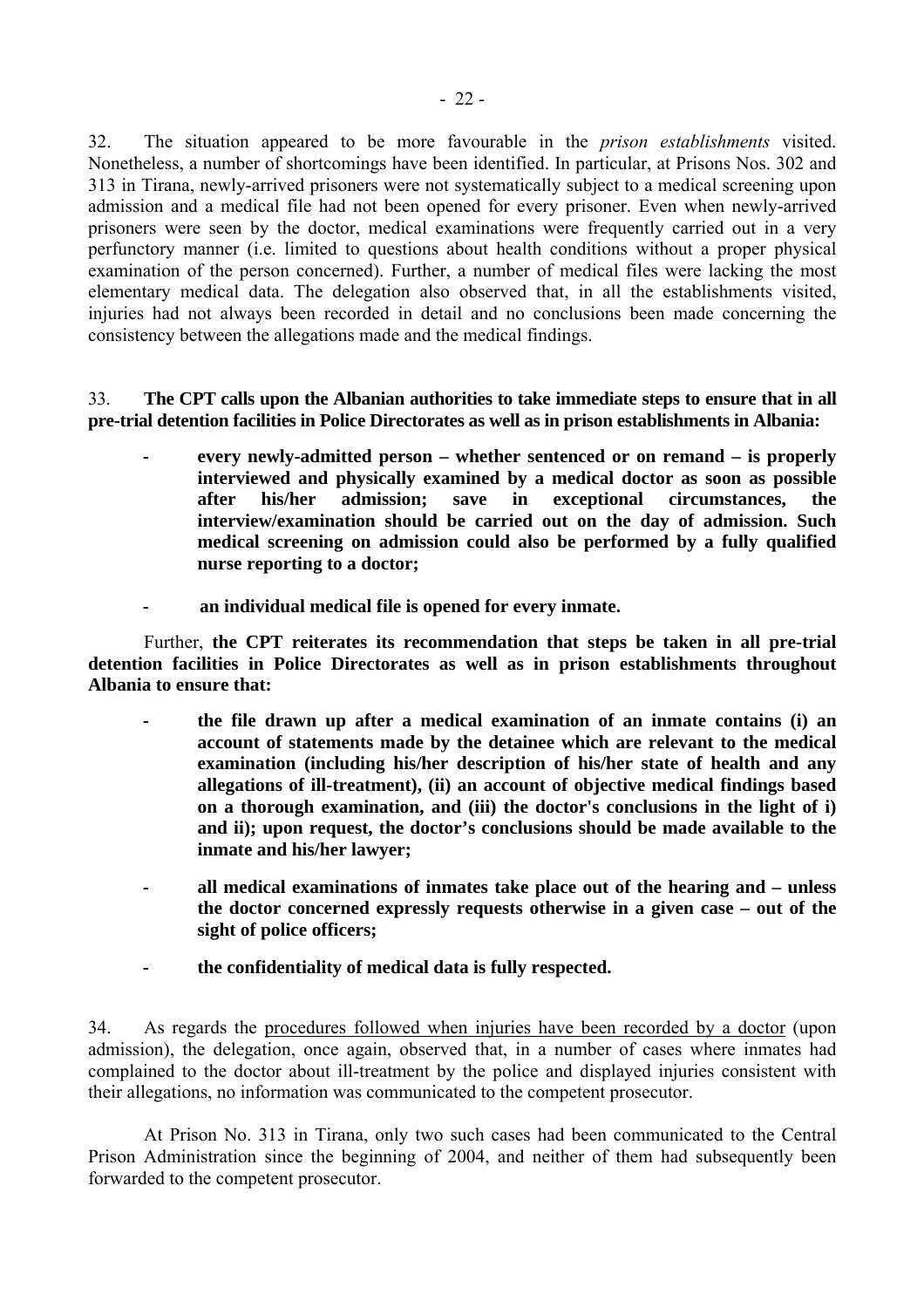32. The situation appeared to be more favourable in the *prison establishments* visited. Nonetheless, a number of shortcomings have been identified. In particular, at Prisons Nos. 302 and 313 in Tirana, newly-arrived prisoners were not systematically subject to a medical screening upon admission and a medical file had not been opened for every prisoner. Even when newly-arrived prisoners were seen by the doctor, medical examinations were frequently carried out in a very perfunctory manner (i.e. limited to questions about health conditions without a proper physical examination of the person concerned). Further, a number of medical files were lacking the most elementary medical data. The delegation also observed that, in all the establishments visited, injuries had not always been recorded in detail and no conclusions been made concerning the consistency between the allegations made and the medical findings.

33. **The CPT calls upon the Albanian authorities to take immediate steps to ensure that in all pre-trial detention facilities in Police Directorates as well as in prison establishments in Albania:**

- **every newly-admitted person – whether sentenced or on remand – is properly interviewed and physically examined by a medical doctor as soon as possible after his/her admission; save in exceptional circumstances, the interview/examination should be carried out on the day of admission. Such medical screening on admission could also be performed by a fully qualified nurse reporting to a doctor;**

- **an individual medical file is opened for every inmate.**

Further, **the CPT reiterates its recommendation that steps be taken in all pre-trial detention facilities in Police Directorates as well as in prison establishments throughout Albania to ensure that:**

- **the file drawn up after a medical examination of an inmate contains (i) an account of statements made by the detainee which are relevant to the medical examination (including his/her description of his/her state of health and any allegations of ill-treatment), (ii) an account of objective medical findings based on a thorough examination, and (iii) the doctor's conclusions in the light of i) and ii); upon request, the doctor's conclusions should be made available to the inmate and his/her lawyer;**

- **all medical examinations of inmates take place out of the hearing and – unless the doctor concerned expressly requests otherwise in a given case – out of the sight of police officers;**

- **the confidentiality of medical data is fully respected.**

34. As regards the procedures followed when injuries have been recorded by a doctor (upon admission), the delegation, once again, observed that, in a number of cases where inmates had complained to the doctor about ill-treatment by the police and displayed injuries consistent with their allegations, no information was communicated to the competent prosecutor.

At Prison No. 313 in Tirana, only two such cases had been communicated to the Central Prison Administration since the beginning of 2004, and neither of them had subsequently been forwarded to the competent prosecutor.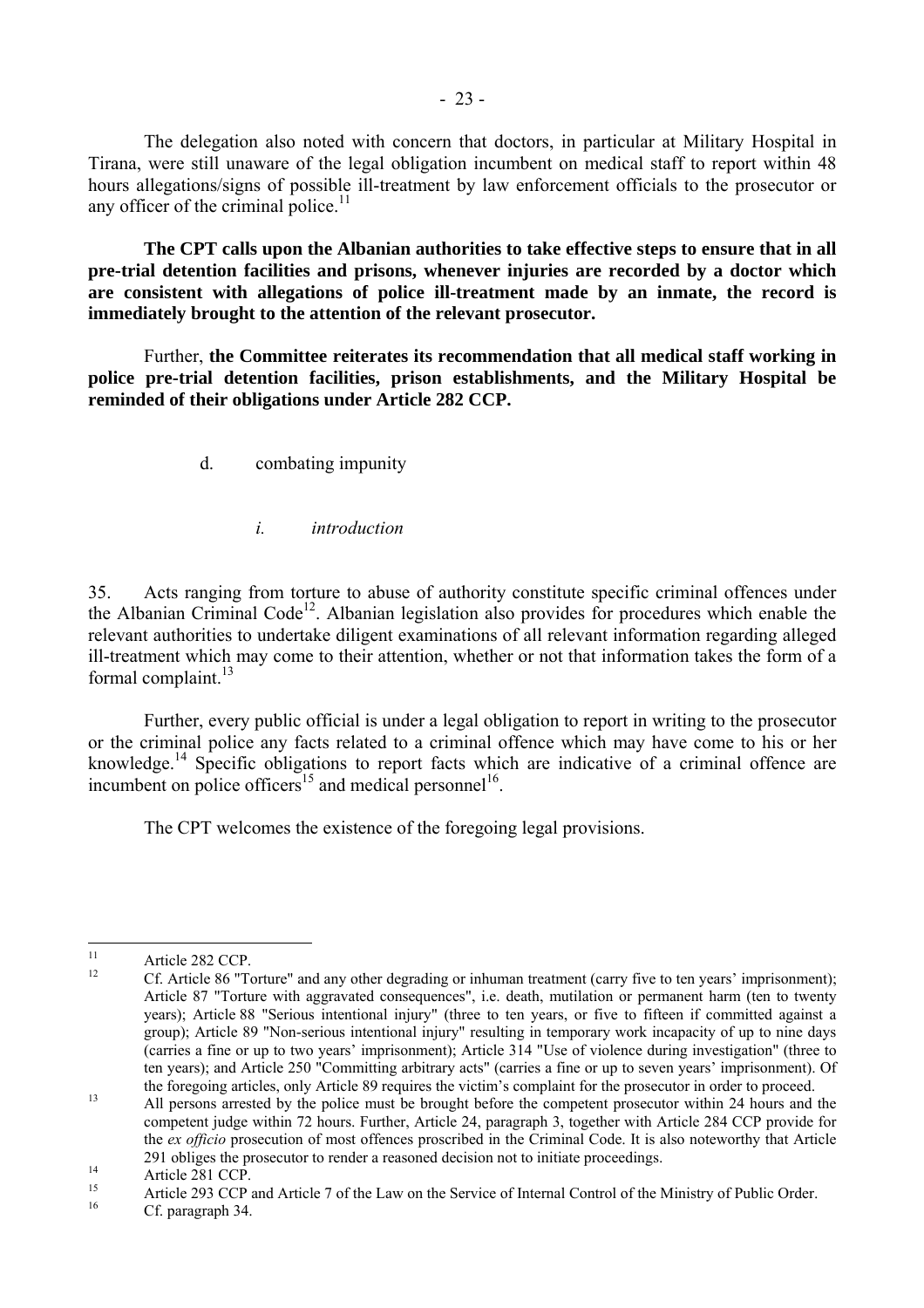The delegation also noted with concern that doctors, in particular at Military Hospital in Tirana, were still unaware of the legal obligation incumbent on medical staff to report within 48 hours allegations/signs of possible ill-treatment by law enforcement officials to the prosecutor or any officer of the criminal police.[11]

**The CPT calls upon the Albanian authorities to take effective steps to ensure that in all pre-trial detention facilities and prisons, whenever injuries are recorded by a doctor which are consistent with allegations of police ill-treatment made by an inmate, the record is immediately brought to the attention of the relevant prosecutor.**

Further, **the Committee reiterates its recommendation that all medical staff working in police pre-trial detention facilities, prison establishments, and the Military Hospital be reminded of their obligations under Article 282 CCP.**

### d. combating impunity

#### *i. introduction*

35. Acts ranging from torture to abuse of authority constitute specific criminal offences under the Albanian Criminal Code[12]. Albanian legislation also provides for procedures which enable the relevant authorities to undertake diligent examinations of all relevant information regarding alleged ill-treatment which may come to their attention, whether or not that information takes the form of a formal complaint.[13]

Further, every public official is under a legal obligation to report in writing to the prosecutor or the criminal police any facts related to a criminal offence which may have come to his or her knowledge.[14] Specific obligations to report facts which are indicative of a criminal offence are incumbent on police officers[15] and medical personnel[16].

The CPT welcomes the existence of the foregoing legal provisions.

---

[11] Article 282 CCP.

[12] Cf. Article 86 "Torture" and any other degrading or inhuman treatment (carry five to ten years' imprisonment); Article 87 "Torture with aggravated consequences", i.e. death, mutilation or permanent harm (ten to twenty years); Article 88 "Serious intentional injury" (three to ten years, or five to fifteen if committed against a group); Article 89 "Non-serious intentional injury" resulting in temporary work incapacity of up to nine days (carries a fine or up to two years' imprisonment); Article 314 "Use of violence during investigation" (three to ten years); and Article 250 "Committing arbitrary acts" (carries a fine or up to seven years' imprisonment). Of the foregoing articles, only Article 89 requires the victim's complaint for the prosecutor in order to proceed.

[13] All persons arrested by the police must be brought before the competent prosecutor within 24 hours and the competent judge within 72 hours. Further, Article 24, paragraph 3, together with Article 284 CCP provide for the *ex officio* prosecution of most offences proscribed in the Criminal Code. It is also noteworthy that Article 291 obliges the prosecutor to render a reasoned decision not to initiate proceedings.

[14] Article 281 CCP.

[15] Article 293 CCP and Article 7 of the Law on the Service of Internal Control of the Ministry of Public Order.

[16] Cf. paragraph 34.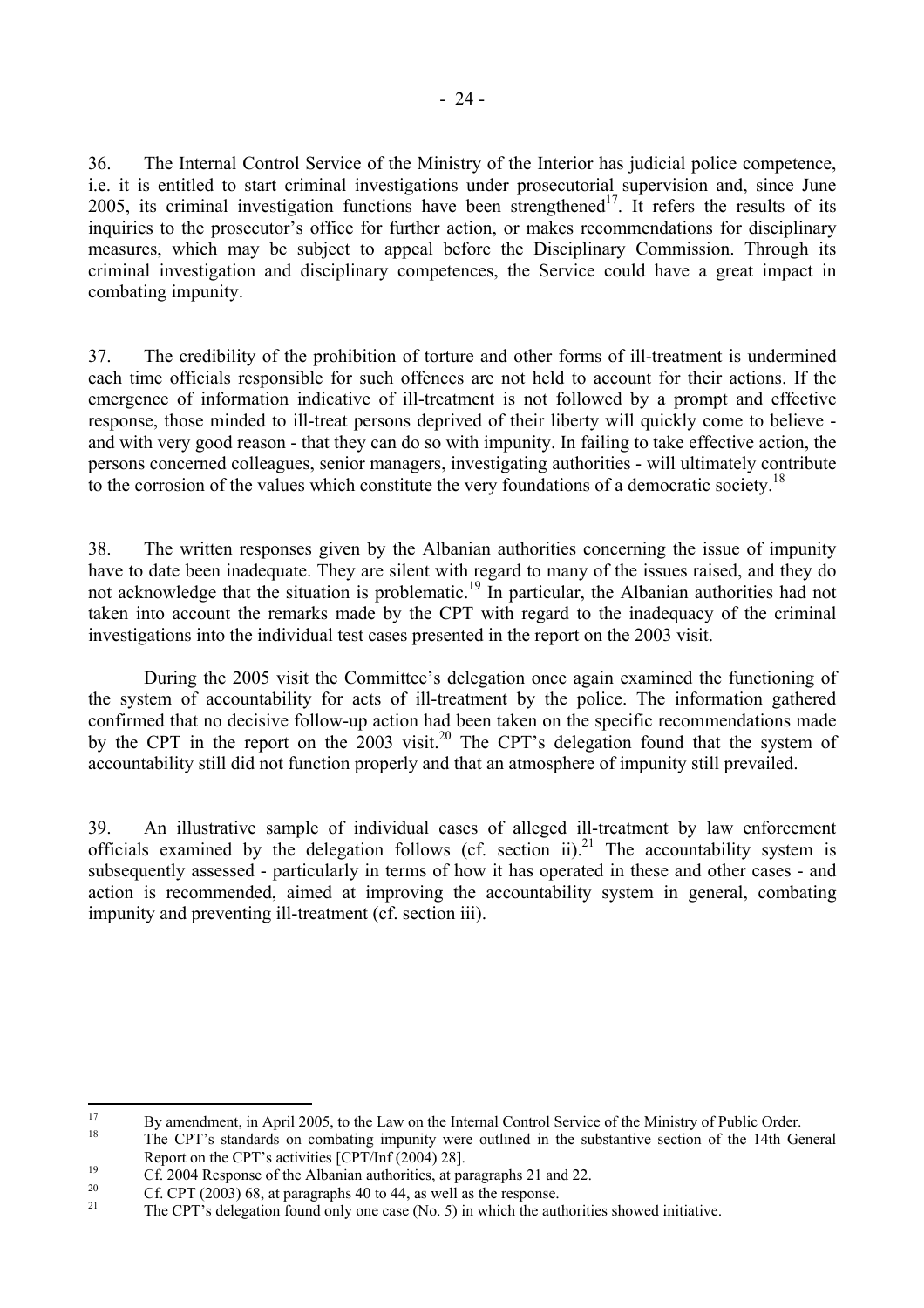36. The Internal Control Service of the Ministry of the Interior has judicial police competence, i.e. it is entitled to start criminal investigations under prosecutorial supervision and, since June 2005, its criminal investigation functions have been strengthened[17]. It refers the results of its inquiries to the prosecutor's office for further action, or makes recommendations for disciplinary measures, which may be subject to appeal before the Disciplinary Commission. Through its criminal investigation and disciplinary competences, the Service could have a great impact in combating impunity.

37. The credibility of the prohibition of torture and other forms of ill-treatment is undermined each time officials responsible for such offences are not held to account for their actions. If the emergence of information indicative of ill-treatment is not followed by a prompt and effective response, those minded to ill-treat persons deprived of their liberty will quickly come to believe - and with very good reason - that they can do so with impunity. In failing to take effective action, the persons concerned colleagues, senior managers, investigating authorities - will ultimately contribute to the corrosion of the values which constitute the very foundations of a democratic society.[18]

38. The written responses given by the Albanian authorities concerning the issue of impunity have to date been inadequate. They are silent with regard to many of the issues raised, and they do not acknowledge that the situation is problematic.[19] In particular, the Albanian authorities had not taken into account the remarks made by the CPT with regard to the inadequacy of the criminal investigations into the individual test cases presented in the report on the 2003 visit.

During the 2005 visit the Committee's delegation once again examined the functioning of the system of accountability for acts of ill-treatment by the police. The information gathered confirmed that no decisive follow-up action had been taken on the specific recommendations made by the CPT in the report on the 2003 visit.[20] The CPT's delegation found that the system of accountability still did not function properly and that an atmosphere of impunity still prevailed.

39. An illustrative sample of individual cases of alleged ill-treatment by law enforcement officials examined by the delegation follows (cf. section ii).[21] The accountability system is subsequently assessed - particularly in terms of how it has operated in these and other cases - and action is recommended, aimed at improving the accountability system in general, combating impunity and preventing ill-treatment (cf. section iii).

---

[17] By amendment, in April 2005, to the Law on the Internal Control Service of the Ministry of Public Order.

[18] The CPT's standards on combating impunity were outlined in the substantive section of the 14th General Report on the CPT's activities [CPT/Inf (2004) 28].

[19] Cf. 2004 Response of the Albanian authorities, at paragraphs 21 and 22.

[20] Cf. CPT (2003) 68, at paragraphs 40 to 44, as well as the response.

[21] The CPT's delegation found only one case (No. 5) in which the authorities showed initiative.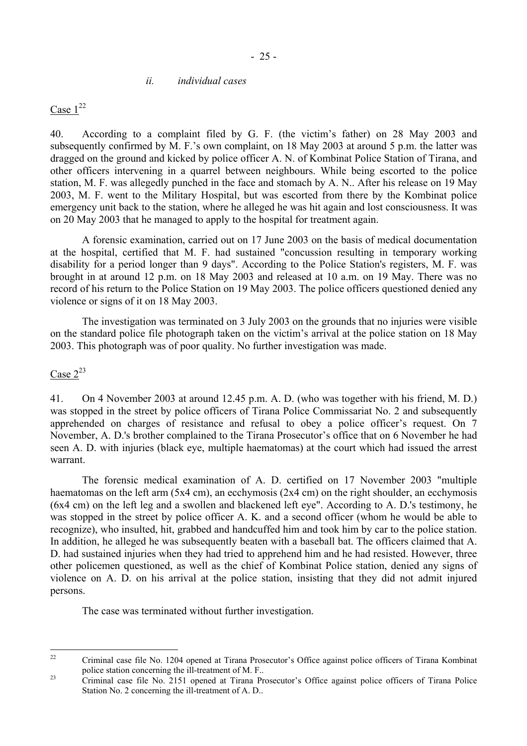*ii. individual cases*

Case 1[22]

40. According to a complaint filed by G. F. (the victim's father) on 28 May 2003 and subsequently confirmed by M. F.'s own complaint, on 18 May 2003 at around 5 p.m. the latter was dragged on the ground and kicked by police officer A. N. of Kombinat Police Station of Tirana, and other officers intervening in a quarrel between neighbours. While being escorted to the police station, M. F. was allegedly punched in the face and stomach by A. N.. After his release on 19 May 2003, M. F. went to the Military Hospital, but was escorted from there by the Kombinat police emergency unit back to the station, where he alleged he was hit again and lost consciousness. It was on 20 May 2003 that he managed to apply to the hospital for treatment again.

A forensic examination, carried out on 17 June 2003 on the basis of medical documentation at the hospital, certified that M. F. had sustained "concussion resulting in temporary working disability for a period longer than 9 days". According to the Police Station's registers, M. F. was brought in at around 12 p.m. on 18 May 2003 and released at 10 a.m. on 19 May. There was no record of his return to the Police Station on 19 May 2003. The police officers questioned denied any violence or signs of it on 18 May 2003.

The investigation was terminated on 3 July 2003 on the grounds that no injuries were visible on the standard police file photograph taken on the victim's arrival at the police station on 18 May 2003. This photograph was of poor quality. No further investigation was made.

Case 2[23]

41. On 4 November 2003 at around 12.45 p.m. A. D. (who was together with his friend, M. D.) was stopped in the street by police officers of Tirana Police Commissariat No. 2 and subsequently apprehended on charges of resistance and refusal to obey a police officer's request. On 7 November, A. D.'s brother complained to the Tirana Prosecutor's office that on 6 November he had seen A. D. with injuries (black eye, multiple haematomas) at the court which had issued the arrest warrant.

The forensic medical examination of A. D. certified on 17 November 2003 "multiple haematomas on the left arm (5x4 cm), an ecchymosis (2x4 cm) on the right shoulder, an ecchymosis (6x4 cm) on the left leg and a swollen and blackened left eye". According to A. D.'s testimony, he was stopped in the street by police officer A. K. and a second officer (whom he would be able to recognize), who insulted, hit, grabbed and handcuffed him and took him by car to the police station. In addition, he alleged he was subsequently beaten with a baseball bat. The officers claimed that A. D. had sustained injuries when they had tried to apprehend him and he had resisted. However, three other policemen questioned, as well as the chief of Kombinat Police station, denied any signs of violence on A. D. on his arrival at the police station, insisting that they did not admit injured persons.

The case was terminated without further investigation.

---

[22] Criminal case file No. 1204 opened at Tirana Prosecutor's Office against police officers of Tirana Kombinat police station concerning the ill-treatment of M. F..

[23] Criminal case file No. 2151 opened at Tirana Prosecutor's Office against police officers of Tirana Police Station No. 2 concerning the ill-treatment of A. D..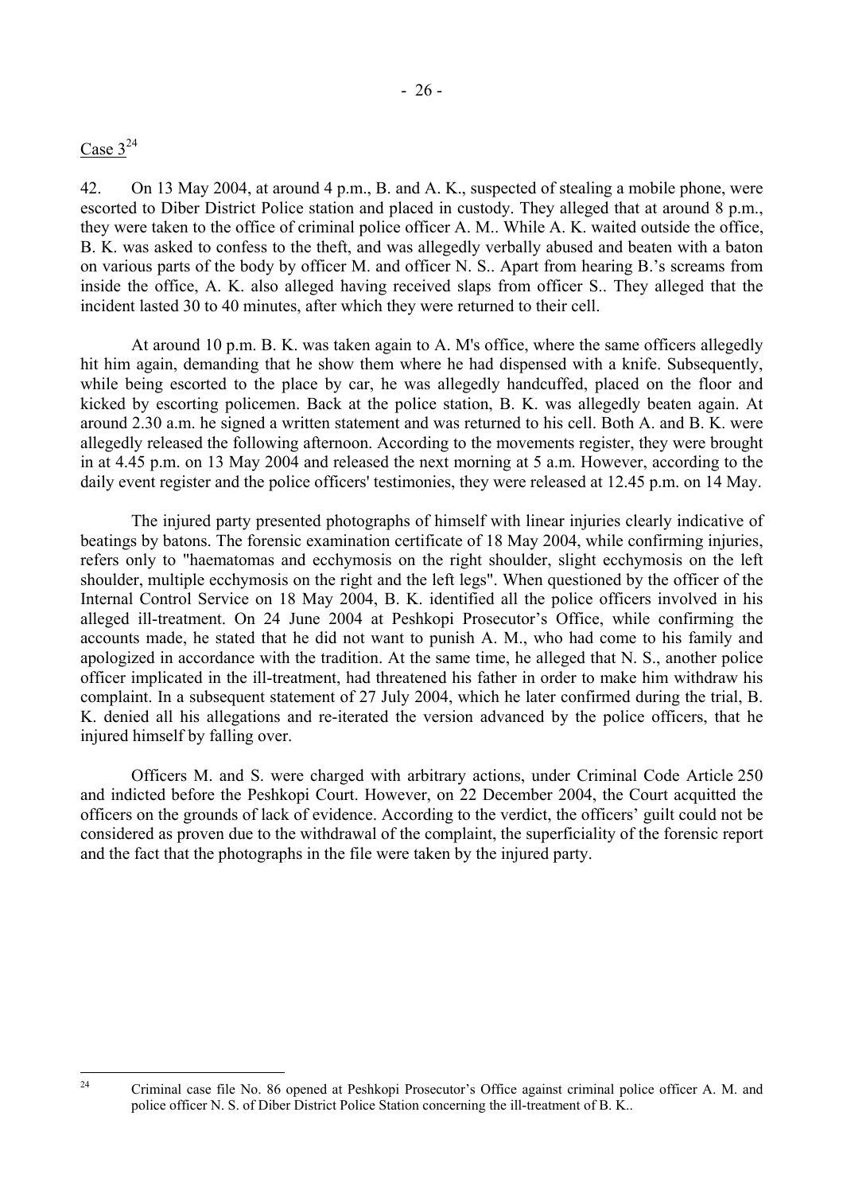Case 3[24]

42. On 13 May 2004, at around 4 p.m., B. and A. K., suspected of stealing a mobile phone, were escorted to Diber District Police station and placed in custody. They alleged that at around 8 p.m., they were taken to the office of criminal police officer A. M.. While A. K. waited outside the office, B. K. was asked to confess to the theft, and was allegedly verbally abused and beaten with a baton on various parts of the body by officer M. and officer N. S.. Apart from hearing B.'s screams from inside the office, A. K. also alleged having received slaps from officer S.. They alleged that the incident lasted 30 to 40 minutes, after which they were returned to their cell.

At around 10 p.m. B. K. was taken again to A. M's office, where the same officers allegedly hit him again, demanding that he show them where he had dispensed with a knife. Subsequently, while being escorted to the place by car, he was allegedly handcuffed, placed on the floor and kicked by escorting policemen. Back at the police station, B. K. was allegedly beaten again. At around 2.30 a.m. he signed a written statement and was returned to his cell. Both A. and B. K. were allegedly released the following afternoon. According to the movements register, they were brought in at 4.45 p.m. on 13 May 2004 and released the next morning at 5 a.m. However, according to the daily event register and the police officers' testimonies, they were released at 12.45 p.m. on 14 May.

The injured party presented photographs of himself with linear injuries clearly indicative of beatings by batons. The forensic examination certificate of 18 May 2004, while confirming injuries, refers only to "haematomas and ecchymosis on the right shoulder, slight ecchymosis on the left shoulder, multiple ecchymosis on the right and the left legs". When questioned by the officer of the Internal Control Service on 18 May 2004, B. K. identified all the police officers involved in his alleged ill-treatment. On 24 June 2004 at Peshkopi Prosecutor's Office, while confirming the accounts made, he stated that he did not want to punish A. M., who had come to his family and apologized in accordance with the tradition. At the same time, he alleged that N. S., another police officer implicated in the ill-treatment, had threatened his father in order to make him withdraw his complaint. In a subsequent statement of 27 July 2004, which he later confirmed during the trial, B. K. denied all his allegations and re-iterated the version advanced by the police officers, that he injured himself by falling over.

Officers M. and S. were charged with arbitrary actions, under Criminal Code Article 250 and indicted before the Peshkopi Court. However, on 22 December 2004, the Court acquitted the officers on the grounds of lack of evidence. According to the verdict, the officers' guilt could not be considered as proven due to the withdrawal of the complaint, the superficiality of the forensic report and the fact that the photographs in the file were taken by the injured party.

[24] Criminal case file No. 86 opened at Peshkopi Prosecutor's Office against criminal police officer A. M. and police officer N. S. of Diber District Police Station concerning the ill-treatment of B. K..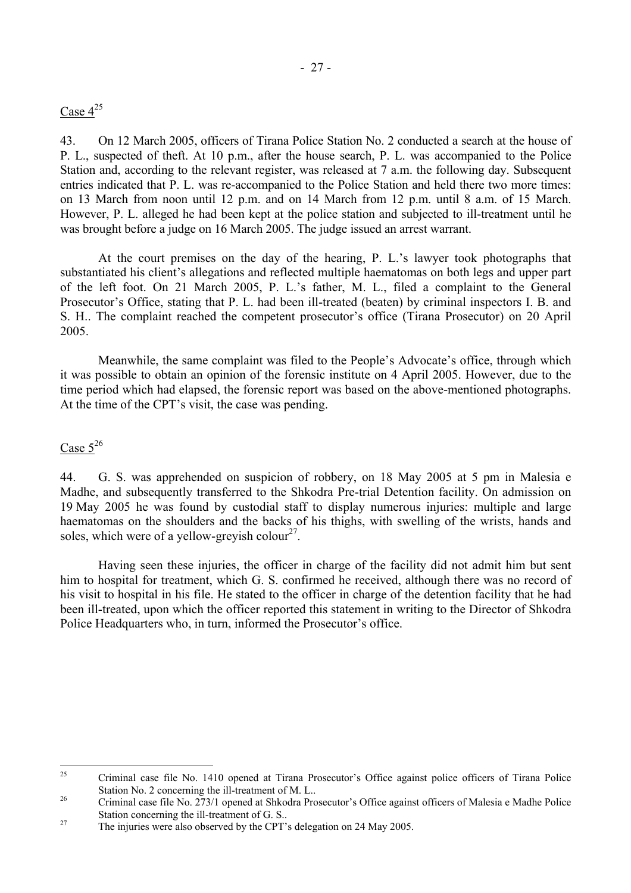Case 4[25]

43. On 12 March 2005, officers of Tirana Police Station No. 2 conducted a search at the house of P. L., suspected of theft. At 10 p.m., after the house search, P. L. was accompanied to the Police Station and, according to the relevant register, was released at 7 a.m. the following day. Subsequent entries indicated that P. L. was re-accompanied to the Police Station and held there two more times: on 13 March from noon until 12 p.m. and on 14 March from 12 p.m. until 8 a.m. of 15 March. However, P. L. alleged he had been kept at the police station and subjected to ill-treatment until he was brought before a judge on 16 March 2005. The judge issued an arrest warrant.

At the court premises on the day of the hearing, P. L.'s lawyer took photographs that substantiated his client's allegations and reflected multiple haematomas on both legs and upper part of the left foot. On 21 March 2005, P. L.'s father, M. L., filed a complaint to the General Prosecutor's Office, stating that P. L. had been ill-treated (beaten) by criminal inspectors I. B. and S. H.. The complaint reached the competent prosecutor's office (Tirana Prosecutor) on 20 April 2005.

Meanwhile, the same complaint was filed to the People's Advocate's office, through which it was possible to obtain an opinion of the forensic institute on 4 April 2005. However, due to the time period which had elapsed, the forensic report was based on the above-mentioned photographs. At the time of the CPT's visit, the case was pending.

Case 5[26]

44. G. S. was apprehended on suspicion of robbery, on 18 May 2005 at 5 pm in Malesia e Madhe, and subsequently transferred to the Shkodra Pre-trial Detention facility. On admission on 19 May 2005 he was found by custodial staff to display numerous injuries: multiple and large haematomas on the shoulders and the backs of his thighs, with swelling of the wrists, hands and soles, which were of a yellow-greyish colour[27].

Having seen these injuries, the officer in charge of the facility did not admit him but sent him to hospital for treatment, which G. S. confirmed he received, although there was no record of his visit to hospital in his file. He stated to the officer in charge of the detention facility that he had been ill-treated, upon which the officer reported this statement in writing to the Director of Shkodra Police Headquarters who, in turn, informed the Prosecutor's office.

---

[25] Criminal case file No. 1410 opened at Tirana Prosecutor's Office against police officers of Tirana Police Station No. 2 concerning the ill-treatment of M. L..

[26] Criminal case file No. 273/1 opened at Shkodra Prosecutor's Office against officers of Malesia e Madhe Police Station concerning the ill-treatment of G. S..

[27] The injuries were also observed by the CPT's delegation on 24 May 2005.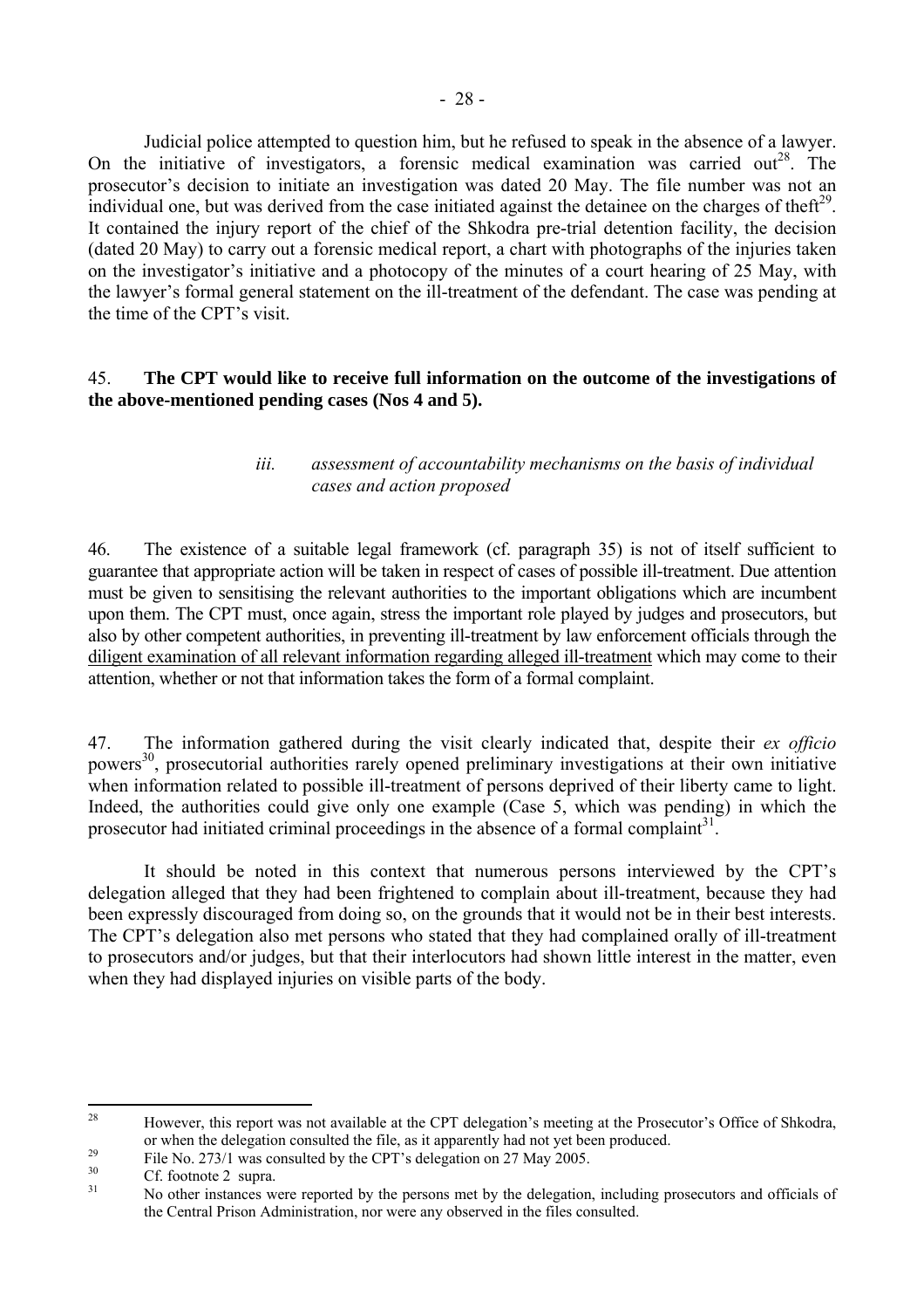Judicial police attempted to question him, but he refused to speak in the absence of a lawyer. On the initiative of investigators, a forensic medical examination was carried out[28]. The prosecutor's decision to initiate an investigation was dated 20 May. The file number was not an individual one, but was derived from the case initiated against the detainee on the charges of theft[29]. It contained the injury report of the chief of the Shkodra pre-trial detention facility, the decision (dated 20 May) to carry out a forensic medical report, a chart with photographs of the injuries taken on the investigator's initiative and a photocopy of the minutes of a court hearing of 25 May, with the lawyer's formal general statement on the ill-treatment of the defendant. The case was pending at the time of the CPT's visit.

45. **The CPT would like to receive full information on the outcome of the investigations of the above-mentioned pending cases (Nos 4 and 5).**

### *iii. assessment of accountability mechanisms on the basis of individual cases and action proposed*

46. The existence of a suitable legal framework (cf. paragraph 35) is not of itself sufficient to guarantee that appropriate action will be taken in respect of cases of possible ill-treatment. Due attention must be given to sensitising the relevant authorities to the important obligations which are incumbent upon them. The CPT must, once again, stress the important role played by judges and prosecutors, but also by other competent authorities, in preventing ill-treatment by law enforcement officials through the diligent examination of all relevant information regarding alleged ill-treatment which may come to their attention, whether or not that information takes the form of a formal complaint.

47. The information gathered during the visit clearly indicated that, despite their *ex officio* powers[30], prosecutorial authorities rarely opened preliminary investigations at their own initiative when information related to possible ill-treatment of persons deprived of their liberty came to light. Indeed, the authorities could give only one example (Case 5, which was pending) in which the prosecutor had initiated criminal proceedings in the absence of a formal complaint[31].

It should be noted in this context that numerous persons interviewed by the CPT's delegation alleged that they had been frightened to complain about ill-treatment, because they had been expressly discouraged from doing so, on the grounds that it would not be in their best interests. The CPT's delegation also met persons who stated that they had complained orally of ill-treatment to prosecutors and/or judges, but that their interlocutors had shown little interest in the matter, even when they had displayed injuries on visible parts of the body.

---

[28] However, this report was not available at the CPT delegation's meeting at the Prosecutor's Office of Shkodra, or when the delegation consulted the file, as it apparently had not yet been produced.

[29] File No. 273/1 was consulted by the CPT's delegation on 27 May 2005.

[30] Cf. footnote 2 supra.

[31] No other instances were reported by the persons met by the delegation, including prosecutors and officials of the Central Prison Administration, nor were any observed in the files consulted.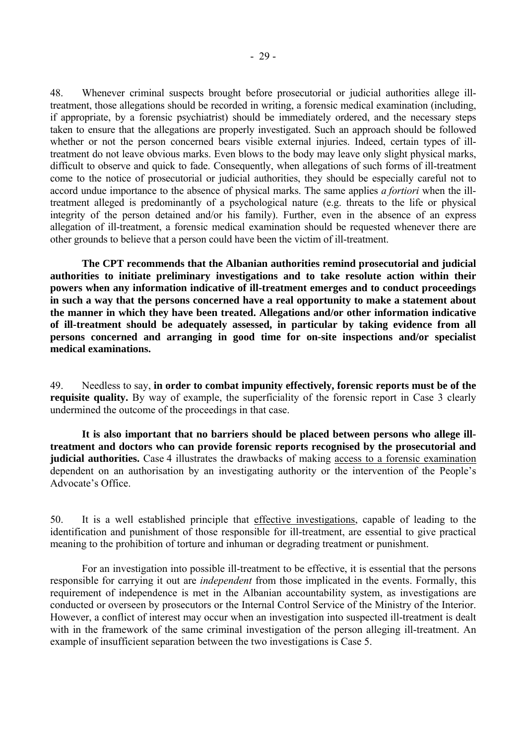48. Whenever criminal suspects brought before prosecutorial or judicial authorities allege ill-treatment, those allegations should be recorded in writing, a forensic medical examination (including, if appropriate, by a forensic psychiatrist) should be immediately ordered, and the necessary steps taken to ensure that the allegations are properly investigated. Such an approach should be followed whether or not the person concerned bears visible external injuries. Indeed, certain types of ill-treatment do not leave obvious marks. Even blows to the body may leave only slight physical marks, difficult to observe and quick to fade. Consequently, when allegations of such forms of ill-treatment come to the notice of prosecutorial or judicial authorities, they should be especially careful not to accord undue importance to the absence of physical marks. The same applies *a fortiori* when the ill-treatment alleged is predominantly of a psychological nature (e.g. threats to the life or physical integrity of the person detained and/or his family). Further, even in the absence of an express allegation of ill-treatment, a forensic medical examination should be requested whenever there are other grounds to believe that a person could have been the victim of ill-treatment.

**The CPT recommends that the Albanian authorities remind prosecutorial and judicial authorities to initiate preliminary investigations and to take resolute action within their powers when any information indicative of ill-treatment emerges and to conduct proceedings in such a way that the persons concerned have a real opportunity to make a statement about the manner in which they have been treated. Allegations and/or other information indicative of ill-treatment should be adequately assessed, in particular by taking evidence from all persons concerned and arranging in good time for on-site inspections and/or specialist medical examinations.**

49. Needless to say, **in order to combat impunity effectively, forensic reports must be of the requisite quality.** By way of example, the superficiality of the forensic report in Case 3 clearly undermined the outcome of the proceedings in that case.

**It is also important that no barriers should be placed between persons who allege ill-treatment and doctors who can provide forensic reports recognised by the prosecutorial and judicial authorities.** Case 4 illustrates the drawbacks of making access to a forensic examination dependent on an authorisation by an investigating authority or the intervention of the People's Advocate's Office.

50. It is a well established principle that effective investigations, capable of leading to the identification and punishment of those responsible for ill-treatment, are essential to give practical meaning to the prohibition of torture and inhuman or degrading treatment or punishment.

For an investigation into possible ill-treatment to be effective, it is essential that the persons responsible for carrying it out are *independent* from those implicated in the events. Formally, this requirement of independence is met in the Albanian accountability system, as investigations are conducted or overseen by prosecutors or the Internal Control Service of the Ministry of the Interior. However, a conflict of interest may occur when an investigation into suspected ill-treatment is dealt with in the framework of the same criminal investigation of the person alleging ill-treatment. An example of insufficient separation between the two investigations is Case 5.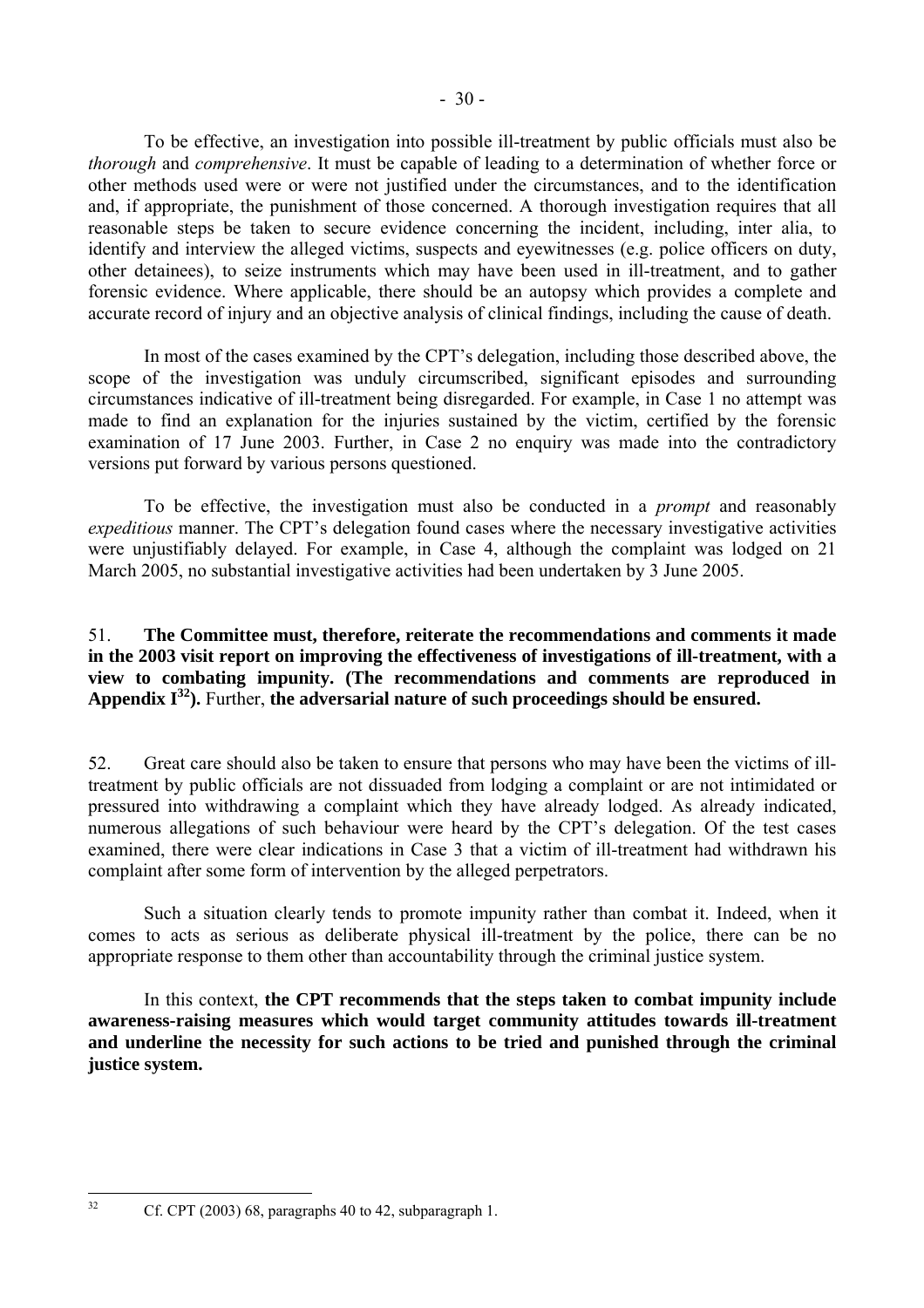To be effective, an investigation into possible ill-treatment by public officials must also be *thorough* and *comprehensive*. It must be capable of leading to a determination of whether force or other methods used were or were not justified under the circumstances, and to the identification and, if appropriate, the punishment of those concerned. A thorough investigation requires that all reasonable steps be taken to secure evidence concerning the incident, including, inter alia, to identify and interview the alleged victims, suspects and eyewitnesses (e.g. police officers on duty, other detainees), to seize instruments which may have been used in ill-treatment, and to gather forensic evidence. Where applicable, there should be an autopsy which provides a complete and accurate record of injury and an objective analysis of clinical findings, including the cause of death.

In most of the cases examined by the CPT's delegation, including those described above, the scope of the investigation was unduly circumscribed, significant episodes and surrounding circumstances indicative of ill-treatment being disregarded. For example, in Case 1 no attempt was made to find an explanation for the injuries sustained by the victim, certified by the forensic examination of 17 June 2003. Further, in Case 2 no enquiry was made into the contradictory versions put forward by various persons questioned.

To be effective, the investigation must also be conducted in a *prompt* and reasonably *expeditious* manner. The CPT's delegation found cases where the necessary investigative activities were unjustifiably delayed. For example, in Case 4, although the complaint was lodged on 21 March 2005, no substantial investigative activities had been undertaken by 3 June 2005.

51. **The Committee must, therefore, reiterate the recommendations and comments it made in the 2003 visit report on improving the effectiveness of investigations of ill-treatment, with a view to combating impunity. (The recommendations and comments are reproduced in Appendix I[32]).** Further, **the adversarial nature of such proceedings should be ensured.**

52. Great care should also be taken to ensure that persons who may have been the victims of ill-treatment by public officials are not dissuaded from lodging a complaint or are not intimidated or pressured into withdrawing a complaint which they have already lodged. As already indicated, numerous allegations of such behaviour were heard by the CPT's delegation. Of the test cases examined, there were clear indications in Case 3 that a victim of ill-treatment had withdrawn his complaint after some form of intervention by the alleged perpetrators.

Such a situation clearly tends to promote impunity rather than combat it. Indeed, when it comes to acts as serious as deliberate physical ill-treatment by the police, there can be no appropriate response to them other than accountability through the criminal justice system.

In this context, **the CPT recommends that the steps taken to combat impunity include awareness-raising measures which would target community attitudes towards ill-treatment and underline the necessity for such actions to be tried and punished through the criminal justice system.**

[32] Cf. CPT (2003) 68, paragraphs 40 to 42, subparagraph 1.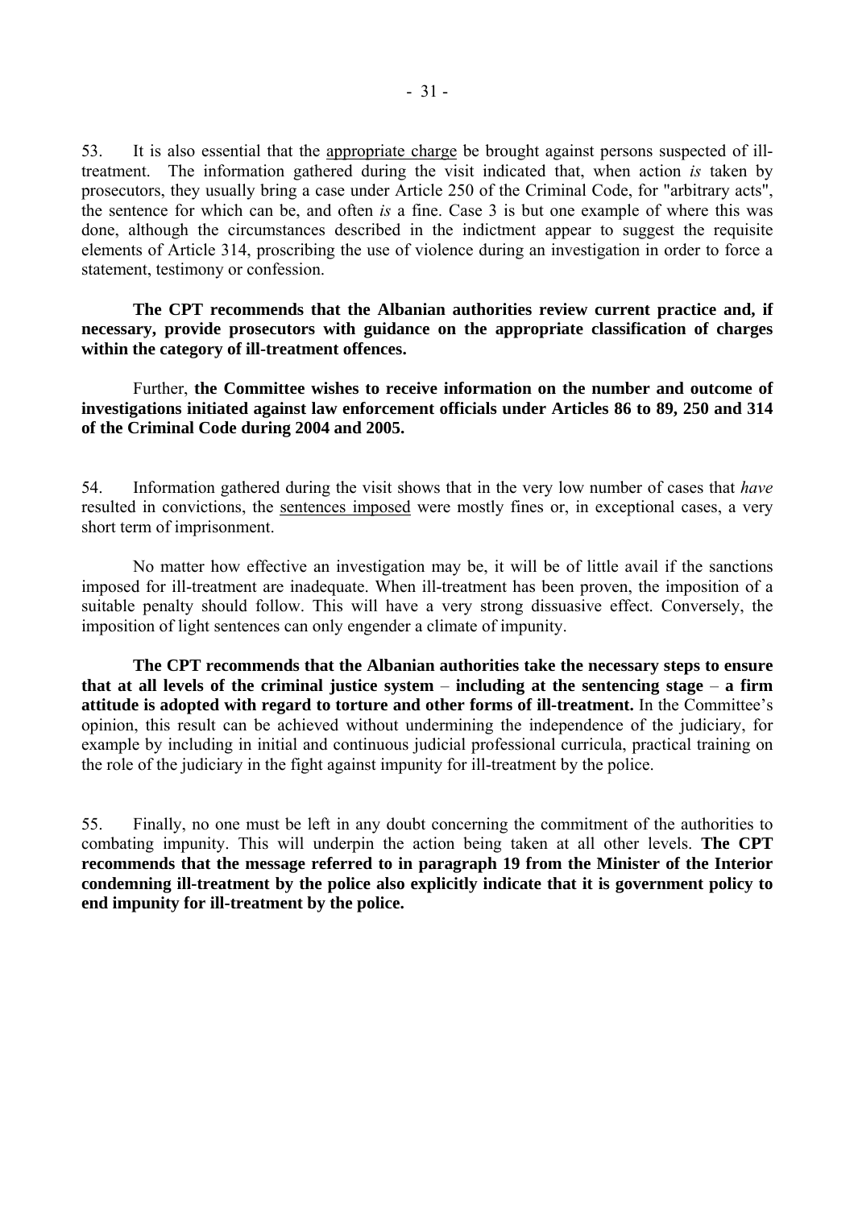53. It is also essential that the appropriate charge be brought against persons suspected of ill-treatment. The information gathered during the visit indicated that, when action *is* taken by prosecutors, they usually bring a case under Article 250 of the Criminal Code, for "arbitrary acts", the sentence for which can be, and often *is* a fine. Case 3 is but one example of where this was done, although the circumstances described in the indictment appear to suggest the requisite elements of Article 314, proscribing the use of violence during an investigation in order to force a statement, testimony or confession.

**The CPT recommends that the Albanian authorities review current practice and, if necessary, provide prosecutors with guidance on the appropriate classification of charges within the category of ill-treatment offences.**

Further, **the Committee wishes to receive information on the number and outcome of investigations initiated against law enforcement officials under Articles 86 to 89, 250 and 314 of the Criminal Code during 2004 and 2005.**

54. Information gathered during the visit shows that in the very low number of cases that *have* resulted in convictions, the sentences imposed were mostly fines or, in exceptional cases, a very short term of imprisonment.

No matter how effective an investigation may be, it will be of little avail if the sanctions imposed for ill-treatment are inadequate. When ill-treatment has been proven, the imposition of a suitable penalty should follow. This will have a very strong dissuasive effect. Conversely, the imposition of light sentences can only engender a climate of impunity.

**The CPT recommends that the Albanian authorities take the necessary steps to ensure that at all levels of the criminal justice system – including at the sentencing stage – a firm attitude is adopted with regard to torture and other forms of ill-treatment.** In the Committee's opinion, this result can be achieved without undermining the independence of the judiciary, for example by including in initial and continuous judicial professional curricula, practical training on the role of the judiciary in the fight against impunity for ill-treatment by the police.

55. Finally, no one must be left in any doubt concerning the commitment of the authorities to combating impunity. This will underpin the action being taken at all other levels. **The CPT recommends that the message referred to in paragraph 19 from the Minister of the Interior condemning ill-treatment by the police also explicitly indicate that it is government policy to end impunity for ill-treatment by the police.**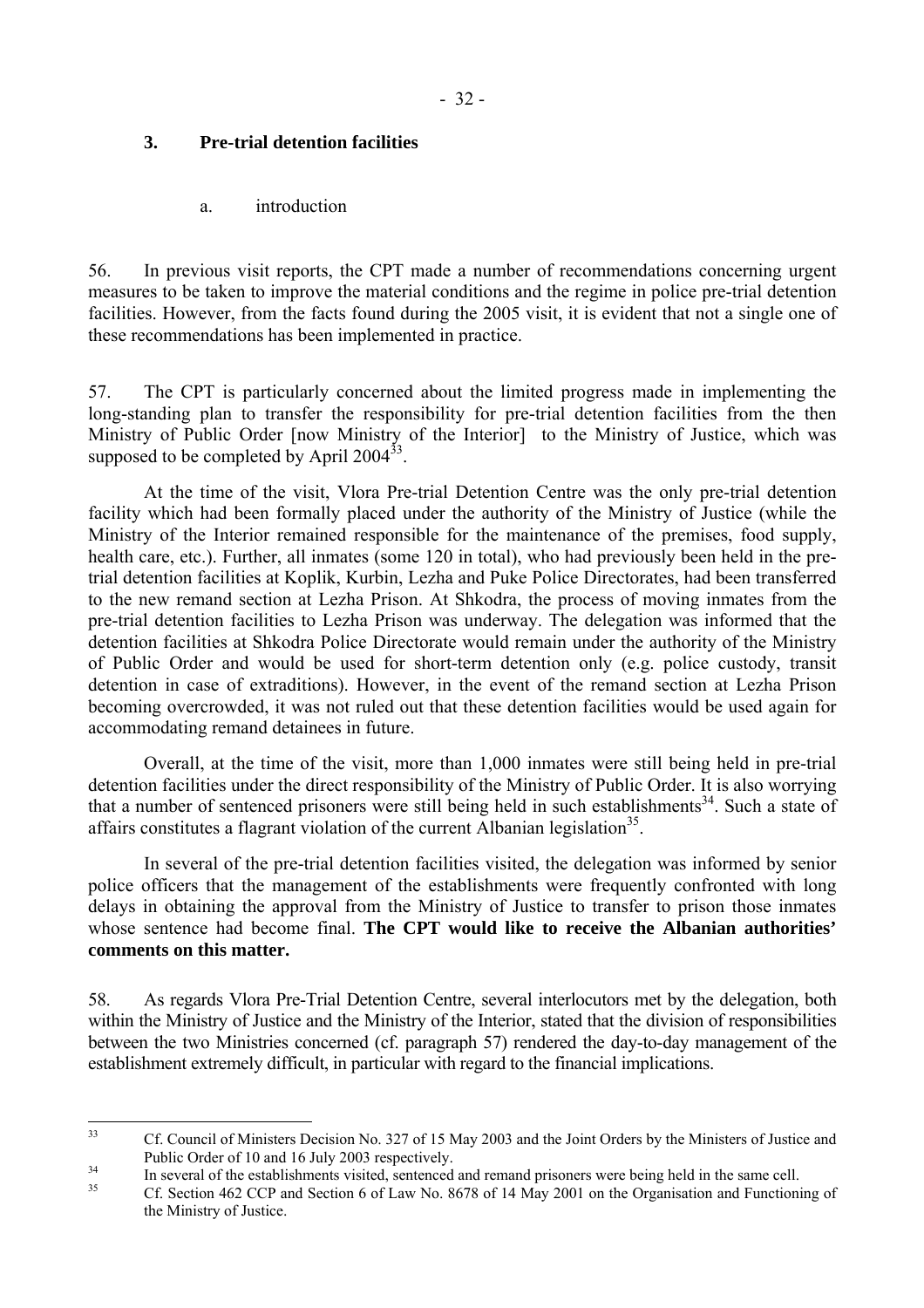### 3. Pre-trial detention facilities

#### a. introduction

56. In previous visit reports, the CPT made a number of recommendations concerning urgent measures to be taken to improve the material conditions and the regime in police pre-trial detention facilities. However, from the facts found during the 2005 visit, it is evident that not a single one of these recommendations has been implemented in practice.

57. The CPT is particularly concerned about the limited progress made in implementing the long-standing plan to transfer the responsibility for pre-trial detention facilities from the then Ministry of Public Order [now Ministry of the Interior] to the Ministry of Justice, which was supposed to be completed by April 2004[33].

At the time of the visit, Vlora Pre-trial Detention Centre was the only pre-trial detention facility which had been formally placed under the authority of the Ministry of Justice (while the Ministry of the Interior remained responsible for the maintenance of the premises, food supply, health care, etc.). Further, all inmates (some 120 in total), who had previously been held in the pre-trial detention facilities at Koplik, Kurbin, Lezha and Puke Police Directorates, had been transferred to the new remand section at Lezha Prison. At Shkodra, the process of moving inmates from the pre-trial detention facilities to Lezha Prison was underway. The delegation was informed that the detention facilities at Shkodra Police Directorate would remain under the authority of the Ministry of Public Order and would be used for short-term detention only (e.g. police custody, transit detention in case of extraditions). However, in the event of the remand section at Lezha Prison becoming overcrowded, it was not ruled out that these detention facilities would be used again for accommodating remand detainees in future.

Overall, at the time of the visit, more than 1,000 inmates were still being held in pre-trial detention facilities under the direct responsibility of the Ministry of Public Order. It is also worrying that a number of sentenced prisoners were still being held in such establishments[34]. Such a state of affairs constitutes a flagrant violation of the current Albanian legislation[35].

In several of the pre-trial detention facilities visited, the delegation was informed by senior police officers that the management of the establishments were frequently confronted with long delays in obtaining the approval from the Ministry of Justice to transfer to prison those inmates whose sentence had become final. **The CPT would like to receive the Albanian authorities' comments on this matter.**

58. As regards Vlora Pre-Trial Detention Centre, several interlocutors met by the delegation, both within the Ministry of Justice and the Ministry of the Interior, stated that the division of responsibilities between the two Ministries concerned (cf. paragraph 57) rendered the day-to-day management of the establishment extremely difficult, in particular with regard to the financial implications.

---

[33] Cf. Council of Ministers Decision No. 327 of 15 May 2003 and the Joint Orders by the Ministers of Justice and Public Order of 10 and 16 July 2003 respectively.

[34] In several of the establishments visited, sentenced and remand prisoners were being held in the same cell.

[35] Cf. Section 462 CCP and Section 6 of Law No. 8678 of 14 May 2001 on the Organisation and Functioning of the Ministry of Justice.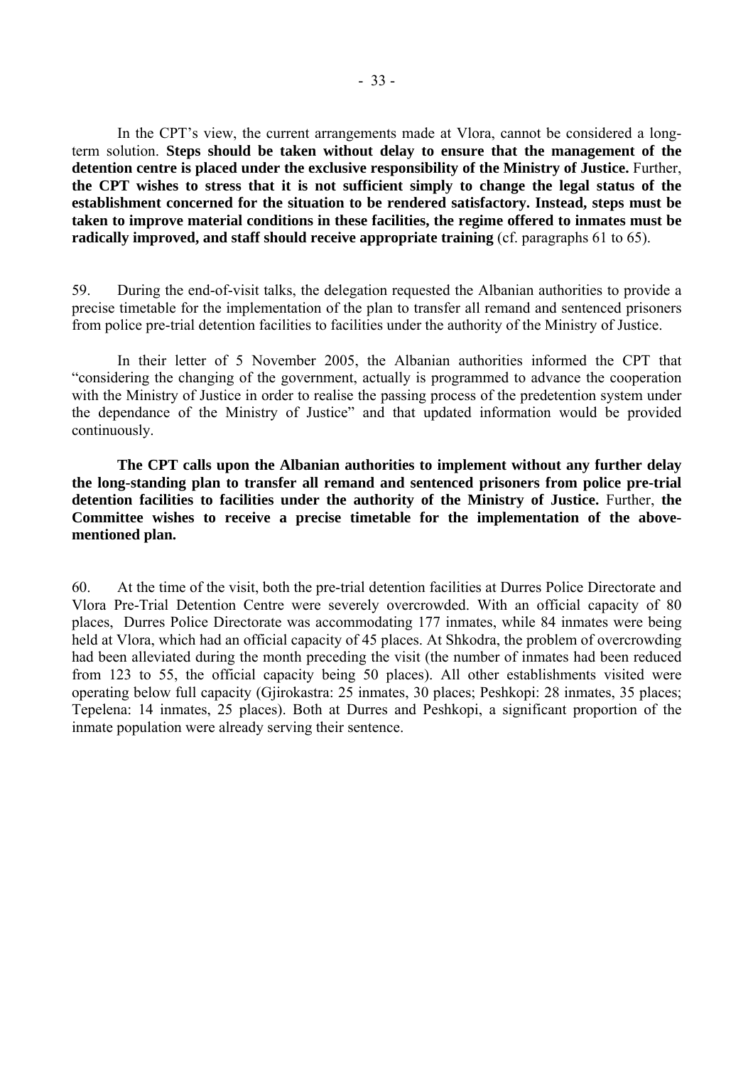In the CPT's view, the current arrangements made at Vlora, cannot be considered a long-term solution. **Steps should be taken without delay to ensure that the management of the detention centre is placed under the exclusive responsibility of the Ministry of Justice.** Further, **the CPT wishes to stress that it is not sufficient simply to change the legal status of the establishment concerned for the situation to be rendered satisfactory. Instead, steps must be taken to improve material conditions in these facilities, the regime offered to inmates must be radically improved, and staff should receive appropriate training** (cf. paragraphs 61 to 65).

59. During the end-of-visit talks, the delegation requested the Albanian authorities to provide a precise timetable for the implementation of the plan to transfer all remand and sentenced prisoners from police pre-trial detention facilities to facilities under the authority of the Ministry of Justice.

In their letter of 5 November 2005, the Albanian authorities informed the CPT that "considering the changing of the government, actually is programmed to advance the cooperation with the Ministry of Justice in order to realise the passing process of the predetention system under the dependance of the Ministry of Justice" and that updated information would be provided continuously.

**The CPT calls upon the Albanian authorities to implement without any further delay the long-standing plan to transfer all remand and sentenced prisoners from police pre-trial detention facilities to facilities under the authority of the Ministry of Justice.** Further, **the Committee wishes to receive a precise timetable for the implementation of the above-mentioned plan.**

60. At the time of the visit, both the pre-trial detention facilities at Durres Police Directorate and Vlora Pre-Trial Detention Centre were severely overcrowded. With an official capacity of 80 places, Durres Police Directorate was accommodating 177 inmates, while 84 inmates were being held at Vlora, which had an official capacity of 45 places. At Shkodra, the problem of overcrowding had been alleviated during the month preceding the visit (the number of inmates had been reduced from 123 to 55, the official capacity being 50 places). All other establishments visited were operating below full capacity (Gjirokastra: 25 inmates, 30 places; Peshkopi: 28 inmates, 35 places; Tepelena: 14 inmates, 25 places). Both at Durres and Peshkopi, a significant proportion of the inmate population were already serving their sentence.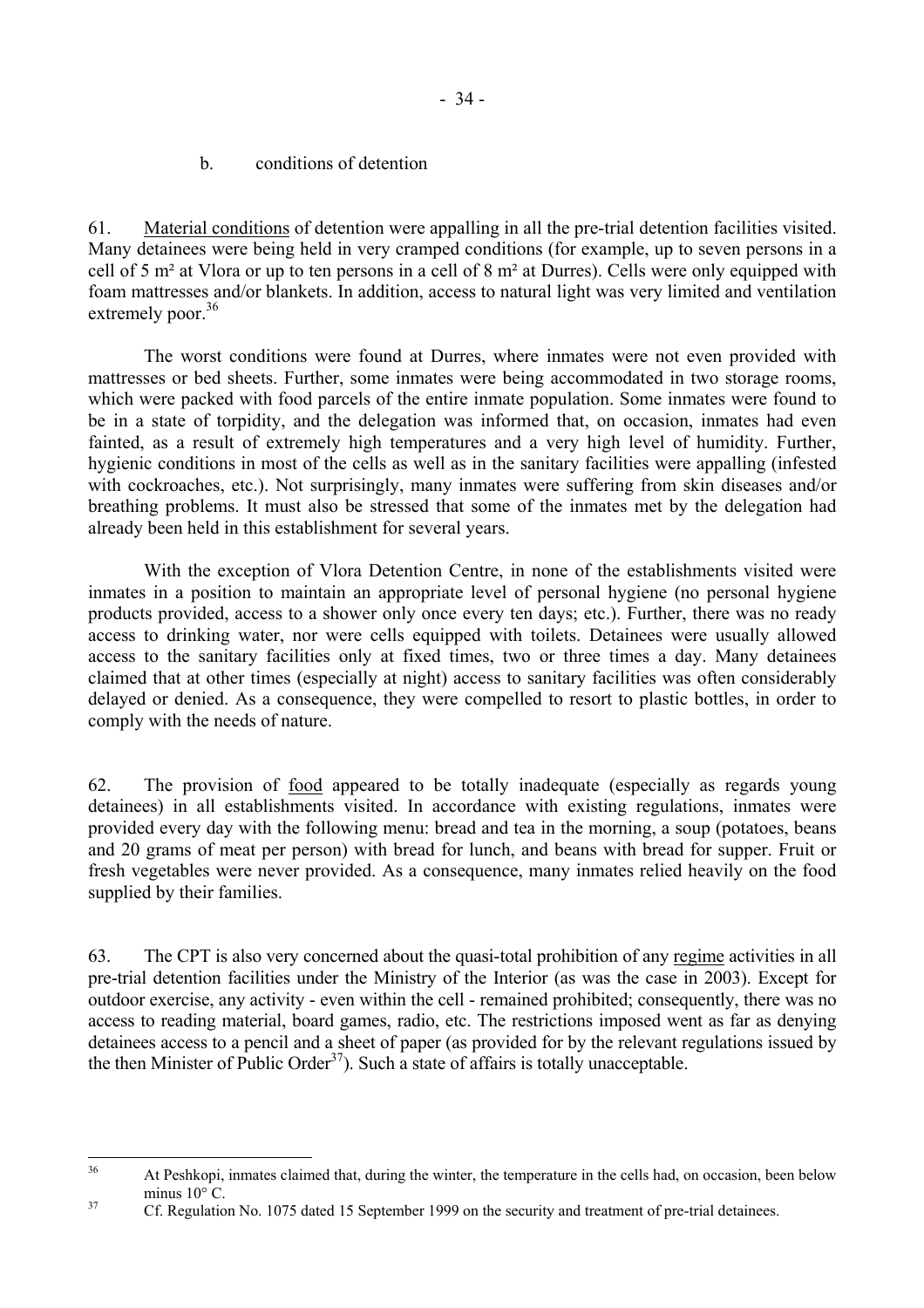### b. conditions of detention

61. Material conditions of detention were appalling in all the pre-trial detention facilities visited. Many detainees were being held in very cramped conditions (for example, up to seven persons in a cell of 5 m² at Vlora or up to ten persons in a cell of 8 m² at Durres). Cells were only equipped with foam mattresses and/or blankets. In addition, access to natural light was very limited and ventilation extremely poor.[36]

The worst conditions were found at Durres, where inmates were not even provided with mattresses or bed sheets. Further, some inmates were being accommodated in two storage rooms, which were packed with food parcels of the entire inmate population. Some inmates were found to be in a state of torpidity, and the delegation was informed that, on occasion, inmates had even fainted, as a result of extremely high temperatures and a very high level of humidity. Further, hygienic conditions in most of the cells as well as in the sanitary facilities were appalling (infested with cockroaches, etc.). Not surprisingly, many inmates were suffering from skin diseases and/or breathing problems. It must also be stressed that some of the inmates met by the delegation had already been held in this establishment for several years.

With the exception of Vlora Detention Centre, in none of the establishments visited were inmates in a position to maintain an appropriate level of personal hygiene (no personal hygiene products provided, access to a shower only once every ten days; etc.). Further, there was no ready access to drinking water, nor were cells equipped with toilets. Detainees were usually allowed access to the sanitary facilities only at fixed times, two or three times a day. Many detainees claimed that at other times (especially at night) access to sanitary facilities was often considerably delayed or denied. As a consequence, they were compelled to resort to plastic bottles, in order to comply with the needs of nature.

62. The provision of food appeared to be totally inadequate (especially as regards young detainees) in all establishments visited. In accordance with existing regulations, inmates were provided every day with the following menu: bread and tea in the morning, a soup (potatoes, beans and 20 grams of meat per person) with bread for lunch, and beans with bread for supper. Fruit or fresh vegetables were never provided. As a consequence, many inmates relied heavily on the food supplied by their families.

63. The CPT is also very concerned about the quasi-total prohibition of any regime activities in all pre-trial detention facilities under the Ministry of the Interior (as was the case in 2003). Except for outdoor exercise, any activity - even within the cell - remained prohibited; consequently, there was no access to reading material, board games, radio, etc. The restrictions imposed went as far as denying detainees access to a pencil and a sheet of paper (as provided for by the relevant regulations issued by the then Minister of Public Order[37]). Such a state of affairs is totally unacceptable.

---

[36] At Peshkopi, inmates claimed that, during the winter, the temperature in the cells had, on occasion, been below minus 10° C.

[37] Cf. Regulation No. 1075 dated 15 September 1999 on the security and treatment of pre-trial detainees.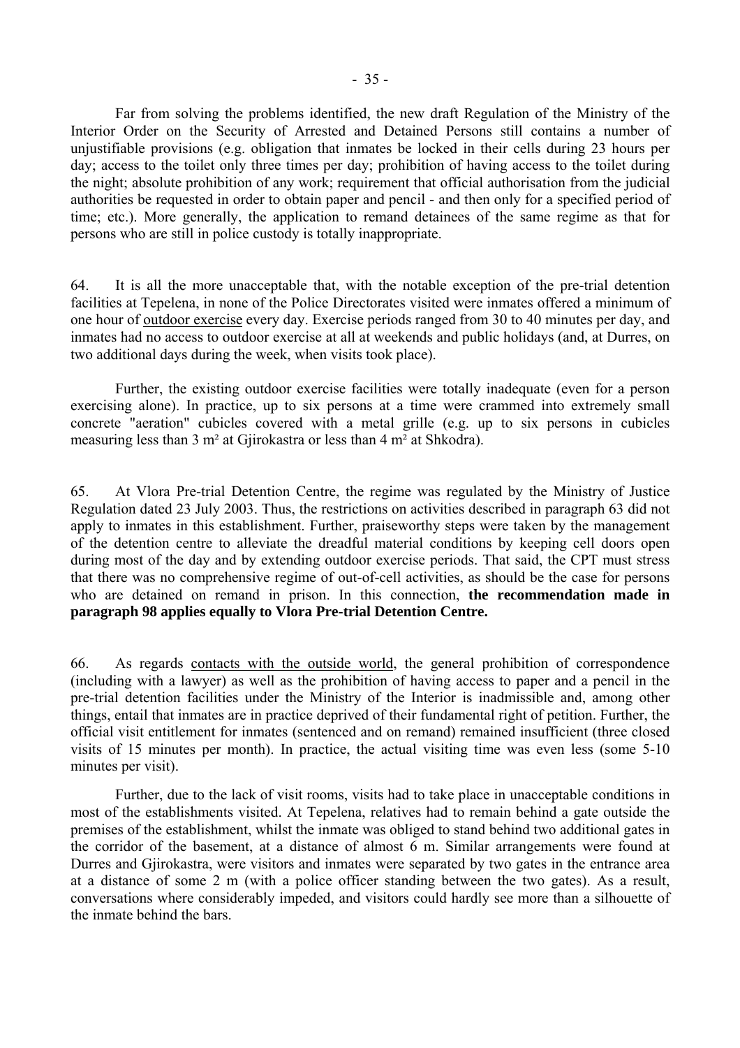Far from solving the problems identified, the new draft Regulation of the Ministry of the Interior Order on the Security of Arrested and Detained Persons still contains a number of unjustifiable provisions (e.g. obligation that inmates be locked in their cells during 23 hours per day; access to the toilet only three times per day; prohibition of having access to the toilet during the night; absolute prohibition of any work; requirement that official authorisation from the judicial authorities be requested in order to obtain paper and pencil - and then only for a specified period of time; etc.). More generally, the application to remand detainees of the same regime as that for persons who are still in police custody is totally inappropriate.

64. It is all the more unacceptable that, with the notable exception of the pre-trial detention facilities at Tepelena, in none of the Police Directorates visited were inmates offered a minimum of one hour of outdoor exercise every day. Exercise periods ranged from 30 to 40 minutes per day, and inmates had no access to outdoor exercise at all at weekends and public holidays (and, at Durres, on two additional days during the week, when visits took place).

Further, the existing outdoor exercise facilities were totally inadequate (even for a person exercising alone). In practice, up to six persons at a time were crammed into extremely small concrete "aeration" cubicles covered with a metal grille (e.g. up to six persons in cubicles measuring less than 3 m² at Gjirokastra or less than 4 m² at Shkodra).

65. At Vlora Pre-trial Detention Centre, the regime was regulated by the Ministry of Justice Regulation dated 23 July 2003. Thus, the restrictions on activities described in paragraph 63 did not apply to inmates in this establishment. Further, praiseworthy steps were taken by the management of the detention centre to alleviate the dreadful material conditions by keeping cell doors open during most of the day and by extending outdoor exercise periods. That said, the CPT must stress that there was no comprehensive regime of out-of-cell activities, as should be the case for persons who are detained on remand in prison. In this connection, **the recommendation made in paragraph 98 applies equally to Vlora Pre-trial Detention Centre.**

66. As regards contacts with the outside world, the general prohibition of correspondence (including with a lawyer) as well as the prohibition of having access to paper and a pencil in the pre-trial detention facilities under the Ministry of the Interior is inadmissible and, among other things, entail that inmates are in practice deprived of their fundamental right of petition. Further, the official visit entitlement for inmates (sentenced and on remand) remained insufficient (three closed visits of 15 minutes per month). In practice, the actual visiting time was even less (some 5-10 minutes per visit).

Further, due to the lack of visit rooms, visits had to take place in unacceptable conditions in most of the establishments visited. At Tepelena, relatives had to remain behind a gate outside the premises of the establishment, whilst the inmate was obliged to stand behind two additional gates in the corridor of the basement, at a distance of almost 6 m. Similar arrangements were found at Durres and Gjirokastra, were visitors and inmates were separated by two gates in the entrance area at a distance of some 2 m (with a police officer standing between the two gates). As a result, conversations where considerably impeded, and visitors could hardly see more than a silhouette of the inmate behind the bars.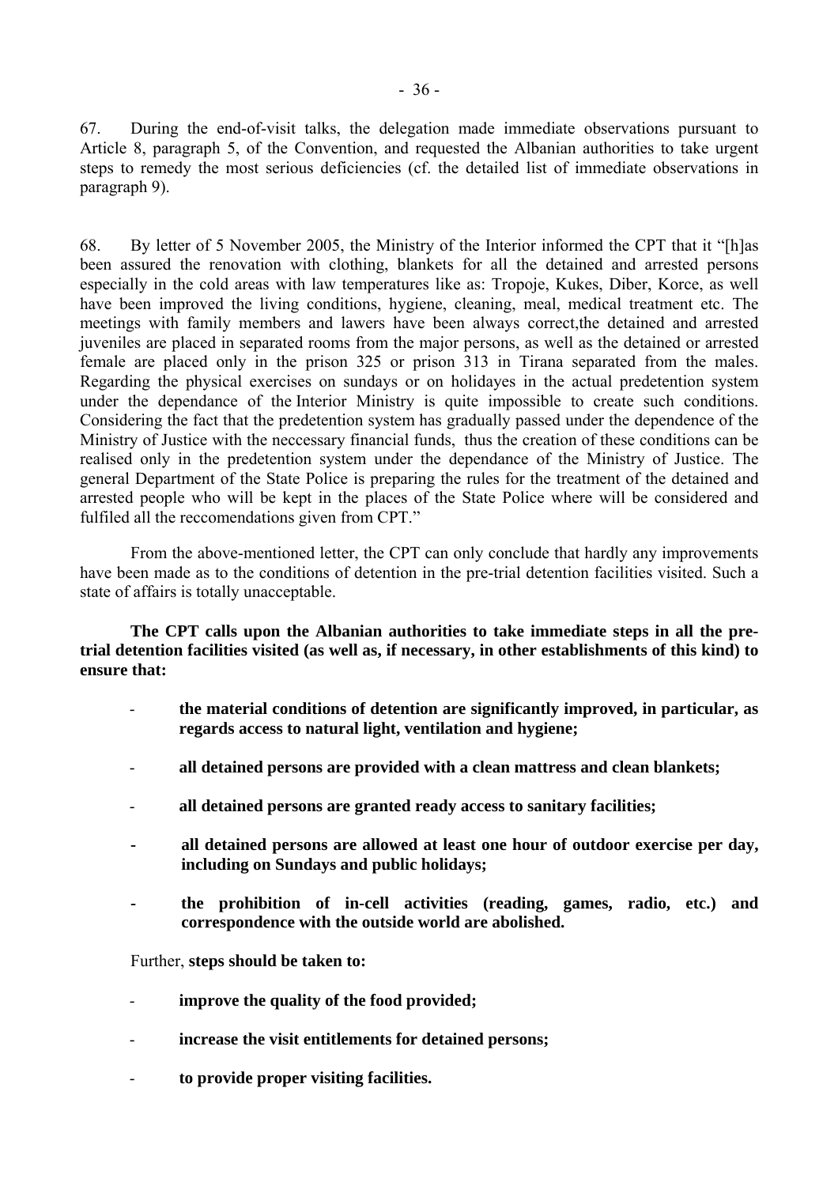67. During the end-of-visit talks, the delegation made immediate observations pursuant to Article 8, paragraph 5, of the Convention, and requested the Albanian authorities to take urgent steps to remedy the most serious deficiencies (cf. the detailed list of immediate observations in paragraph 9).

68. By letter of 5 November 2005, the Ministry of the Interior informed the CPT that it "[h]as been assured the renovation with clothing, blankets for all the detained and arrested persons especially in the cold areas with law temperatures like as: Tropoje, Kukes, Diber, Korce, as well have been improved the living conditions, hygiene, cleaning, meal, medical treatment etc. The meetings with family members and lawers have been always correct,the detained and arrested juveniles are placed in separated rooms from the major persons, as well as the detained or arrested female are placed only in the prison 325 or prison 313 in Tirana separated from the males. Regarding the physical exercises on sundays or on holidayes in the actual predetention system under the dependance of the Interior Ministry is quite impossible to create such conditions. Considering the fact that the predetention system has gradually passed under the dependence of the Ministry of Justice with the neccessary financial funds, thus the creation of these conditions can be realised only in the predetention system under the dependance of the Ministry of Justice. The general Department of the State Police is preparing the rules for the treatment of the detained and arrested people who will be kept in the places of the State Police where will be considered and fulfiled all the reccomendations given from CPT."

From the above-mentioned letter, the CPT can only conclude that hardly any improvements have been made as to the conditions of detention in the pre-trial detention facilities visited. Such a state of affairs is totally unacceptable.

**The CPT calls upon the Albanian authorities to take immediate steps in all the pre-trial detention facilities visited (as well as, if necessary, in other establishments of this kind) to ensure that:**

- **the material conditions of detention are significantly improved, in particular, as regards access to natural light, ventilation and hygiene;**
- **all detained persons are provided with a clean mattress and clean blankets;**
- **all detained persons are granted ready access to sanitary facilities;**
- **all detained persons are allowed at least one hour of outdoor exercise per day, including on Sundays and public holidays;**
- **the prohibition of in-cell activities (reading, games, radio, etc.) and correspondence with the outside world are abolished.**

Further, **steps should be taken to:**

- **improve the quality of the food provided;**
- **increase the visit entitlements for detained persons;**
- **to provide proper visiting facilities.**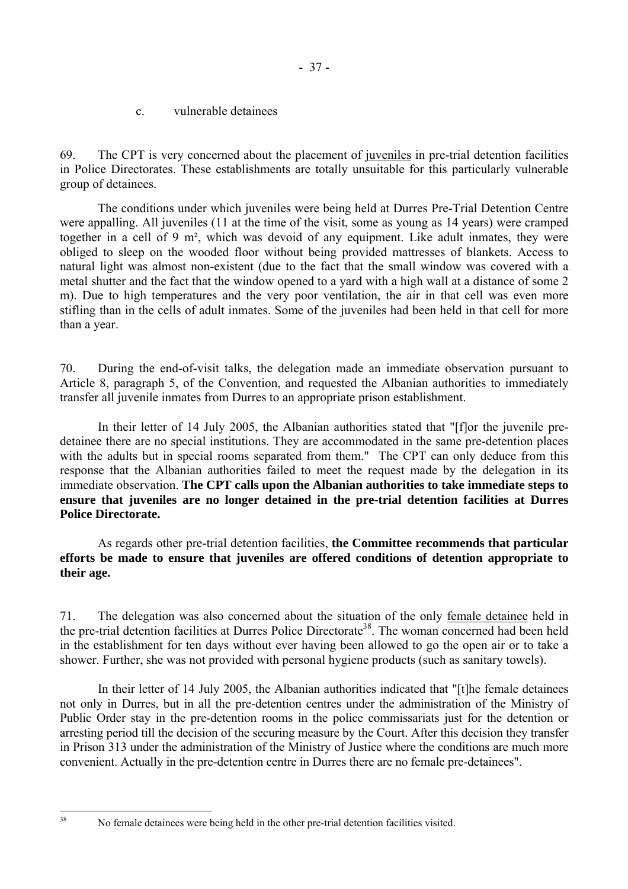### c. vulnerable detainees

69. The CPT is very concerned about the placement of juveniles in pre-trial detention facilities in Police Directorates. These establishments are totally unsuitable for this particularly vulnerable group of detainees.

The conditions under which juveniles were being held at Durres Pre-Trial Detention Centre were appalling. All juveniles (11 at the time of the visit, some as young as 14 years) were cramped together in a cell of 9 m², which was devoid of any equipment. Like adult inmates, they were obliged to sleep on the wooded floor without being provided mattresses of blankets. Access to natural light was almost non-existent (due to the fact that the small window was covered with a metal shutter and the fact that the window opened to a yard with a high wall at a distance of some 2 m). Due to high temperatures and the very poor ventilation, the air in that cell was even more stifling than in the cells of adult inmates. Some of the juveniles had been held in that cell for more than a year.

70. During the end-of-visit talks, the delegation made an immediate observation pursuant to Article 8, paragraph 5, of the Convention, and requested the Albanian authorities to immediately transfer all juvenile inmates from Durres to an appropriate prison establishment.

In their letter of 14 July 2005, the Albanian authorities stated that "[f]or the juvenile pre-detainee there are no special institutions. They are accommodated in the same pre-detention places with the adults but in special rooms separated from them." The CPT can only deduce from this response that the Albanian authorities failed to meet the request made by the delegation in its immediate observation. **The CPT calls upon the Albanian authorities to take immediate steps to ensure that juveniles are no longer detained in the pre-trial detention facilities at Durres Police Directorate.**

As regards other pre-trial detention facilities, **the Committee recommends that particular efforts be made to ensure that juveniles are offered conditions of detention appropriate to their age.**

71. The delegation was also concerned about the situation of the only female detainee held in the pre-trial detention facilities at Durres Police Directorate[38]. The woman concerned had been held in the establishment for ten days without ever having been allowed to go the open air or to take a shower. Further, she was not provided with personal hygiene products (such as sanitary towels).

In their letter of 14 July 2005, the Albanian authorities indicated that "[t]he female detainees not only in Durres, but in all the pre-detention centres under the administration of the Ministry of Public Order stay in the pre-detention rooms in the police commissariats just for the detention or arresting period till the decision of the securing measure by the Court. After this decision they transfer in Prison 313 under the administration of the Ministry of Justice where the conditions are much more convenient. Actually in the pre-detention centre in Durres there are no female pre-detainees".

[38] No female detainees were being held in the other pre-trial detention facilities visited.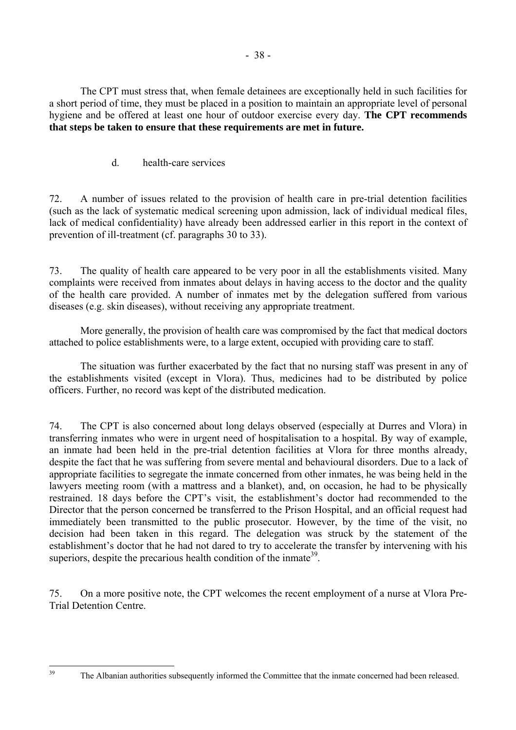The CPT must stress that, when female detainees are exceptionally held in such facilities for a short period of time, they must be placed in a position to maintain an appropriate level of personal hygiene and be offered at least one hour of outdoor exercise every day. **The CPT recommends that steps be taken to ensure that these requirements are met in future.**

d. health-care services

72. A number of issues related to the provision of health care in pre-trial detention facilities (such as the lack of systematic medical screening upon admission, lack of individual medical files, lack of medical confidentiality) have already been addressed earlier in this report in the context of prevention of ill-treatment (cf. paragraphs 30 to 33).

73. The quality of health care appeared to be very poor in all the establishments visited. Many complaints were received from inmates about delays in having access to the doctor and the quality of the health care provided. A number of inmates met by the delegation suffered from various diseases (e.g. skin diseases), without receiving any appropriate treatment.

More generally, the provision of health care was compromised by the fact that medical doctors attached to police establishments were, to a large extent, occupied with providing care to staff.

The situation was further exacerbated by the fact that no nursing staff was present in any of the establishments visited (except in Vlora). Thus, medicines had to be distributed by police officers. Further, no record was kept of the distributed medication.

74. The CPT is also concerned about long delays observed (especially at Durres and Vlora) in transferring inmates who were in urgent need of hospitalisation to a hospital. By way of example, an inmate had been held in the pre-trial detention facilities at Vlora for three months already, despite the fact that he was suffering from severe mental and behavioural disorders. Due to a lack of appropriate facilities to segregate the inmate concerned from other inmates, he was being held in the lawyers meeting room (with a mattress and a blanket), and, on occasion, he had to be physically restrained. 18 days before the CPT's visit, the establishment's doctor had recommended to the Director that the person concerned be transferred to the Prison Hospital, and an official request had immediately been transmitted to the public prosecutor. However, by the time of the visit, no decision had been taken in this regard. The delegation was struck by the statement of the establishment's doctor that he had not dared to try to accelerate the transfer by intervening with his superiors, despite the precarious health condition of the inmate[39].

75. On a more positive note, the CPT welcomes the recent employment of a nurse at Vlora Pre-Trial Detention Centre.

---

[39] The Albanian authorities subsequently informed the Committee that the inmate concerned had been released.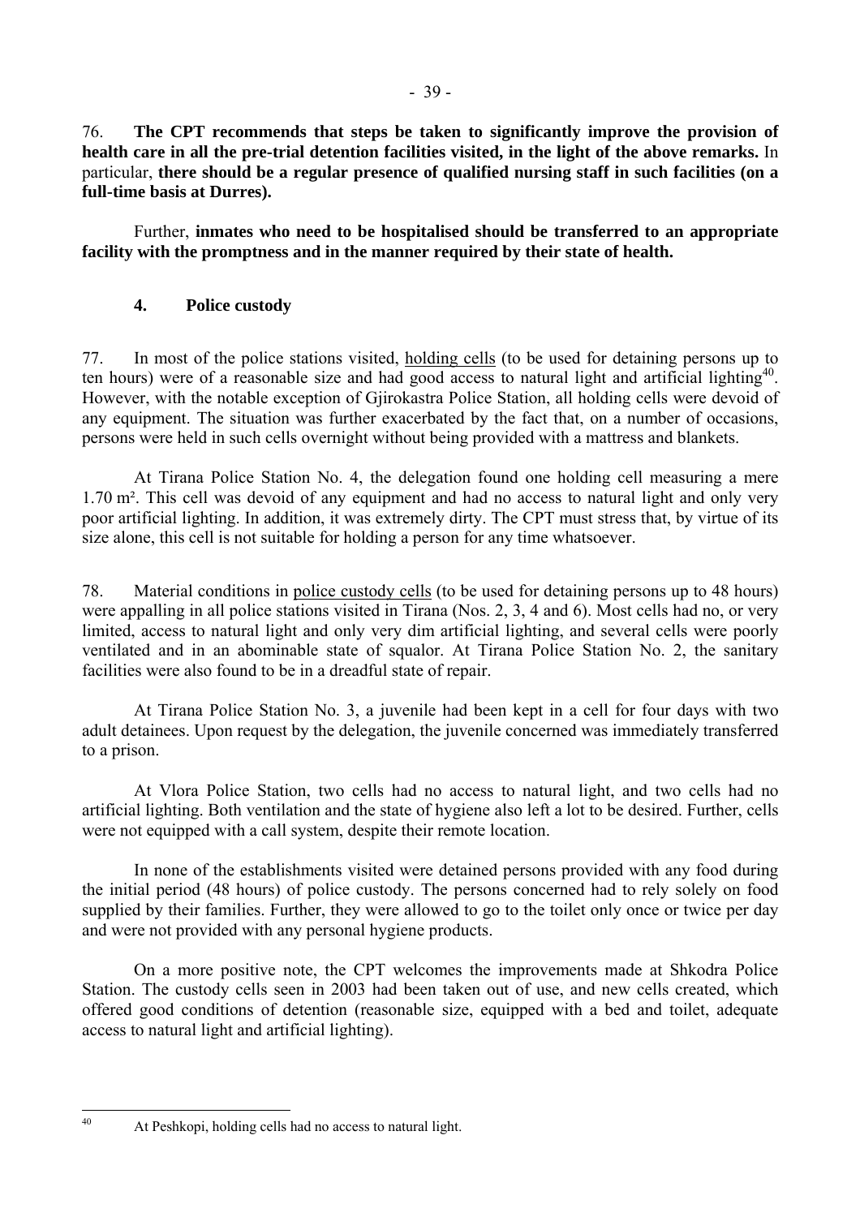76. **The CPT recommends that steps be taken to significantly improve the provision of health care in all the pre-trial detention facilities visited, in the light of the above remarks.** In particular, **there should be a regular presence of qualified nursing staff in such facilities (on a full-time basis at Durres).**

Further, **inmates who need to be hospitalised should be transferred to an appropriate facility with the promptness and in the manner required by their state of health.**

### 4. Police custody

77. In most of the police stations visited, holding cells (to be used for detaining persons up to ten hours) were of a reasonable size and had good access to natural light and artificial lighting[40]. However, with the notable exception of Gjirokastra Police Station, all holding cells were devoid of any equipment. The situation was further exacerbated by the fact that, on a number of occasions, persons were held in such cells overnight without being provided with a mattress and blankets.

At Tirana Police Station No. 4, the delegation found one holding cell measuring a mere 1.70 m². This cell was devoid of any equipment and had no access to natural light and only very poor artificial lighting. In addition, it was extremely dirty. The CPT must stress that, by virtue of its size alone, this cell is not suitable for holding a person for any time whatsoever.

78. Material conditions in police custody cells (to be used for detaining persons up to 48 hours) were appalling in all police stations visited in Tirana (Nos. 2, 3, 4 and 6). Most cells had no, or very limited, access to natural light and only very dim artificial lighting, and several cells were poorly ventilated and in an abominable state of squalor. At Tirana Police Station No. 2, the sanitary facilities were also found to be in a dreadful state of repair.

At Tirana Police Station No. 3, a juvenile had been kept in a cell for four days with two adult detainees. Upon request by the delegation, the juvenile concerned was immediately transferred to a prison.

At Vlora Police Station, two cells had no access to natural light, and two cells had no artificial lighting. Both ventilation and the state of hygiene also left a lot to be desired. Further, cells were not equipped with a call system, despite their remote location.

In none of the establishments visited were detained persons provided with any food during the initial period (48 hours) of police custody. The persons concerned had to rely solely on food supplied by their families. Further, they were allowed to go to the toilet only once or twice per day and were not provided with any personal hygiene products.

On a more positive note, the CPT welcomes the improvements made at Shkodra Police Station. The custody cells seen in 2003 had been taken out of use, and new cells created, which offered good conditions of detention (reasonable size, equipped with a bed and toilet, adequate access to natural light and artificial lighting).

---

[40] At Peshkopi, holding cells had no access to natural light.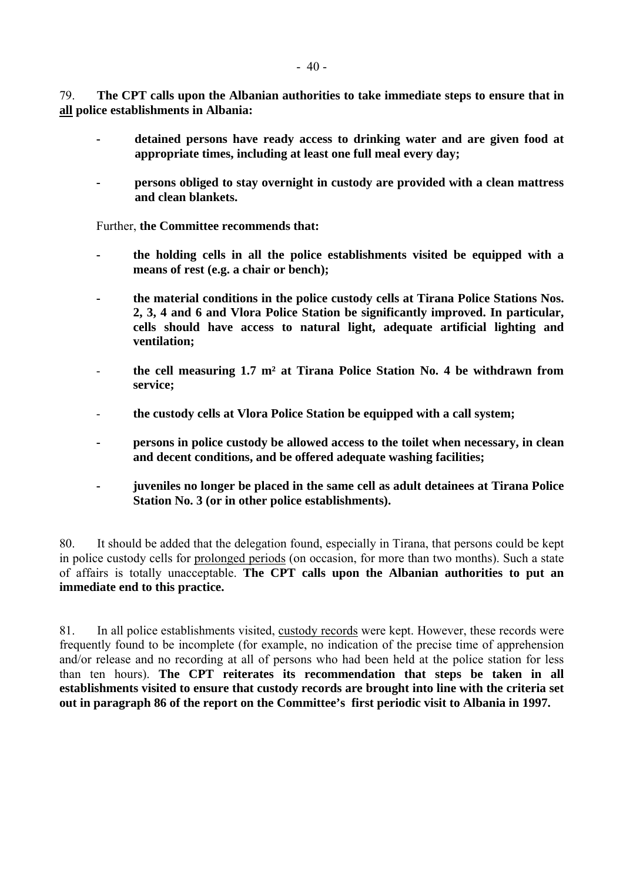79. **The CPT calls upon the Albanian authorities to take immediate steps to ensure that in <u>all</u> police establishments in Albania:**

- **detained persons have ready access to drinking water and are given food at appropriate times, including at least one full meal every day;**

- **persons obliged to stay overnight in custody are provided with a clean mattress and clean blankets.**

Further, **the Committee recommends that:**

- **the holding cells in all the police establishments visited be equipped with a means of rest (e.g. a chair or bench);**

- **the material conditions in the police custody cells at Tirana Police Stations Nos. 2, 3, 4 and 6 and Vlora Police Station be significantly improved. In particular, cells should have access to natural light, adequate artificial lighting and ventilation;**

- **the cell measuring 1.7 m² at Tirana Police Station No. 4 be withdrawn from service;**

- **the custody cells at Vlora Police Station be equipped with a call system;**

- **persons in police custody be allowed access to the toilet when necessary, in clean and decent conditions, and be offered adequate washing facilities;**

- **juveniles no longer be placed in the same cell as adult detainees at Tirana Police Station No. 3 (or in other police establishments).**

80. It should be added that the delegation found, especially in Tirana, that persons could be kept in police custody cells for <u>prolonged periods</u> (on occasion, for more than two months). Such a state of affairs is totally unacceptable. **The CPT calls upon the Albanian authorities to put an immediate end to this practice.**

81. In all police establishments visited, <u>custody records</u> were kept. However, these records were frequently found to be incomplete (for example, no indication of the precise time of apprehension and/or release and no recording at all of persons who had been held at the police station for less than ten hours). **The CPT reiterates its recommendation that steps be taken in all establishments visited to ensure that custody records are brought into line with the criteria set out in paragraph 86 of the report on the Committee's first periodic visit to Albania in 1997.**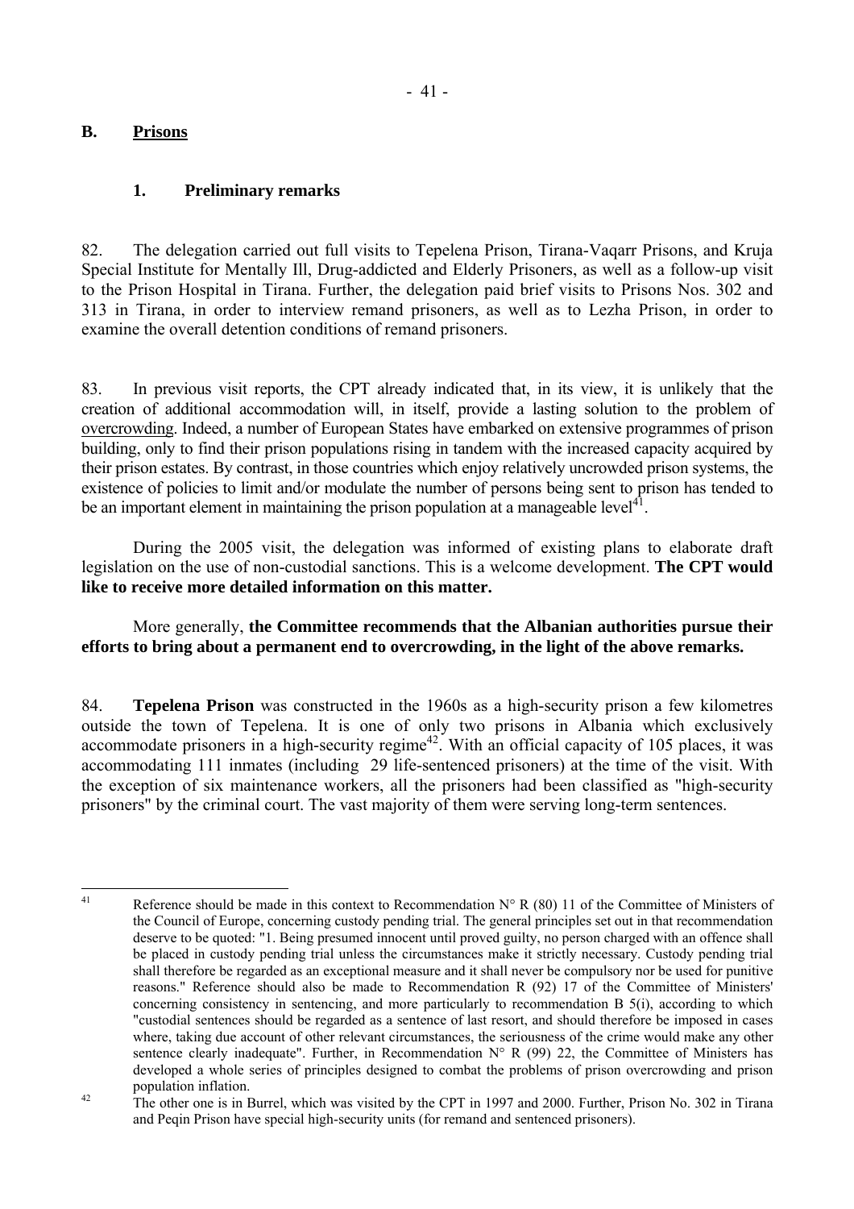## B. Prisons

### 1. Preliminary remarks

82. The delegation carried out full visits to Tepelena Prison, Tirana-Vaqarr Prisons, and Kruja Special Institute for Mentally Ill, Drug-addicted and Elderly Prisoners, as well as a follow-up visit to the Prison Hospital in Tirana. Further, the delegation paid brief visits to Prisons Nos. 302 and 313 in Tirana, in order to interview remand prisoners, as well as to Lezha Prison, in order to examine the overall detention conditions of remand prisoners.

83. In previous visit reports, the CPT already indicated that, in its view, it is unlikely that the creation of additional accommodation will, in itself, provide a lasting solution to the problem of overcrowding. Indeed, a number of European States have embarked on extensive programmes of prison building, only to find their prison populations rising in tandem with the increased capacity acquired by their prison estates. By contrast, in those countries which enjoy relatively uncrowded prison systems, the existence of policies to limit and/or modulate the number of persons being sent to prison has tended to be an important element in maintaining the prison population at a manageable level[41].

During the 2005 visit, the delegation was informed of existing plans to elaborate draft legislation on the use of non-custodial sanctions. This is a welcome development. **The CPT would like to receive more detailed information on this matter.**

More generally, **the Committee recommends that the Albanian authorities pursue their efforts to bring about a permanent end to overcrowding, in the light of the above remarks.**

84. **Tepelena Prison** was constructed in the 1960s as a high-security prison a few kilometres outside the town of Tepelena. It is one of only two prisons in Albania which exclusively accommodate prisoners in a high-security regime[42]. With an official capacity of 105 places, it was accommodating 111 inmates (including 29 life-sentenced prisoners) at the time of the visit. With the exception of six maintenance workers, all the prisoners had been classified as "high-security prisoners" by the criminal court. The vast majority of them were serving long-term sentences.

---

[41] Reference should be made in this context to Recommendation N° R (80) 11 of the Committee of Ministers of the Council of Europe, concerning custody pending trial. The general principles set out in that recommendation deserve to be quoted: "1. Being presumed innocent until proved guilty, no person charged with an offence shall be placed in custody pending trial unless the circumstances make it strictly necessary. Custody pending trial shall therefore be regarded as an exceptional measure and it shall never be compulsory nor be used for punitive reasons." Reference should also be made to Recommendation R (92) 17 of the Committee of Ministers' concerning consistency in sentencing, and more particularly to recommendation B 5(i), according to which "custodial sentences should be regarded as a sentence of last resort, and should therefore be imposed in cases where, taking due account of other relevant circumstances, the seriousness of the crime would make any other sentence clearly inadequate". Further, in Recommendation N° R (99) 22, the Committee of Ministers has developed a whole series of principles designed to combat the problems of prison overcrowding and prison population inflation.

[42] The other one is in Burrel, which was visited by the CPT in 1997 and 2000. Further, Prison No. 302 in Tirana and Peqin Prison have special high-security units (for remand and sentenced prisoners).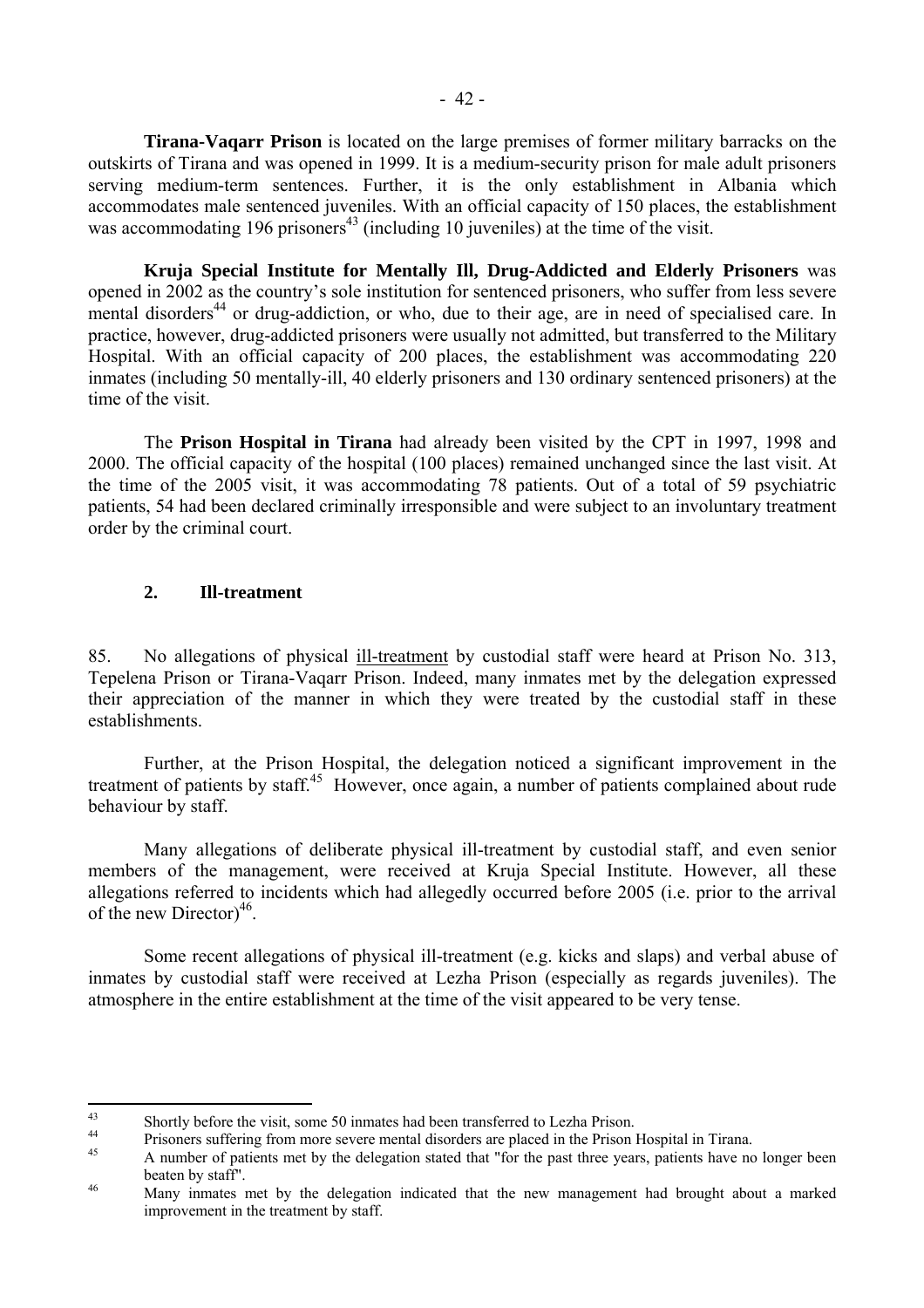**Tirana-Vaqarr Prison** is located on the large premises of former military barracks on the outskirts of Tirana and was opened in 1999. It is a medium-security prison for male adult prisoners serving medium-term sentences. Further, it is the only establishment in Albania which accommodates male sentenced juveniles. With an official capacity of 150 places, the establishment was accommodating 196 prisoners[43] (including 10 juveniles) at the time of the visit.

**Kruja Special Institute for Mentally Ill, Drug-Addicted and Elderly Prisoners** was opened in 2002 as the country's sole institution for sentenced prisoners, who suffer from less severe mental disorders[44] or drug-addiction, or who, due to their age, are in need of specialised care. In practice, however, drug-addicted prisoners were usually not admitted, but transferred to the Military Hospital. With an official capacity of 200 places, the establishment was accommodating 220 inmates (including 50 mentally-ill, 40 elderly prisoners and 130 ordinary sentenced prisoners) at the time of the visit.

The **Prison Hospital in Tirana** had already been visited by the CPT in 1997, 1998 and 2000. The official capacity of the hospital (100 places) remained unchanged since the last visit. At the time of the 2005 visit, it was accommodating 78 patients. Out of a total of 59 psychiatric patients, 54 had been declared criminally irresponsible and were subject to an involuntary treatment order by the criminal court.

## 2. Ill-treatment

85. No allegations of physical ill-treatment by custodial staff were heard at Prison No. 313, Tepelena Prison or Tirana-Vaqarr Prison. Indeed, many inmates met by the delegation expressed their appreciation of the manner in which they were treated by the custodial staff in these establishments.

Further, at the Prison Hospital, the delegation noticed a significant improvement in the treatment of patients by staff.[45] However, once again, a number of patients complained about rude behaviour by staff.

Many allegations of deliberate physical ill-treatment by custodial staff, and even senior members of the management, were received at Kruja Special Institute. However, all these allegations referred to incidents which had allegedly occurred before 2005 (i.e. prior to the arrival of the new Director)[46].

Some recent allegations of physical ill-treatment (e.g. kicks and slaps) and verbal abuse of inmates by custodial staff were received at Lezha Prison (especially as regards juveniles). The atmosphere in the entire establishment at the time of the visit appeared to be very tense.

---

[43] Shortly before the visit, some 50 inmates had been transferred to Lezha Prison.

[44] Prisoners suffering from more severe mental disorders are placed in the Prison Hospital in Tirana.

[45] A number of patients met by the delegation stated that "for the past three years, patients have no longer been beaten by staff".

[46] Many inmates met by the delegation indicated that the new management had brought about a marked improvement in the treatment by staff.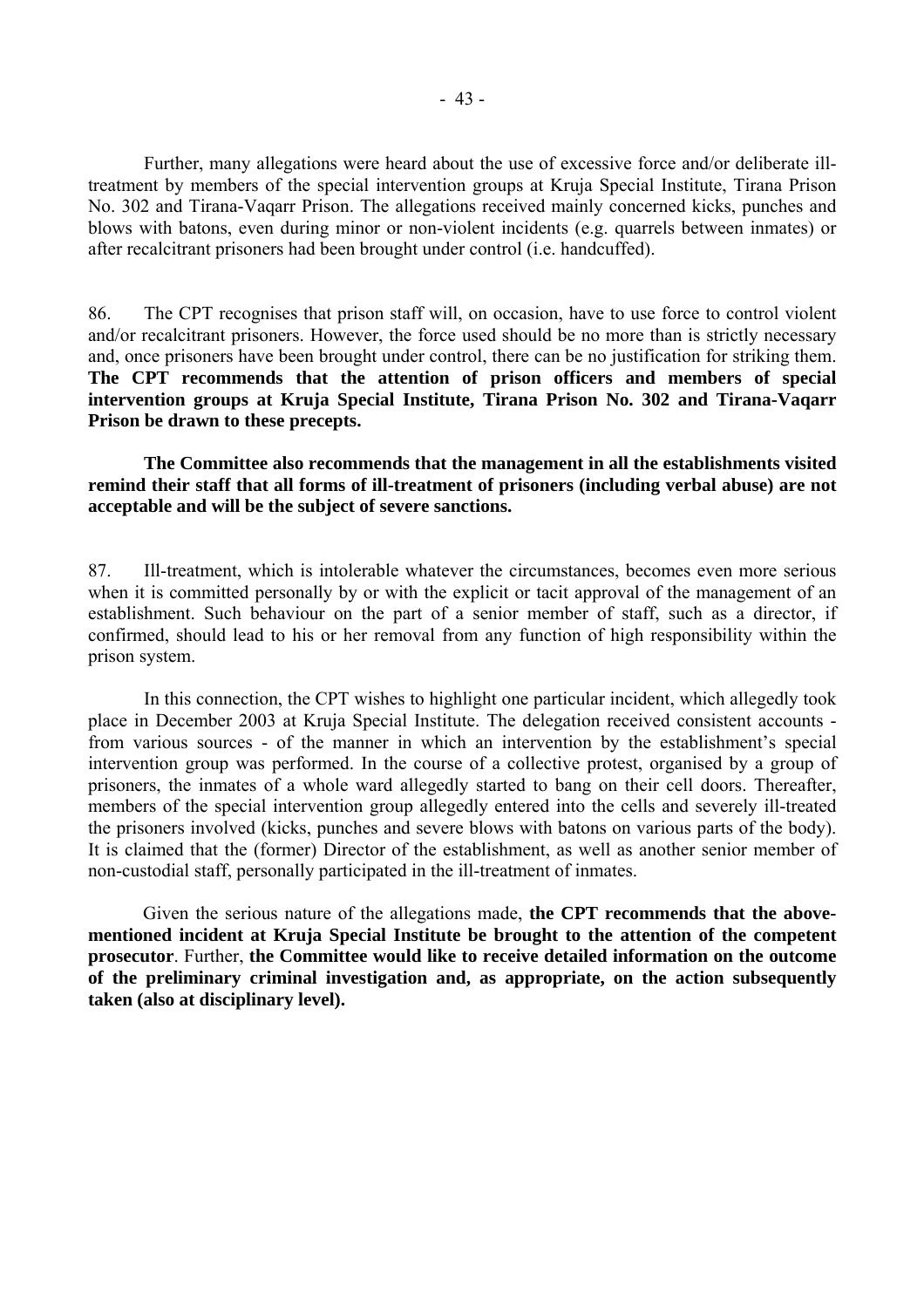Further, many allegations were heard about the use of excessive force and/or deliberate ill-treatment by members of the special intervention groups at Kruja Special Institute, Tirana Prison No. 302 and Tirana-Vaqarr Prison. The allegations received mainly concerned kicks, punches and blows with batons, even during minor or non-violent incidents (e.g. quarrels between inmates) or after recalcitrant prisoners had been brought under control (i.e. handcuffed).

86. The CPT recognises that prison staff will, on occasion, have to use force to control violent and/or recalcitrant prisoners. However, the force used should be no more than is strictly necessary and, once prisoners have been brought under control, there can be no justification for striking them. **The CPT recommends that the attention of prison officers and members of special intervention groups at Kruja Special Institute, Tirana Prison No. 302 and Tirana-Vaqarr Prison be drawn to these precepts.**

**The Committee also recommends that the management in all the establishments visited remind their staff that all forms of ill-treatment of prisoners (including verbal abuse) are not acceptable and will be the subject of severe sanctions.**

87. Ill-treatment, which is intolerable whatever the circumstances, becomes even more serious when it is committed personally by or with the explicit or tacit approval of the management of an establishment. Such behaviour on the part of a senior member of staff, such as a director, if confirmed, should lead to his or her removal from any function of high responsibility within the prison system.

In this connection, the CPT wishes to highlight one particular incident, which allegedly took place in December 2003 at Kruja Special Institute. The delegation received consistent accounts - from various sources - of the manner in which an intervention by the establishment's special intervention group was performed. In the course of a collective protest, organised by a group of prisoners, the inmates of a whole ward allegedly started to bang on their cell doors. Thereafter, members of the special intervention group allegedly entered into the cells and severely ill-treated the prisoners involved (kicks, punches and severe blows with batons on various parts of the body). It is claimed that the (former) Director of the establishment, as well as another senior member of non-custodial staff, personally participated in the ill-treatment of inmates.

Given the serious nature of the allegations made, **the CPT recommends that the above-mentioned incident at Kruja Special Institute be brought to the attention of the competent prosecutor**. Further, **the Committee would like to receive detailed information on the outcome of the preliminary criminal investigation and, as appropriate, on the action subsequently taken (also at disciplinary level).**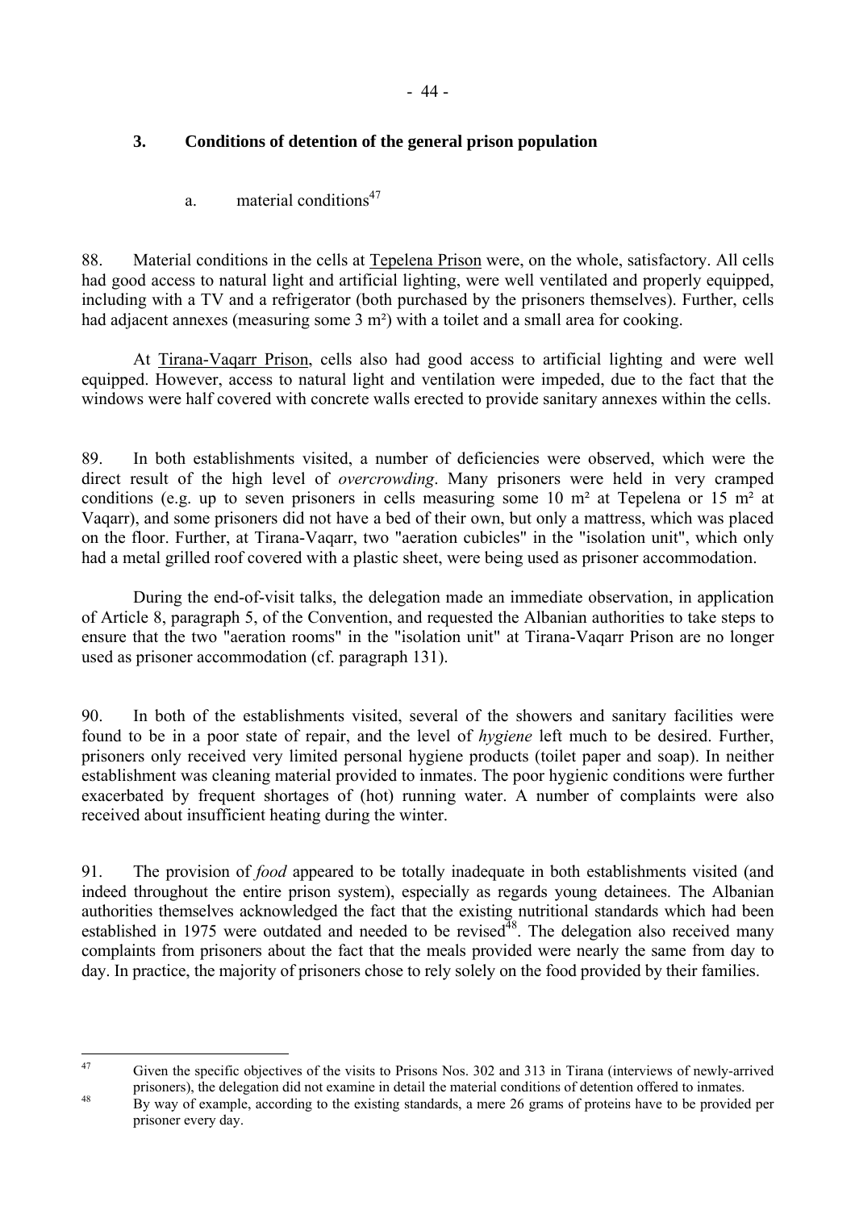### 3. Conditions of detention of the general prison population

#### a. material conditions[47]

88. Material conditions in the cells at Tepelena Prison were, on the whole, satisfactory. All cells had good access to natural light and artificial lighting, were well ventilated and properly equipped, including with a TV and a refrigerator (both purchased by the prisoners themselves). Further, cells had adjacent annexes (measuring some 3 m²) with a toilet and a small area for cooking.

At Tirana-Vaqarr Prison, cells also had good access to artificial lighting and were well equipped. However, access to natural light and ventilation were impeded, due to the fact that the windows were half covered with concrete walls erected to provide sanitary annexes within the cells.

89. In both establishments visited, a number of deficiencies were observed, which were the direct result of the high level of *overcrowding*. Many prisoners were held in very cramped conditions (e.g. up to seven prisoners in cells measuring some 10 m² at Tepelena or 15 m² at Vaqarr), and some prisoners did not have a bed of their own, but only a mattress, which was placed on the floor. Further, at Tirana-Vaqarr, two "aeration cubicles" in the "isolation unit", which only had a metal grilled roof covered with a plastic sheet, were being used as prisoner accommodation.

During the end-of-visit talks, the delegation made an immediate observation, in application of Article 8, paragraph 5, of the Convention, and requested the Albanian authorities to take steps to ensure that the two "aeration rooms" in the "isolation unit" at Tirana-Vaqarr Prison are no longer used as prisoner accommodation (cf. paragraph 131).

90. In both of the establishments visited, several of the showers and sanitary facilities were found to be in a poor state of repair, and the level of *hygiene* left much to be desired. Further, prisoners only received very limited personal hygiene products (toilet paper and soap). In neither establishment was cleaning material provided to inmates. The poor hygienic conditions were further exacerbated by frequent shortages of (hot) running water. A number of complaints were also received about insufficient heating during the winter.

91. The provision of *food* appeared to be totally inadequate in both establishments visited (and indeed throughout the entire prison system), especially as regards young detainees. The Albanian authorities themselves acknowledged the fact that the existing nutritional standards which had been established in 1975 were outdated and needed to be revised[48]. The delegation also received many complaints from prisoners about the fact that the meals provided were nearly the same from day to day. In practice, the majority of prisoners chose to rely solely on the food provided by their families.

---

[47] Given the specific objectives of the visits to Prisons Nos. 302 and 313 in Tirana (interviews of newly-arrived prisoners), the delegation did not examine in detail the material conditions of detention offered to inmates.

[48] By way of example, according to the existing standards, a mere 26 grams of proteins have to be provided per prisoner every day.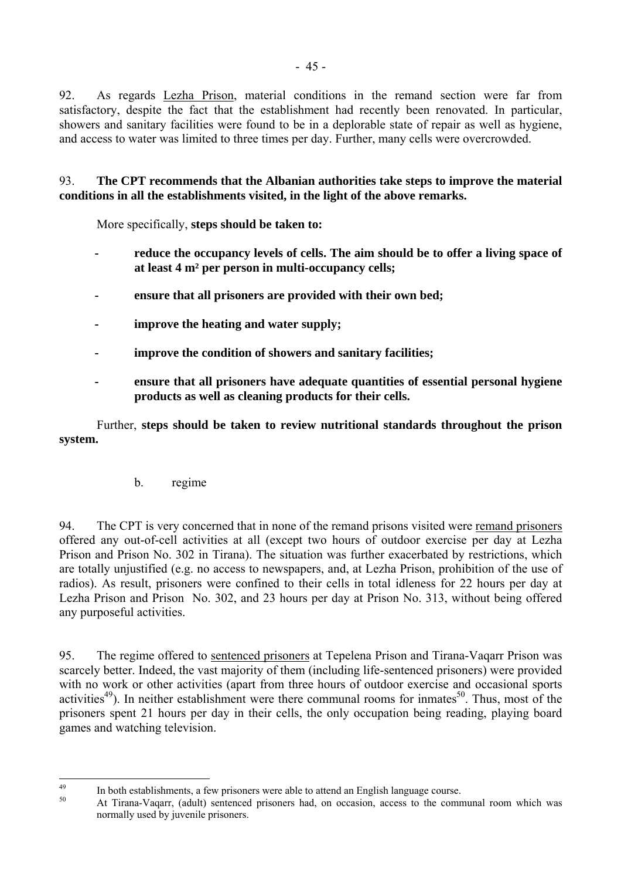92. As regards Lezha Prison, material conditions in the remand section were far from satisfactory, despite the fact that the establishment had recently been renovated. In particular, showers and sanitary facilities were found to be in a deplorable state of repair as well as hygiene, and access to water was limited to three times per day. Further, many cells were overcrowded.

93. **The CPT recommends that the Albanian authorities take steps to improve the material conditions in all the establishments visited, in the light of the above remarks.**

More specifically, **steps should be taken to:**

- **reduce the occupancy levels of cells. The aim should be to offer a living space of at least 4 m² per person in multi-occupancy cells;**
- **ensure that all prisoners are provided with their own bed;**
- **improve the heating and water supply;**
- **improve the condition of showers and sanitary facilities;**
- **ensure that all prisoners have adequate quantities of essential personal hygiene products as well as cleaning products for their cells.**

Further, **steps should be taken to review nutritional standards throughout the prison system.**

b. regime

94. The CPT is very concerned that in none of the remand prisons visited were remand prisoners offered any out-of-cell activities at all (except two hours of outdoor exercise per day at Lezha Prison and Prison No. 302 in Tirana). The situation was further exacerbated by restrictions, which are totally unjustified (e.g. no access to newspapers, and, at Lezha Prison, prohibition of the use of radios). As result, prisoners were confined to their cells in total idleness for 22 hours per day at Lezha Prison and Prison No. 302, and 23 hours per day at Prison No. 313, without being offered any purposeful activities.

95. The regime offered to sentenced prisoners at Tepelena Prison and Tirana-Vaqarr Prison was scarcely better. Indeed, the vast majority of them (including life-sentenced prisoners) were provided with no work or other activities (apart from three hours of outdoor exercise and occasional sports activities[49]). In neither establishment were there communal rooms for inmates[50]. Thus, most of the prisoners spent 21 hours per day in their cells, the only occupation being reading, playing board games and watching television.

---

[49] In both establishments, a few prisoners were able to attend an English language course.

[50] At Tirana-Vaqarr, (adult) sentenced prisoners had, on occasion, access to the communal room which was normally used by juvenile prisoners.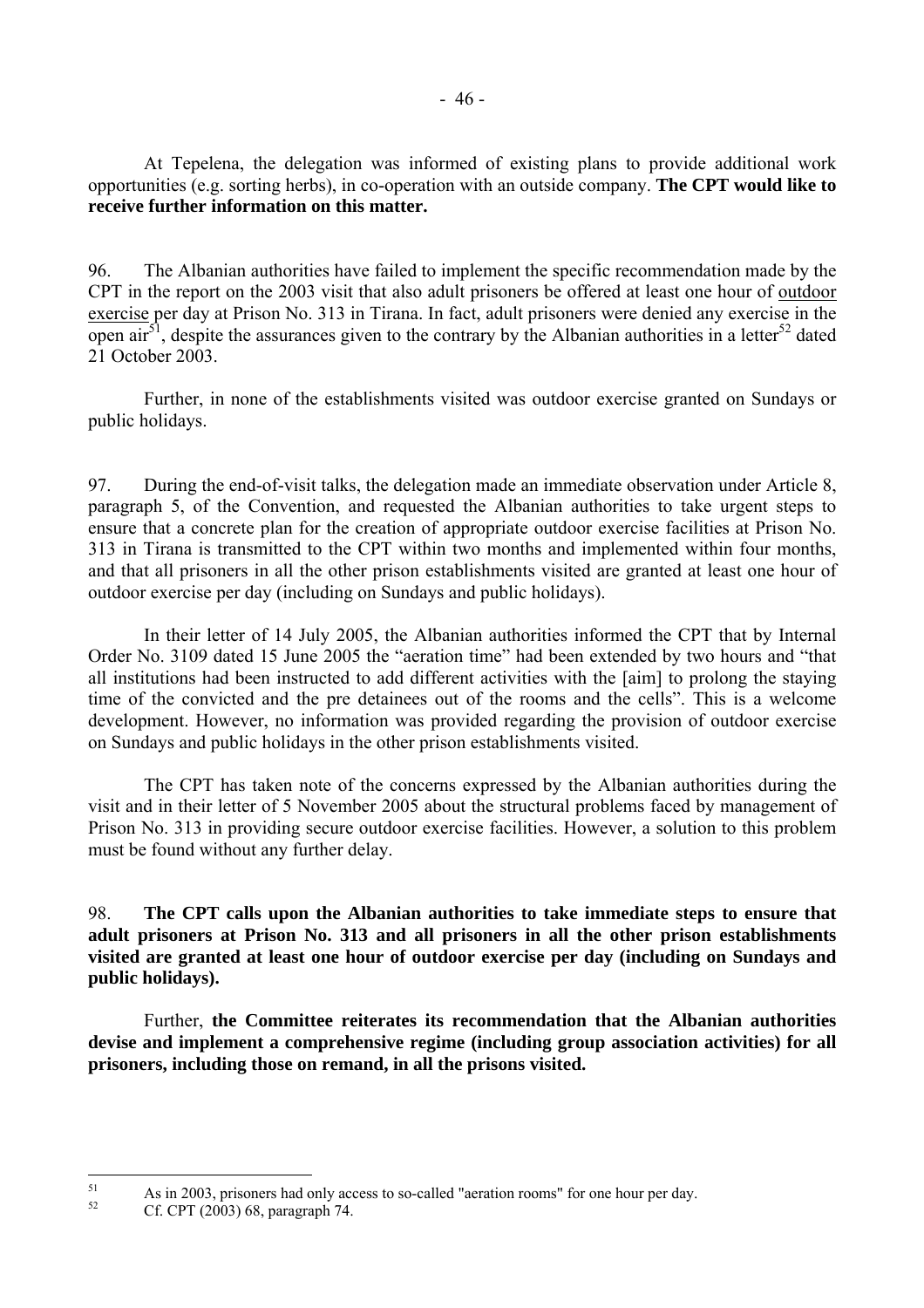At Tepelena, the delegation was informed of existing plans to provide additional work opportunities (e.g. sorting herbs), in co-operation with an outside company. **The CPT would like to receive further information on this matter.**

96. The Albanian authorities have failed to implement the specific recommendation made by the CPT in the report on the 2003 visit that also adult prisoners be offered at least one hour of outdoor exercise per day at Prison No. 313 in Tirana. In fact, adult prisoners were denied any exercise in the open air[51], despite the assurances given to the contrary by the Albanian authorities in a letter[52] dated 21 October 2003.

Further, in none of the establishments visited was outdoor exercise granted on Sundays or public holidays.

97. During the end-of-visit talks, the delegation made an immediate observation under Article 8, paragraph 5, of the Convention, and requested the Albanian authorities to take urgent steps to ensure that a concrete plan for the creation of appropriate outdoor exercise facilities at Prison No. 313 in Tirana is transmitted to the CPT within two months and implemented within four months, and that all prisoners in all the other prison establishments visited are granted at least one hour of outdoor exercise per day (including on Sundays and public holidays).

In their letter of 14 July 2005, the Albanian authorities informed the CPT that by Internal Order No. 3109 dated 15 June 2005 the "aeration time" had been extended by two hours and "that all institutions had been instructed to add different activities with the [aim] to prolong the staying time of the convicted and the pre detainees out of the rooms and the cells". This is a welcome development. However, no information was provided regarding the provision of outdoor exercise on Sundays and public holidays in the other prison establishments visited.

The CPT has taken note of the concerns expressed by the Albanian authorities during the visit and in their letter of 5 November 2005 about the structural problems faced by management of Prison No. 313 in providing secure outdoor exercise facilities. However, a solution to this problem must be found without any further delay.

98. **The CPT calls upon the Albanian authorities to take immediate steps to ensure that adult prisoners at Prison No. 313 and all prisoners in all the other prison establishments visited are granted at least one hour of outdoor exercise per day (including on Sundays and public holidays).**

Further, **the Committee reiterates its recommendation that the Albanian authorities devise and implement a comprehensive regime (including group association activities) for all prisoners, including those on remand, in all the prisons visited.**

---

[51] As in 2003, prisoners had only access to so-called "aeration rooms" for one hour per day.

[52] Cf. CPT (2003) 68, paragraph 74.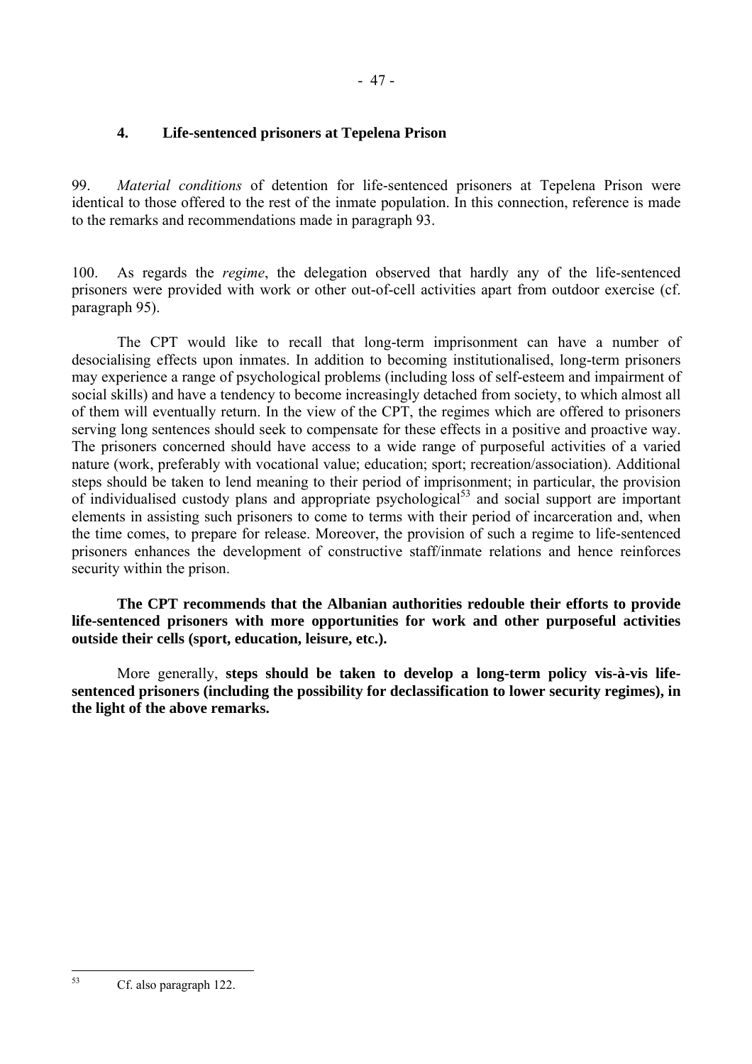### 4. Life-sentenced prisoners at Tepelena Prison

99. *Material conditions* of detention for life-sentenced prisoners at Tepelena Prison were identical to those offered to the rest of the inmate population. In this connection, reference is made to the remarks and recommendations made in paragraph 93.

100. As regards the *regime*, the delegation observed that hardly any of the life-sentenced prisoners were provided with work or other out-of-cell activities apart from outdoor exercise (cf. paragraph 95).

The CPT would like to recall that long-term imprisonment can have a number of desocialising effects upon inmates. In addition to becoming institutionalised, long-term prisoners may experience a range of psychological problems (including loss of self-esteem and impairment of social skills) and have a tendency to become increasingly detached from society, to which almost all of them will eventually return. In the view of the CPT, the regimes which are offered to prisoners serving long sentences should seek to compensate for these effects in a positive and proactive way. The prisoners concerned should have access to a wide range of purposeful activities of a varied nature (work, preferably with vocational value; education; sport; recreation/association). Additional steps should be taken to lend meaning to their period of imprisonment; in particular, the provision of individualised custody plans and appropriate psychological[53] and social support are important elements in assisting such prisoners to come to terms with their period of incarceration and, when the time comes, to prepare for release. Moreover, the provision of such a regime to life-sentenced prisoners enhances the development of constructive staff/inmate relations and hence reinforces security within the prison.

**The CPT recommends that the Albanian authorities redouble their efforts to provide life-sentenced prisoners with more opportunities for work and other purposeful activities outside their cells (sport, education, leisure, etc.).**

More generally, **steps should be taken to develop a long-term policy vis-à-vis life-sentenced prisoners (including the possibility for declassification to lower security regimes), in the light of the above remarks.**

---

[53] Cf. also paragraph 122.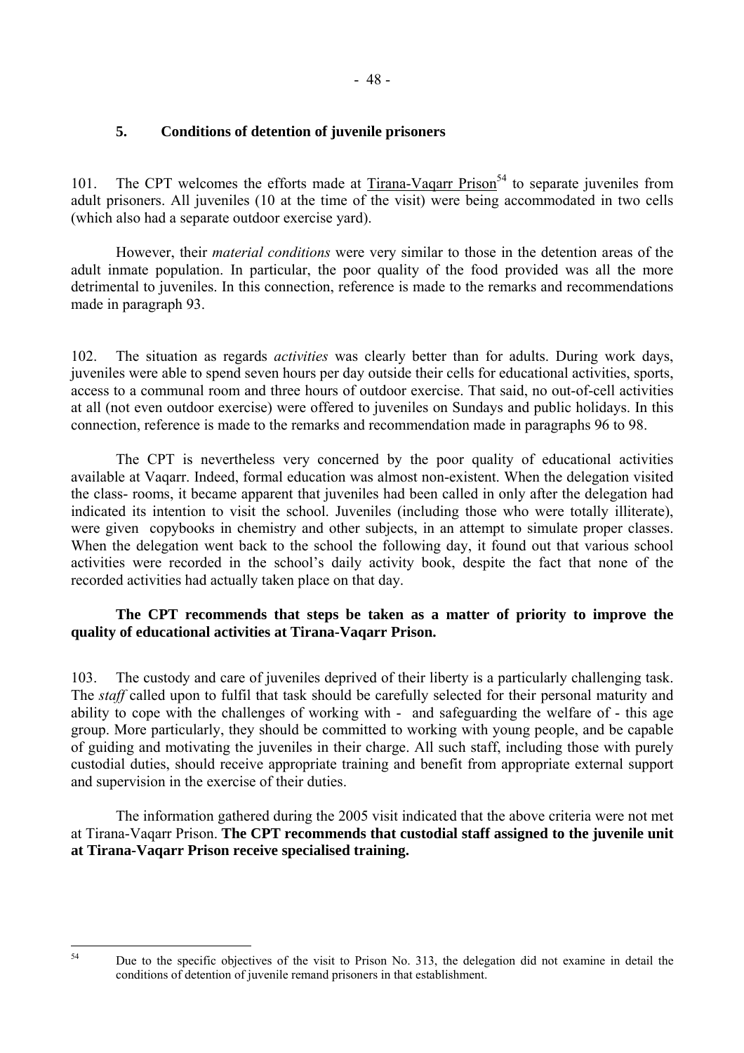## 5. Conditions of detention of juvenile prisoners

101. The CPT welcomes the efforts made at Tirana-Vaqarr Prison[54] to separate juveniles from adult prisoners. All juveniles (10 at the time of the visit) were being accommodated in two cells (which also had a separate outdoor exercise yard).

However, their *material conditions* were very similar to those in the detention areas of the adult inmate population. In particular, the poor quality of the food provided was all the more detrimental to juveniles. In this connection, reference is made to the remarks and recommendations made in paragraph 93.

102. The situation as regards *activities* was clearly better than for adults. During work days, juveniles were able to spend seven hours per day outside their cells for educational activities, sports, access to a communal room and three hours of outdoor exercise. That said, no out-of-cell activities at all (not even outdoor exercise) were offered to juveniles on Sundays and public holidays. In this connection, reference is made to the remarks and recommendation made in paragraphs 96 to 98.

The CPT is nevertheless very concerned by the poor quality of educational activities available at Vaqarr. Indeed, formal education was almost non-existent. When the delegation visited the class- rooms, it became apparent that juveniles had been called in only after the delegation had indicated its intention to visit the school. Juveniles (including those who were totally illiterate), were given copybooks in chemistry and other subjects, in an attempt to simulate proper classes. When the delegation went back to the school the following day, it found out that various school activities were recorded in the school's daily activity book, despite the fact that none of the recorded activities had actually taken place on that day.

**The CPT recommends that steps be taken as a matter of priority to improve the quality of educational activities at Tirana-Vaqarr Prison.**

103. The custody and care of juveniles deprived of their liberty is a particularly challenging task. The *staff* called upon to fulfil that task should be carefully selected for their personal maturity and ability to cope with the challenges of working with - and safeguarding the welfare of - this age group. More particularly, they should be committed to working with young people, and be capable of guiding and motivating the juveniles in their charge. All such staff, including those with purely custodial duties, should receive appropriate training and benefit from appropriate external support and supervision in the exercise of their duties.

The information gathered during the 2005 visit indicated that the above criteria were not met at Tirana-Vaqarr Prison. **The CPT recommends that custodial staff assigned to the juvenile unit at Tirana-Vaqarr Prison receive specialised training.**

---

[54] Due to the specific objectives of the visit to Prison No. 313, the delegation did not examine in detail the conditions of detention of juvenile remand prisoners in that establishment.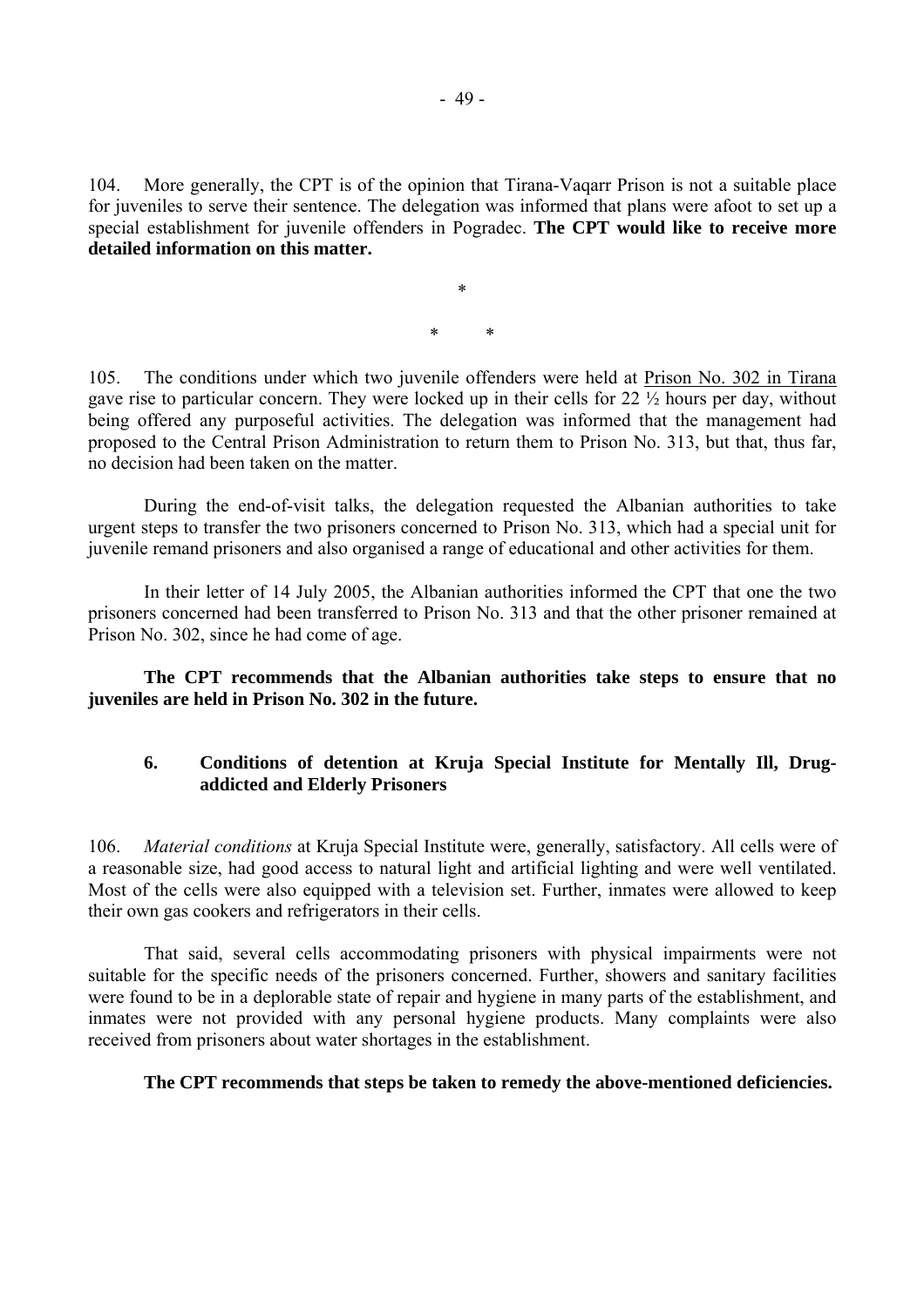104. More generally, the CPT is of the opinion that Tirana-Vaqarr Prison is not a suitable place for juveniles to serve their sentence. The delegation was informed that plans were afoot to set up a special establishment for juvenile offenders in Pogradec. **The CPT would like to receive more detailed information on this matter.**

\*

\* \*

105. The conditions under which two juvenile offenders were held at Prison No. 302 in Tirana gave rise to particular concern. They were locked up in their cells for 22 ½ hours per day, without being offered any purposeful activities. The delegation was informed that the management had proposed to the Central Prison Administration to return them to Prison No. 313, but that, thus far, no decision had been taken on the matter.

During the end-of-visit talks, the delegation requested the Albanian authorities to take urgent steps to transfer the two prisoners concerned to Prison No. 313, which had a special unit for juvenile remand prisoners and also organised a range of educational and other activities for them.

In their letter of 14 July 2005, the Albanian authorities informed the CPT that one the two prisoners concerned had been transferred to Prison No. 313 and that the other prisoner remained at Prison No. 302, since he had come of age.

**The CPT recommends that the Albanian authorities take steps to ensure that no juveniles are held in Prison No. 302 in the future.**

### 6. Conditions of detention at Kruja Special Institute for Mentally Ill, Drug-addicted and Elderly Prisoners

106. *Material conditions* at Kruja Special Institute were, generally, satisfactory. All cells were of a reasonable size, had good access to natural light and artificial lighting and were well ventilated. Most of the cells were also equipped with a television set. Further, inmates were allowed to keep their own gas cookers and refrigerators in their cells.

That said, several cells accommodating prisoners with physical impairments were not suitable for the specific needs of the prisoners concerned. Further, showers and sanitary facilities were found to be in a deplorable state of repair and hygiene in many parts of the establishment, and inmates were not provided with any personal hygiene products. Many complaints were also received from prisoners about water shortages in the establishment.

**The CPT recommends that steps be taken to remedy the above-mentioned deficiencies.**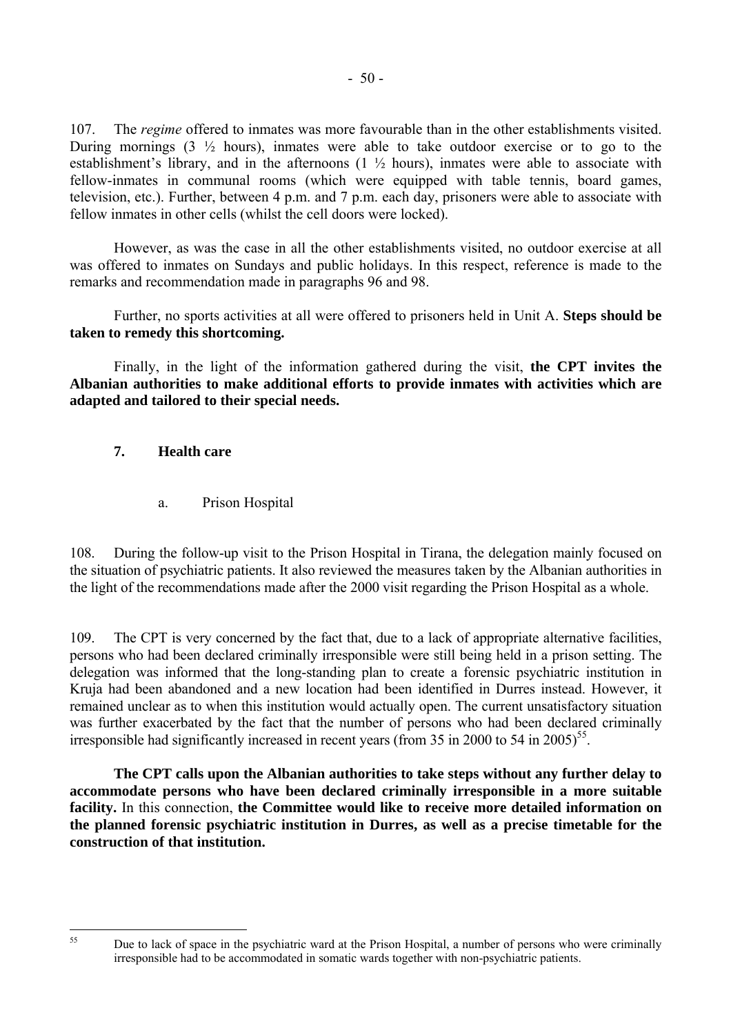107. The *regime* offered to inmates was more favourable than in the other establishments visited. During mornings (3 ½ hours), inmates were able to take outdoor exercise or to go to the establishment's library, and in the afternoons (1 ½ hours), inmates were able to associate with fellow-inmates in communal rooms (which were equipped with table tennis, board games, television, etc.). Further, between 4 p.m. and 7 p.m. each day, prisoners were able to associate with fellow inmates in other cells (whilst the cell doors were locked).

However, as was the case in all the other establishments visited, no outdoor exercise at all was offered to inmates on Sundays and public holidays. In this respect, reference is made to the remarks and recommendation made in paragraphs 96 and 98.

Further, no sports activities at all were offered to prisoners held in Unit A. **Steps should be taken to remedy this shortcoming.**

Finally, in the light of the information gathered during the visit, **the CPT invites the Albanian authorities to make additional efforts to provide inmates with activities which are adapted and tailored to their special needs.**

### 7. Health care

#### a. Prison Hospital

108. During the follow-up visit to the Prison Hospital in Tirana, the delegation mainly focused on the situation of psychiatric patients. It also reviewed the measures taken by the Albanian authorities in the light of the recommendations made after the 2000 visit regarding the Prison Hospital as a whole.

109. The CPT is very concerned by the fact that, due to a lack of appropriate alternative facilities, persons who had been declared criminally irresponsible were still being held in a prison setting. The delegation was informed that the long-standing plan to create a forensic psychiatric institution in Kruja had been abandoned and a new location had been identified in Durres instead. However, it remained unclear as to when this institution would actually open. The current unsatisfactory situation was further exacerbated by the fact that the number of persons who had been declared criminally irresponsible had significantly increased in recent years (from 35 in 2000 to 54 in 2005)[55].

**The CPT calls upon the Albanian authorities to take steps without any further delay to accommodate persons who have been declared criminally irresponsible in a more suitable facility.** In this connection, **the Committee would like to receive more detailed information on the planned forensic psychiatric institution in Durres, as well as a precise timetable for the construction of that institution.**

---

[55] Due to lack of space in the psychiatric ward at the Prison Hospital, a number of persons who were criminally irresponsible had to be accommodated in somatic wards together with non-psychiatric patients.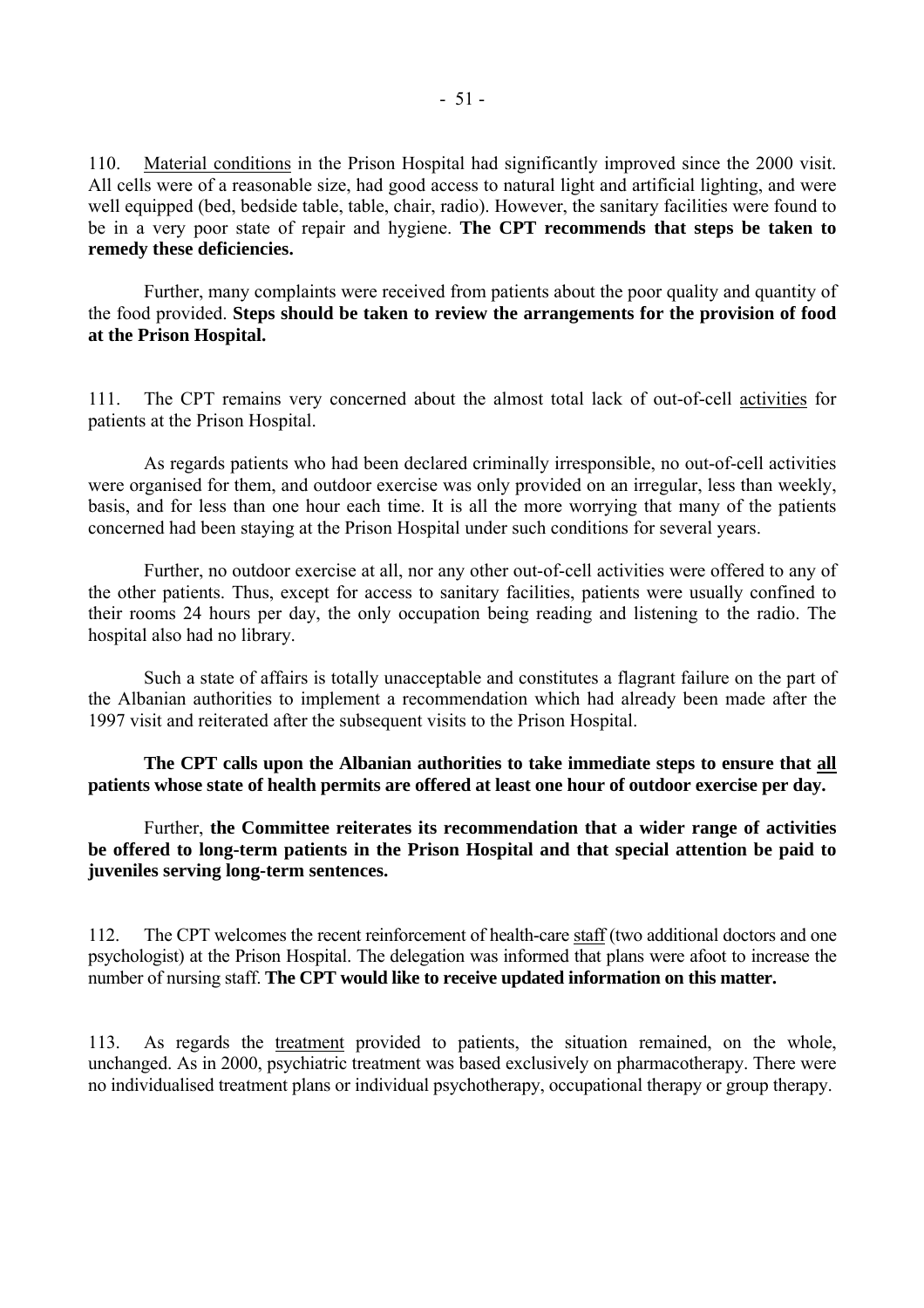110. Material conditions in the Prison Hospital had significantly improved since the 2000 visit. All cells were of a reasonable size, had good access to natural light and artificial lighting, and were well equipped (bed, bedside table, table, chair, radio). However, the sanitary facilities were found to be in a very poor state of repair and hygiene. **The CPT recommends that steps be taken to remedy these deficiencies.**

Further, many complaints were received from patients about the poor quality and quantity of the food provided. **Steps should be taken to review the arrangements for the provision of food at the Prison Hospital.**

111. The CPT remains very concerned about the almost total lack of out-of-cell activities for patients at the Prison Hospital.

As regards patients who had been declared criminally irresponsible, no out-of-cell activities were organised for them, and outdoor exercise was only provided on an irregular, less than weekly, basis, and for less than one hour each time. It is all the more worrying that many of the patients concerned had been staying at the Prison Hospital under such conditions for several years.

Further, no outdoor exercise at all, nor any other out-of-cell activities were offered to any of the other patients. Thus, except for access to sanitary facilities, patients were usually confined to their rooms 24 hours per day, the only occupation being reading and listening to the radio. The hospital also had no library.

Such a state of affairs is totally unacceptable and constitutes a flagrant failure on the part of the Albanian authorities to implement a recommendation which had already been made after the 1997 visit and reiterated after the subsequent visits to the Prison Hospital.

**The CPT calls upon the Albanian authorities to take immediate steps to ensure that all patients whose state of health permits are offered at least one hour of outdoor exercise per day.**

Further, **the Committee reiterates its recommendation that a wider range of activities be offered to long-term patients in the Prison Hospital and that special attention be paid to juveniles serving long-term sentences.**

112. The CPT welcomes the recent reinforcement of health-care staff (two additional doctors and one psychologist) at the Prison Hospital. The delegation was informed that plans were afoot to increase the number of nursing staff. **The CPT would like to receive updated information on this matter.**

113. As regards the treatment provided to patients, the situation remained, on the whole, unchanged. As in 2000, psychiatric treatment was based exclusively on pharmacotherapy. There were no individualised treatment plans or individual psychotherapy, occupational therapy or group therapy.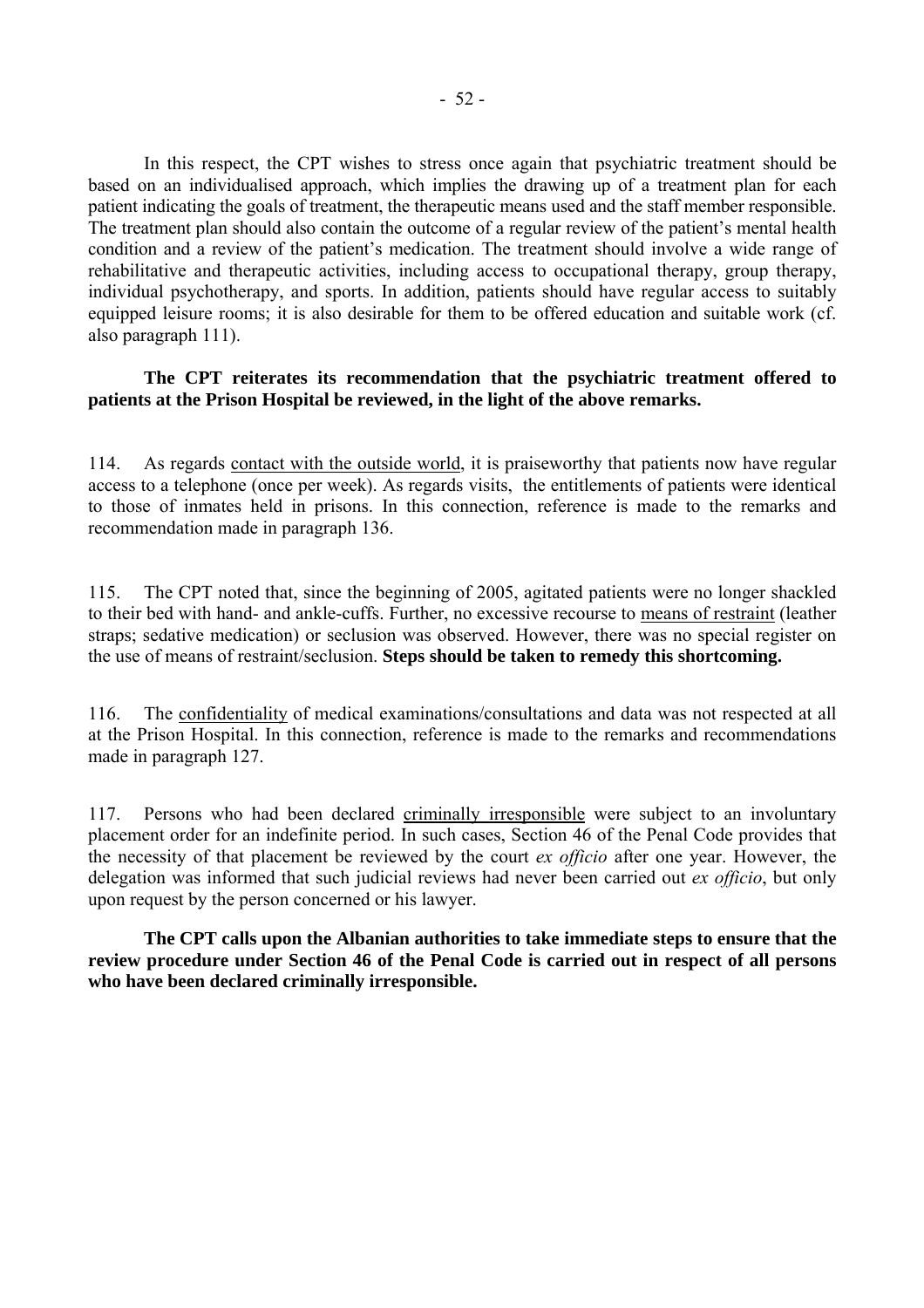In this respect, the CPT wishes to stress once again that psychiatric treatment should be based on an individualised approach, which implies the drawing up of a treatment plan for each patient indicating the goals of treatment, the therapeutic means used and the staff member responsible. The treatment plan should also contain the outcome of a regular review of the patient's mental health condition and a review of the patient's medication. The treatment should involve a wide range of rehabilitative and therapeutic activities, including access to occupational therapy, group therapy, individual psychotherapy, and sports. In addition, patients should have regular access to suitably equipped leisure rooms; it is also desirable for them to be offered education and suitable work (cf. also paragraph 111).

**The CPT reiterates its recommendation that the psychiatric treatment offered to patients at the Prison Hospital be reviewed, in the light of the above remarks.**

114. As regards contact with the outside world, it is praiseworthy that patients now have regular access to a telephone (once per week). As regards visits, the entitlements of patients were identical to those of inmates held in prisons. In this connection, reference is made to the remarks and recommendation made in paragraph 136.

115. The CPT noted that, since the beginning of 2005, agitated patients were no longer shackled to their bed with hand- and ankle-cuffs. Further, no excessive recourse to means of restraint (leather straps; sedative medication) or seclusion was observed. However, there was no special register on the use of means of restraint/seclusion. **Steps should be taken to remedy this shortcoming.**

116. The confidentiality of medical examinations/consultations and data was not respected at all at the Prison Hospital. In this connection, reference is made to the remarks and recommendations made in paragraph 127.

117. Persons who had been declared criminally irresponsible were subject to an involuntary placement order for an indefinite period. In such cases, Section 46 of the Penal Code provides that the necessity of that placement be reviewed by the court *ex officio* after one year. However, the delegation was informed that such judicial reviews had never been carried out *ex officio*, but only upon request by the person concerned or his lawyer.

**The CPT calls upon the Albanian authorities to take immediate steps to ensure that the review procedure under Section 46 of the Penal Code is carried out in respect of all persons who have been declared criminally irresponsible.**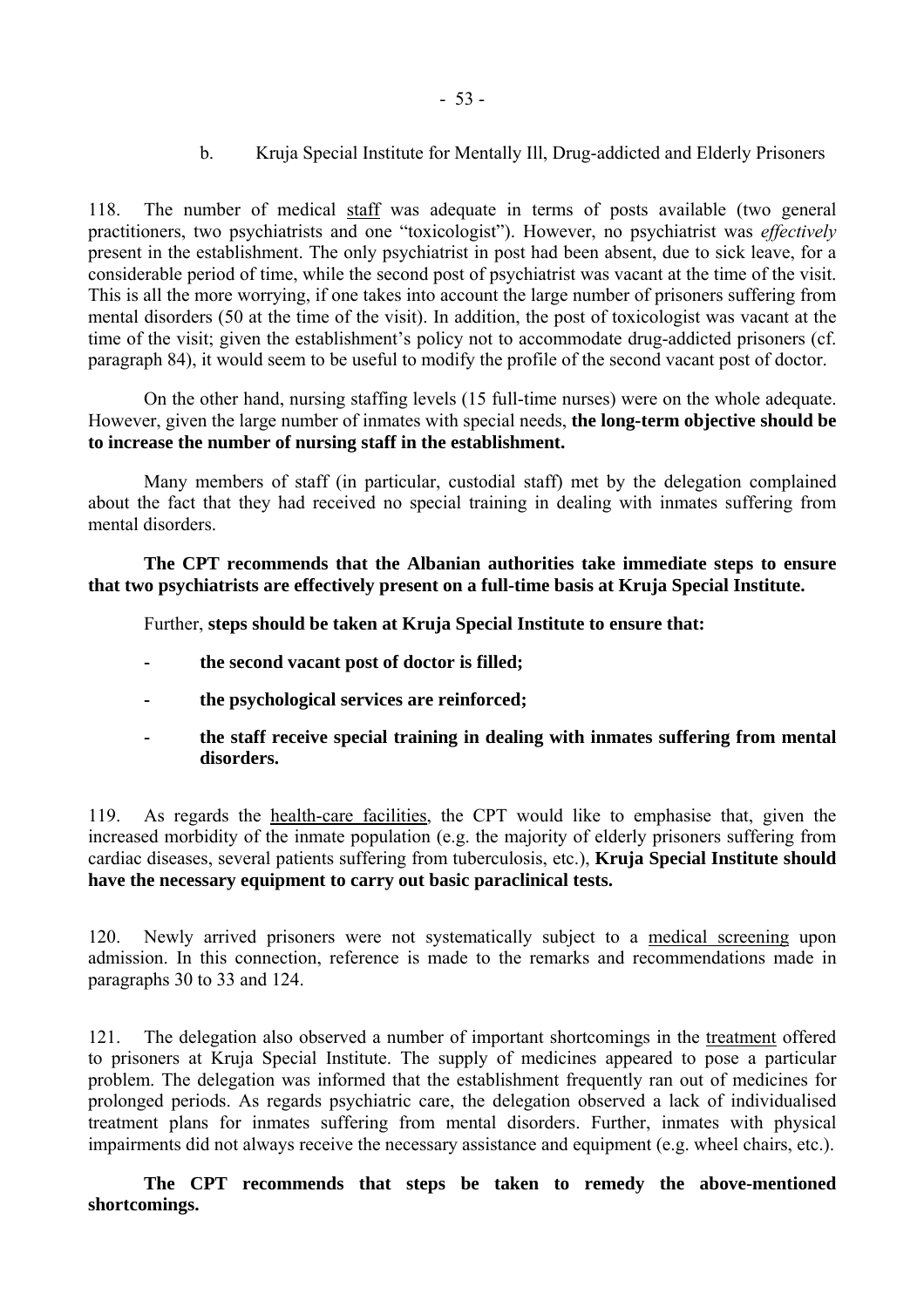### b. Kruja Special Institute for Mentally Ill, Drug-addicted and Elderly Prisoners

118. The number of medical staff was adequate in terms of posts available (two general practitioners, two psychiatrists and one "toxicologist"). However, no psychiatrist was *effectively* present in the establishment. The only psychiatrist in post had been absent, due to sick leave, for a considerable period of time, while the second post of psychiatrist was vacant at the time of the visit. This is all the more worrying, if one takes into account the large number of prisoners suffering from mental disorders (50 at the time of the visit). In addition, the post of toxicologist was vacant at the time of the visit; given the establishment's policy not to accommodate drug-addicted prisoners (cf. paragraph 84), it would seem to be useful to modify the profile of the second vacant post of doctor.

On the other hand, nursing staffing levels (15 full-time nurses) were on the whole adequate. However, given the large number of inmates with special needs, **the long-term objective should be to increase the number of nursing staff in the establishment.**

Many members of staff (in particular, custodial staff) met by the delegation complained about the fact that they had received no special training in dealing with inmates suffering from mental disorders.

**The CPT recommends that the Albanian authorities take immediate steps to ensure that two psychiatrists are effectively present on a full-time basis at Kruja Special Institute.**

Further, **steps should be taken at Kruja Special Institute to ensure that:**

- **the second vacant post of doctor is filled;**
- **the psychological services are reinforced;**
- **the staff receive special training in dealing with inmates suffering from mental disorders.**

119. As regards the health-care facilities, the CPT would like to emphasise that, given the increased morbidity of the inmate population (e.g. the majority of elderly prisoners suffering from cardiac diseases, several patients suffering from tuberculosis, etc.), **Kruja Special Institute should have the necessary equipment to carry out basic paraclinical tests.**

120. Newly arrived prisoners were not systematically subject to a medical screening upon admission. In this connection, reference is made to the remarks and recommendations made in paragraphs 30 to 33 and 124.

121. The delegation also observed a number of important shortcomings in the treatment offered to prisoners at Kruja Special Institute. The supply of medicines appeared to pose a particular problem. The delegation was informed that the establishment frequently ran out of medicines for prolonged periods. As regards psychiatric care, the delegation observed a lack of individualised treatment plans for inmates suffering from mental disorders. Further, inmates with physical impairments did not always receive the necessary assistance and equipment (e.g. wheel chairs, etc.).

**The CPT recommends that steps be taken to remedy the above-mentioned shortcomings.**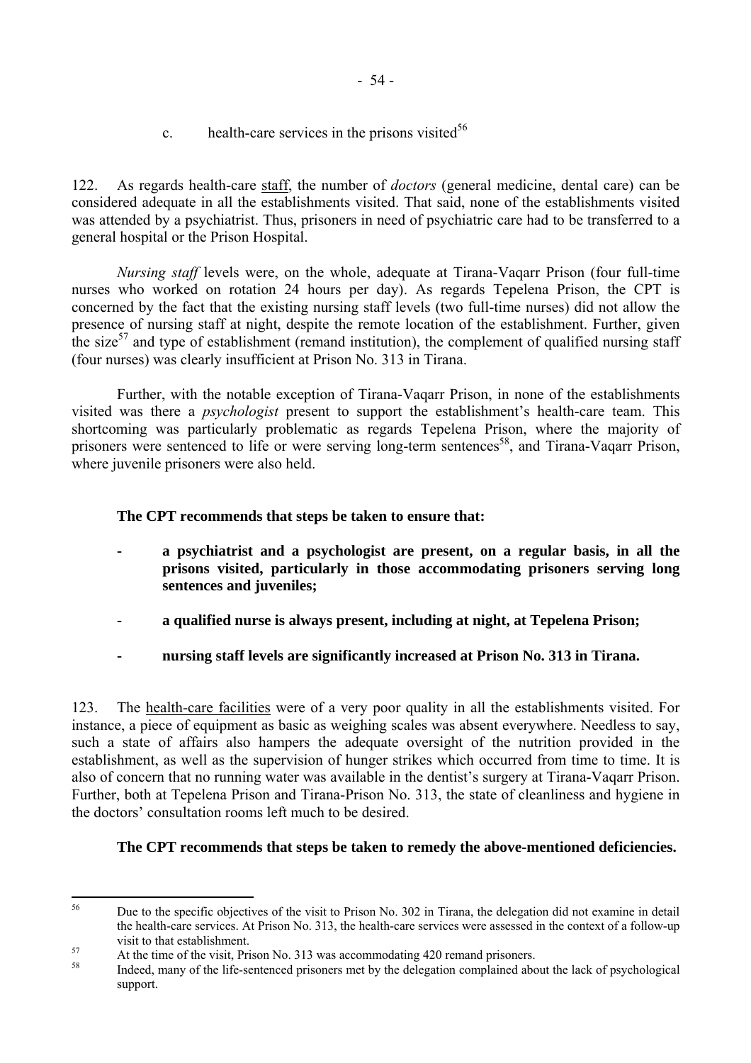c. health-care services in the prisons visited[56]

122. As regards health-care staff, the number of *doctors* (general medicine, dental care) can be considered adequate in all the establishments visited. That said, none of the establishments visited was attended by a psychiatrist. Thus, prisoners in need of psychiatric care had to be transferred to a general hospital or the Prison Hospital.

*Nursing staff* levels were, on the whole, adequate at Tirana-Vaqarr Prison (four full-time nurses who worked on rotation 24 hours per day). As regards Tepelena Prison, the CPT is concerned by the fact that the existing nursing staff levels (two full-time nurses) did not allow the presence of nursing staff at night, despite the remote location of the establishment. Further, given the size[57] and type of establishment (remand institution), the complement of qualified nursing staff (four nurses) was clearly insufficient at Prison No. 313 in Tirana.

Further, with the notable exception of Tirana-Vaqarr Prison, in none of the establishments visited was there a *psychologist* present to support the establishment's health-care team. This shortcoming was particularly problematic as regards Tepelena Prison, where the majority of prisoners were sentenced to life or were serving long-term sentences[58], and Tirana-Vaqarr Prison, where juvenile prisoners were also held.

**The CPT recommends that steps be taken to ensure that:**

- **a psychiatrist and a psychologist are present, on a regular basis, in all the prisons visited, particularly in those accommodating prisoners serving long sentences and juveniles;**
- **a qualified nurse is always present, including at night, at Tepelena Prison;**
- **nursing staff levels are significantly increased at Prison No. 313 in Tirana.**

123. The health-care facilities were of a very poor quality in all the establishments visited. For instance, a piece of equipment as basic as weighing scales was absent everywhere. Needless to say, such a state of affairs also hampers the adequate oversight of the nutrition provided in the establishment, as well as the supervision of hunger strikes which occurred from time to time. It is also of concern that no running water was available in the dentist's surgery at Tirana-Vaqarr Prison. Further, both at Tepelena Prison and Tirana-Prison No. 313, the state of cleanliness and hygiene in the doctors' consultation rooms left much to be desired.

**The CPT recommends that steps be taken to remedy the above-mentioned deficiencies.**

---

[56] Due to the specific objectives of the visit to Prison No. 302 in Tirana, the delegation did not examine in detail the health-care services. At Prison No. 313, the health-care services were assessed in the context of a follow-up visit to that establishment.

[57] At the time of the visit, Prison No. 313 was accommodating 420 remand prisoners.

[58] Indeed, many of the life-sentenced prisoners met by the delegation complained about the lack of psychological support.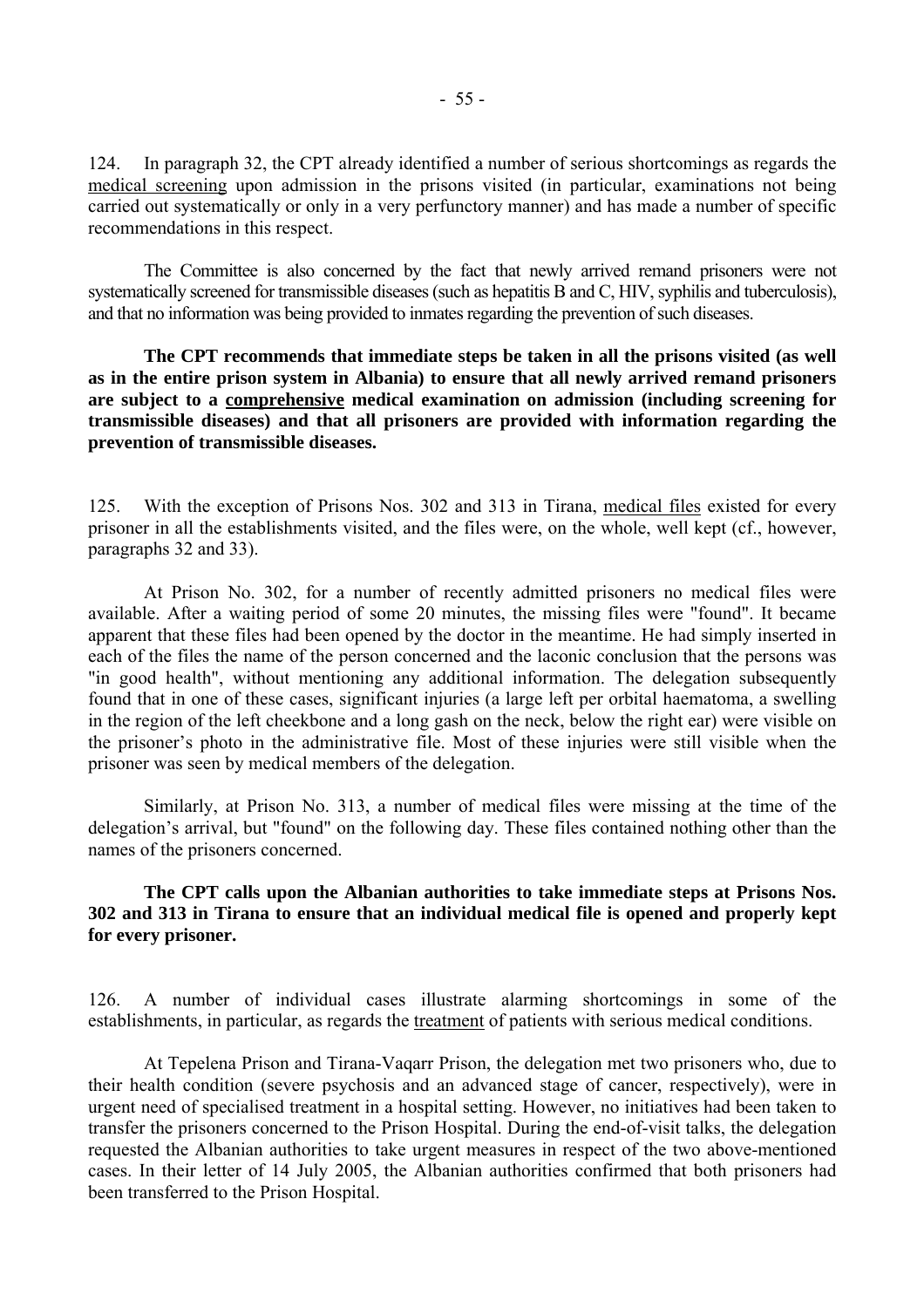124. In paragraph 32, the CPT already identified a number of serious shortcomings as regards the medical screening upon admission in the prisons visited (in particular, examinations not being carried out systematically or only in a very perfunctory manner) and has made a number of specific recommendations in this respect.

The Committee is also concerned by the fact that newly arrived remand prisoners were not systematically screened for transmissible diseases (such as hepatitis B and C, HIV, syphilis and tuberculosis), and that no information was being provided to inmates regarding the prevention of such diseases.

**The CPT recommends that immediate steps be taken in all the prisons visited (as well as in the entire prison system in Albania) to ensure that all newly arrived remand prisoners are subject to a comprehensive medical examination on admission (including screening for transmissible diseases) and that all prisoners are provided with information regarding the prevention of transmissible diseases.**

125. With the exception of Prisons Nos. 302 and 313 in Tirana, medical files existed for every prisoner in all the establishments visited, and the files were, on the whole, well kept (cf., however, paragraphs 32 and 33).

At Prison No. 302, for a number of recently admitted prisoners no medical files were available. After a waiting period of some 20 minutes, the missing files were "found". It became apparent that these files had been opened by the doctor in the meantime. He had simply inserted in each of the files the name of the person concerned and the laconic conclusion that the persons was "in good health", without mentioning any additional information. The delegation subsequently found that in one of these cases, significant injuries (a large left per orbital haematoma, a swelling in the region of the left cheekbone and a long gash on the neck, below the right ear) were visible on the prisoner's photo in the administrative file. Most of these injuries were still visible when the prisoner was seen by medical members of the delegation.

Similarly, at Prison No. 313, a number of medical files were missing at the time of the delegation's arrival, but "found" on the following day. These files contained nothing other than the names of the prisoners concerned.

**The CPT calls upon the Albanian authorities to take immediate steps at Prisons Nos. 302 and 313 in Tirana to ensure that an individual medical file is opened and properly kept for every prisoner.**

126. A number of individual cases illustrate alarming shortcomings in some of the establishments, in particular, as regards the treatment of patients with serious medical conditions.

At Tepelena Prison and Tirana-Vaqarr Prison, the delegation met two prisoners who, due to their health condition (severe psychosis and an advanced stage of cancer, respectively), were in urgent need of specialised treatment in a hospital setting. However, no initiatives had been taken to transfer the prisoners concerned to the Prison Hospital. During the end-of-visit talks, the delegation requested the Albanian authorities to take urgent measures in respect of the two above-mentioned cases. In their letter of 14 July 2005, the Albanian authorities confirmed that both prisoners had been transferred to the Prison Hospital.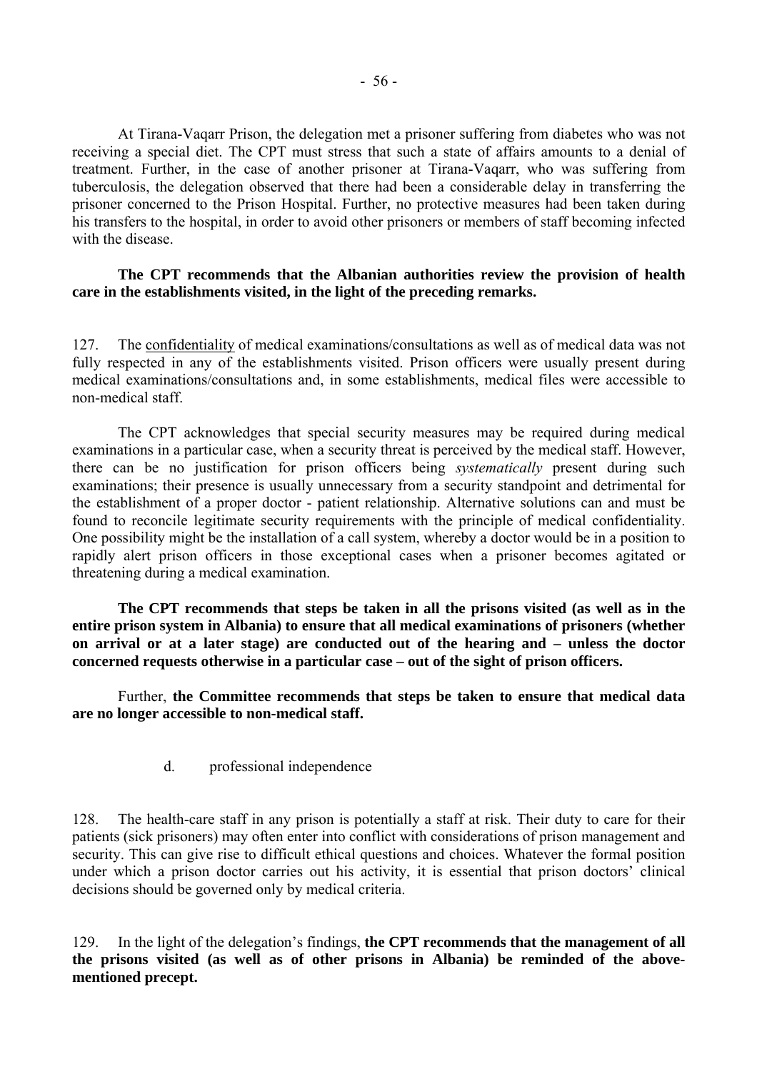At Tirana-Vaqarr Prison, the delegation met a prisoner suffering from diabetes who was not receiving a special diet. The CPT must stress that such a state of affairs amounts to a denial of treatment. Further, in the case of another prisoner at Tirana-Vaqarr, who was suffering from tuberculosis, the delegation observed that there had been a considerable delay in transferring the prisoner concerned to the Prison Hospital. Further, no protective measures had been taken during his transfers to the hospital, in order to avoid other prisoners or members of staff becoming infected with the disease.

**The CPT recommends that the Albanian authorities review the provision of health care in the establishments visited, in the light of the preceding remarks.**

127. The confidentiality of medical examinations/consultations as well as of medical data was not fully respected in any of the establishments visited. Prison officers were usually present during medical examinations/consultations and, in some establishments, medical files were accessible to non-medical staff.

The CPT acknowledges that special security measures may be required during medical examinations in a particular case, when a security threat is perceived by the medical staff. However, there can be no justification for prison officers being *systematically* present during such examinations; their presence is usually unnecessary from a security standpoint and detrimental for the establishment of a proper doctor - patient relationship. Alternative solutions can and must be found to reconcile legitimate security requirements with the principle of medical confidentiality. One possibility might be the installation of a call system, whereby a doctor would be in a position to rapidly alert prison officers in those exceptional cases when a prisoner becomes agitated or threatening during a medical examination.

**The CPT recommends that steps be taken in all the prisons visited (as well as in the entire prison system in Albania) to ensure that all medical examinations of prisoners (whether on arrival or at a later stage) are conducted out of the hearing and – unless the doctor concerned requests otherwise in a particular case – out of the sight of prison officers.**

Further, **the Committee recommends that steps be taken to ensure that medical data are no longer accessible to non-medical staff.**

d. professional independence

128. The health-care staff in any prison is potentially a staff at risk. Their duty to care for their patients (sick prisoners) may often enter into conflict with considerations of prison management and security. This can give rise to difficult ethical questions and choices. Whatever the formal position under which a prison doctor carries out his activity, it is essential that prison doctors' clinical decisions should be governed only by medical criteria.

129. In the light of the delegation's findings, **the CPT recommends that the management of all the prisons visited (as well as of other prisons in Albania) be reminded of the above-mentioned precept.**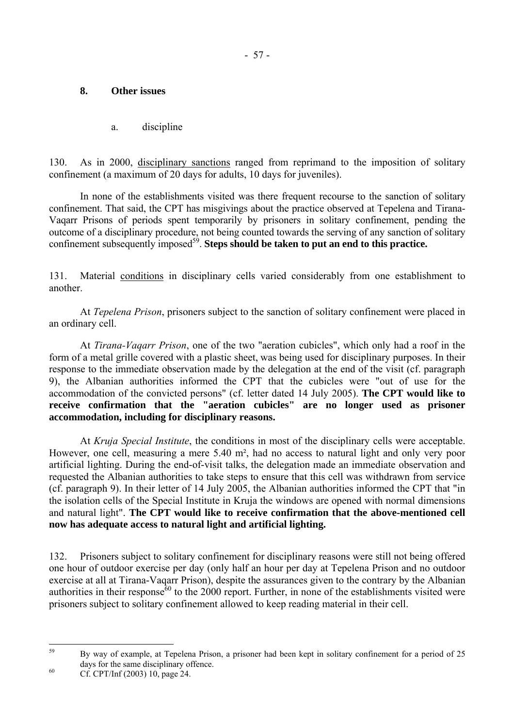### 8. Other issues

#### a. discipline

130. As in 2000, disciplinary sanctions ranged from reprimand to the imposition of solitary confinement (a maximum of 20 days for adults, 10 days for juveniles).

In none of the establishments visited was there frequent recourse to the sanction of solitary confinement. That said, the CPT has misgivings about the practice observed at Tepelena and Tirana-Vaqarr Prisons of periods spent temporarily by prisoners in solitary confinement, pending the outcome of a disciplinary procedure, not being counted towards the serving of any sanction of solitary confinement subsequently imposed[59]. **Steps should be taken to put an end to this practice.**

131. Material conditions in disciplinary cells varied considerably from one establishment to another.

At *Tepelena Prison*, prisoners subject to the sanction of solitary confinement were placed in an ordinary cell.

At *Tirana-Vaqarr Prison*, one of the two "aeration cubicles", which only had a roof in the form of a metal grille covered with a plastic sheet, was being used for disciplinary purposes. In their response to the immediate observation made by the delegation at the end of the visit (cf. paragraph 9), the Albanian authorities informed the CPT that the cubicles were "out of use for the accommodation of the convicted persons" (cf. letter dated 14 July 2005). **The CPT would like to receive confirmation that the "aeration cubicles" are no longer used as prisoner accommodation, including for disciplinary reasons.**

At *Kruja Special Institute*, the conditions in most of the disciplinary cells were acceptable. However, one cell, measuring a mere 5.40 m², had no access to natural light and only very poor artificial lighting. During the end-of-visit talks, the delegation made an immediate observation and requested the Albanian authorities to take steps to ensure that this cell was withdrawn from service (cf. paragraph 9). In their letter of 14 July 2005, the Albanian authorities informed the CPT that "in the isolation cells of the Special Institute in Kruja the windows are opened with normal dimensions and natural light". **The CPT would like to receive confirmation that the above-mentioned cell now has adequate access to natural light and artificial lighting.**

132. Prisoners subject to solitary confinement for disciplinary reasons were still not being offered one hour of outdoor exercise per day (only half an hour per day at Tepelena Prison and no outdoor exercise at all at Tirana-Vaqarr Prison), despite the assurances given to the contrary by the Albanian authorities in their response[60] to the 2000 report. Further, in none of the establishments visited were prisoners subject to solitary confinement allowed to keep reading material in their cell.

---

[59] By way of example, at Tepelena Prison, a prisoner had been kept in solitary confinement for a period of 25 days for the same disciplinary offence.

[60] Cf. CPT/Inf (2003) 10, page 24.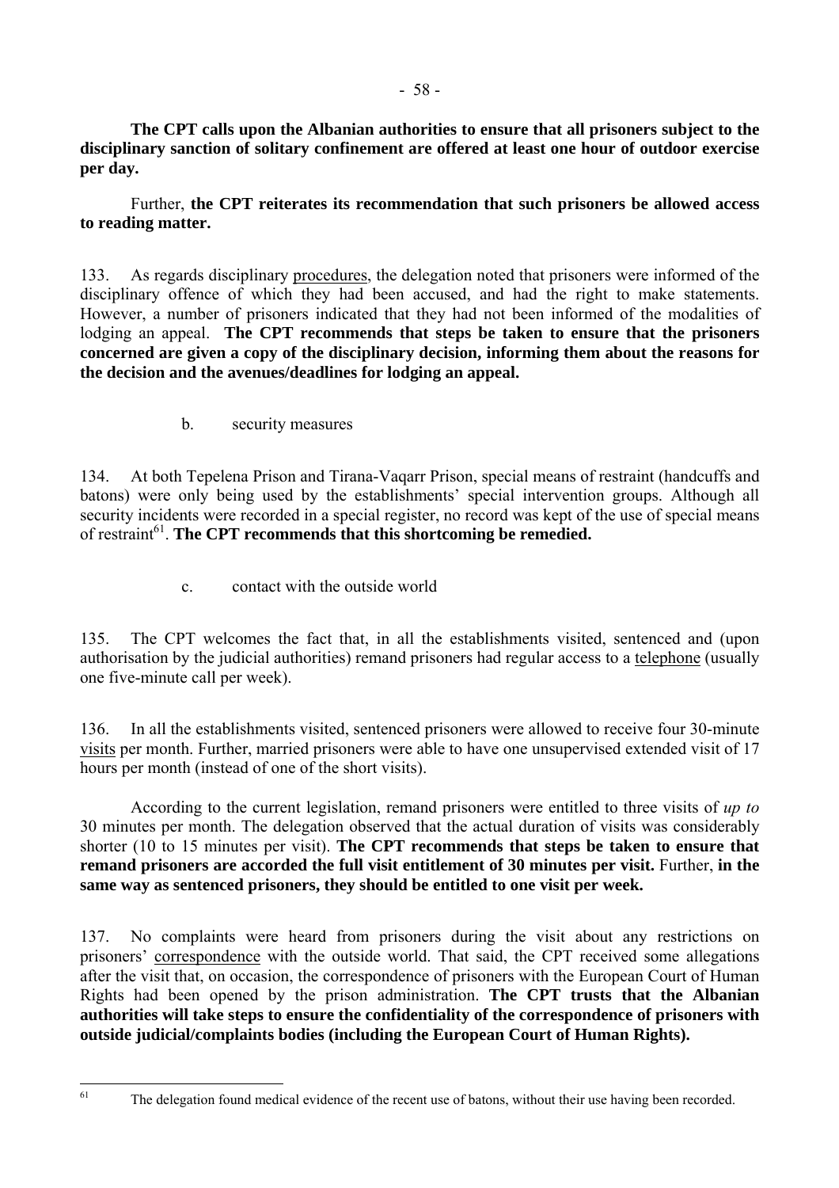**The CPT calls upon the Albanian authorities to ensure that all prisoners subject to the disciplinary sanction of solitary confinement are offered at least one hour of outdoor exercise per day.**

Further, **the CPT reiterates its recommendation that such prisoners be allowed access to reading matter.**

133. As regards disciplinary procedures, the delegation noted that prisoners were informed of the disciplinary offence of which they had been accused, and had the right to make statements. However, a number of prisoners indicated that they had not been informed of the modalities of lodging an appeal. **The CPT recommends that steps be taken to ensure that the prisoners concerned are given a copy of the disciplinary decision, informing them about the reasons for the decision and the avenues/deadlines for lodging an appeal.**

b. security measures

134. At both Tepelena Prison and Tirana-Vaqarr Prison, special means of restraint (handcuffs and batons) were only being used by the establishments' special intervention groups. Although all security incidents were recorded in a special register, no record was kept of the use of special means of restraint[61]. **The CPT recommends that this shortcoming be remedied.**

c. contact with the outside world

135. The CPT welcomes the fact that, in all the establishments visited, sentenced and (upon authorisation by the judicial authorities) remand prisoners had regular access to a telephone (usually one five-minute call per week).

136. In all the establishments visited, sentenced prisoners were allowed to receive four 30-minute visits per month. Further, married prisoners were able to have one unsupervised extended visit of 17 hours per month (instead of one of the short visits).

According to the current legislation, remand prisoners were entitled to three visits of *up to* 30 minutes per month. The delegation observed that the actual duration of visits was considerably shorter (10 to 15 minutes per visit). **The CPT recommends that steps be taken to ensure that remand prisoners are accorded the full visit entitlement of 30 minutes per visit.** Further, **in the same way as sentenced prisoners, they should be entitled to one visit per week.**

137. No complaints were heard from prisoners during the visit about any restrictions on prisoners' correspondence with the outside world. That said, the CPT received some allegations after the visit that, on occasion, the correspondence of prisoners with the European Court of Human Rights had been opened by the prison administration. **The CPT trusts that the Albanian authorities will take steps to ensure the confidentiality of the correspondence of prisoners with outside judicial/complaints bodies (including the European Court of Human Rights).**

[61] The delegation found medical evidence of the recent use of batons, without their use having been recorded.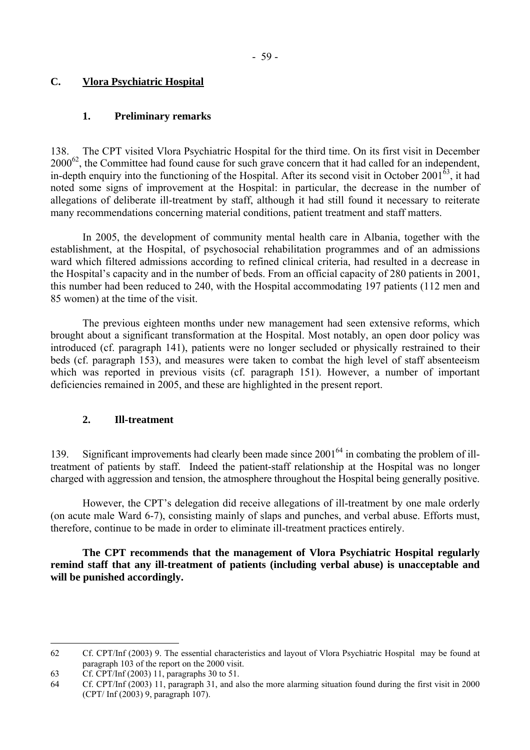## C. Vlora Psychiatric Hospital

### 1. Preliminary remarks

138. The CPT visited Vlora Psychiatric Hospital for the third time. On its first visit in December 2000[62], the Committee had found cause for such grave concern that it had called for an independent, in-depth enquiry into the functioning of the Hospital. After its second visit in October 2001[63], it had noted some signs of improvement at the Hospital: in particular, the decrease in the number of allegations of deliberate ill-treatment by staff, although it had still found it necessary to reiterate many recommendations concerning material conditions, patient treatment and staff matters.

In 2005, the development of community mental health care in Albania, together with the establishment, at the Hospital, of psychosocial rehabilitation programmes and of an admissions ward which filtered admissions according to refined clinical criteria, had resulted in a decrease in the Hospital's capacity and in the number of beds. From an official capacity of 280 patients in 2001, this number had been reduced to 240, with the Hospital accommodating 197 patients (112 men and 85 women) at the time of the visit.

The previous eighteen months under new management had seen extensive reforms, which brought about a significant transformation at the Hospital. Most notably, an open door policy was introduced (cf. paragraph 141), patients were no longer secluded or physically restrained to their beds (cf. paragraph 153), and measures were taken to combat the high level of staff absenteeism which was reported in previous visits (cf. paragraph 151). However, a number of important deficiencies remained in 2005, and these are highlighted in the present report.

### 2. Ill-treatment

139. Significant improvements had clearly been made since 2001[64] in combating the problem of ill-treatment of patients by staff. Indeed the patient-staff relationship at the Hospital was no longer charged with aggression and tension, the atmosphere throughout the Hospital being generally positive.

However, the CPT's delegation did receive allegations of ill-treatment by one male orderly (on acute male Ward 6-7), consisting mainly of slaps and punches, and verbal abuse. Efforts must, therefore, continue to be made in order to eliminate ill-treatment practices entirely.

**The CPT recommends that the management of Vlora Psychiatric Hospital regularly remind staff that any ill-treatment of patients (including verbal abuse) is unacceptable and will be punished accordingly.**

---

62 Cf. CPT/Inf (2003) 9. The essential characteristics and layout of Vlora Psychiatric Hospital may be found at paragraph 103 of the report on the 2000 visit.

63 Cf. CPT/Inf (2003) 11, paragraphs 30 to 51.

64 Cf. CPT/Inf (2003) 11, paragraph 31, and also the more alarming situation found during the first visit in 2000 (CPT/ Inf (2003) 9, paragraph 107).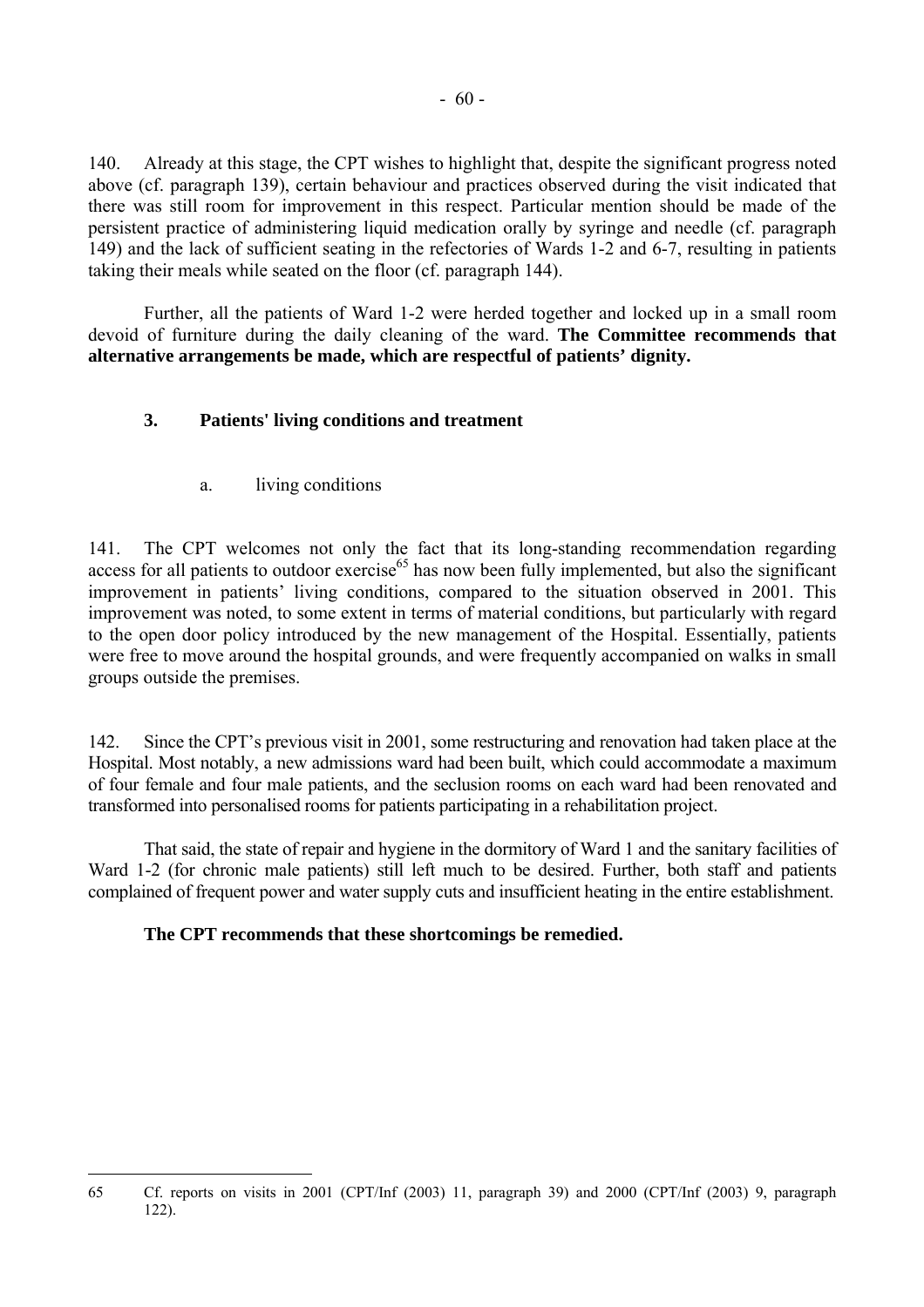140. Already at this stage, the CPT wishes to highlight that, despite the significant progress noted above (cf. paragraph 139), certain behaviour and practices observed during the visit indicated that there was still room for improvement in this respect. Particular mention should be made of the persistent practice of administering liquid medication orally by syringe and needle (cf. paragraph 149) and the lack of sufficient seating in the refectories of Wards 1-2 and 6-7, resulting in patients taking their meals while seated on the floor (cf. paragraph 144).

Further, all the patients of Ward 1-2 were herded together and locked up in a small room devoid of furniture during the daily cleaning of the ward. **The Committee recommends that alternative arrangements be made, which are respectful of patients' dignity.**

### 3. Patients' living conditions and treatment

#### a. living conditions

141. The CPT welcomes not only the fact that its long-standing recommendation regarding access for all patients to outdoor exercise[65] has now been fully implemented, but also the significant improvement in patients' living conditions, compared to the situation observed in 2001. This improvement was noted, to some extent in terms of material conditions, but particularly with regard to the open door policy introduced by the new management of the Hospital. Essentially, patients were free to move around the hospital grounds, and were frequently accompanied on walks in small groups outside the premises.

142. Since the CPT's previous visit in 2001, some restructuring and renovation had taken place at the Hospital. Most notably, a new admissions ward had been built, which could accommodate a maximum of four female and four male patients, and the seclusion rooms on each ward had been renovated and transformed into personalised rooms for patients participating in a rehabilitation project.

That said, the state of repair and hygiene in the dormitory of Ward 1 and the sanitary facilities of Ward 1-2 (for chronic male patients) still left much to be desired. Further, both staff and patients complained of frequent power and water supply cuts and insufficient heating in the entire establishment.

**The CPT recommends that these shortcomings be remedied.**

---

65 Cf. reports on visits in 2001 (CPT/Inf (2003) 11, paragraph 39) and 2000 (CPT/Inf (2003) 9, paragraph 122).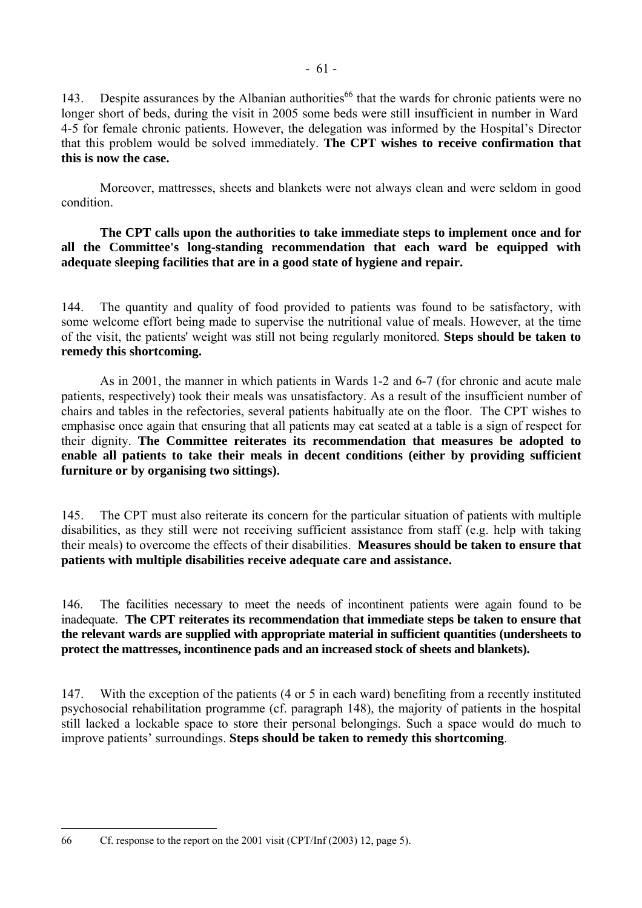143. Despite assurances by the Albanian authorities[66] that the wards for chronic patients were no longer short of beds, during the visit in 2005 some beds were still insufficient in number in Ward 4-5 for female chronic patients. However, the delegation was informed by the Hospital's Director that this problem would be solved immediately. **The CPT wishes to receive confirmation that this is now the case.**

Moreover, mattresses, sheets and blankets were not always clean and were seldom in good condition.

**The CPT calls upon the authorities to take immediate steps to implement once and for all the Committee's long-standing recommendation that each ward be equipped with adequate sleeping facilities that are in a good state of hygiene and repair.**

144. The quantity and quality of food provided to patients was found to be satisfactory, with some welcome effort being made to supervise the nutritional value of meals. However, at the time of the visit, the patients' weight was still not being regularly monitored. **Steps should be taken to remedy this shortcoming.**

As in 2001, the manner in which patients in Wards 1-2 and 6-7 (for chronic and acute male patients, respectively) took their meals was unsatisfactory. As a result of the insufficient number of chairs and tables in the refectories, several patients habitually ate on the floor. The CPT wishes to emphasise once again that ensuring that all patients may eat seated at a table is a sign of respect for their dignity. **The Committee reiterates its recommendation that measures be adopted to enable all patients to take their meals in decent conditions (either by providing sufficient furniture or by organising two sittings).**

145. The CPT must also reiterate its concern for the particular situation of patients with multiple disabilities, as they still were not receiving sufficient assistance from staff (e.g. help with taking their meals) to overcome the effects of their disabilities. **Measures should be taken to ensure that patients with multiple disabilities receive adequate care and assistance.**

146. The facilities necessary to meet the needs of incontinent patients were again found to be inadequate. **The CPT reiterates its recommendation that immediate steps be taken to ensure that the relevant wards are supplied with appropriate material in sufficient quantities (undersheets to protect the mattresses, incontinence pads and an increased stock of sheets and blankets).**

147. With the exception of the patients (4 or 5 in each ward) benefiting from a recently instituted psychosocial rehabilitation programme (cf. paragraph 148), the majority of patients in the hospital still lacked a lockable space to store their personal belongings. Such a space would do much to improve patients' surroundings. **Steps should be taken to remedy this shortcoming**.

---

66 Cf. response to the report on the 2001 visit (CPT/Inf (2003) 12, page 5).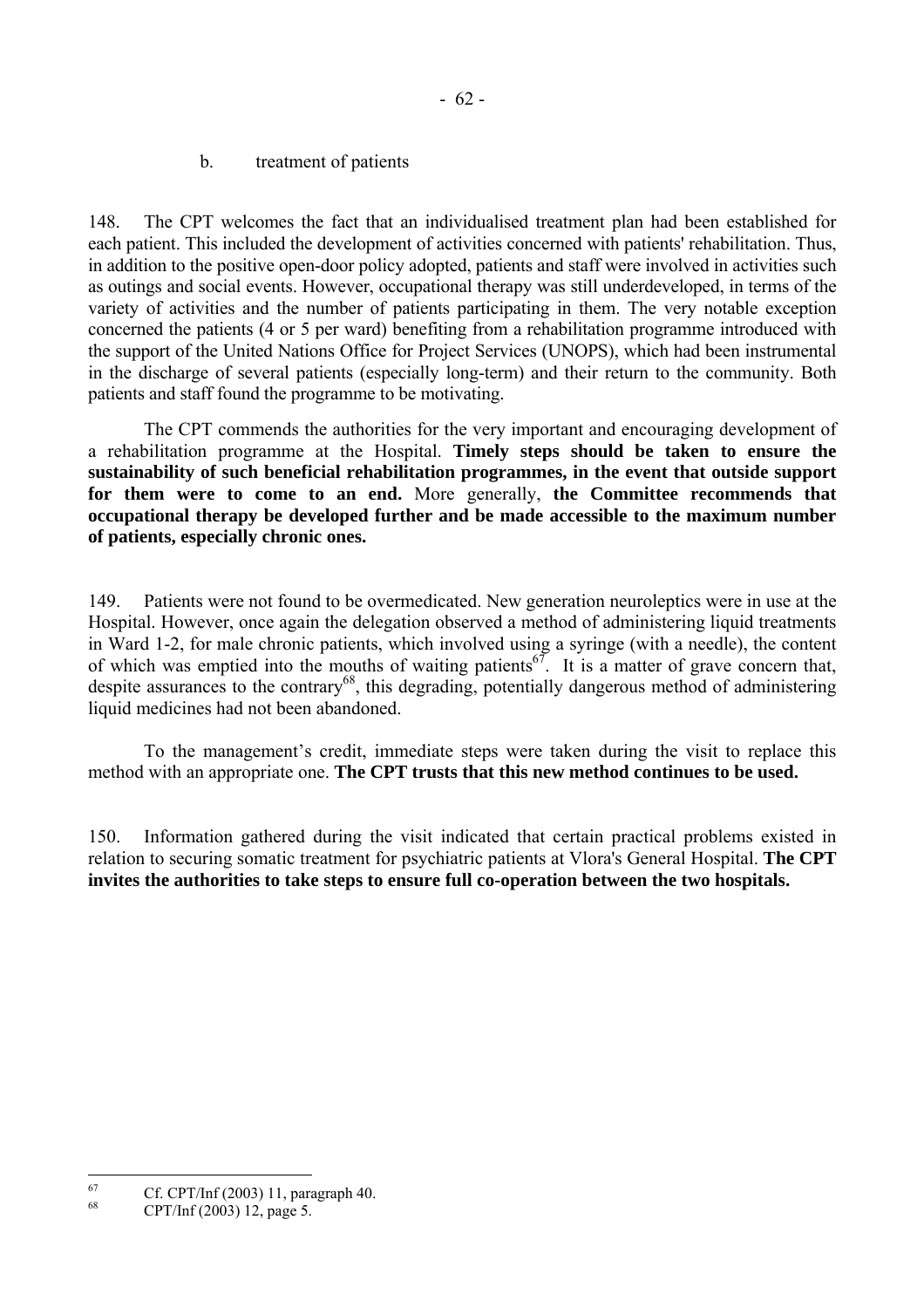b. treatment of patients

148. The CPT welcomes the fact that an individualised treatment plan had been established for each patient. This included the development of activities concerned with patients' rehabilitation. Thus, in addition to the positive open-door policy adopted, patients and staff were involved in activities such as outings and social events. However, occupational therapy was still underdeveloped, in terms of the variety of activities and the number of patients participating in them. The very notable exception concerned the patients (4 or 5 per ward) benefiting from a rehabilitation programme introduced with the support of the United Nations Office for Project Services (UNOPS), which had been instrumental in the discharge of several patients (especially long-term) and their return to the community. Both patients and staff found the programme to be motivating.

The CPT commends the authorities for the very important and encouraging development of a rehabilitation programme at the Hospital. **Timely steps should be taken to ensure the sustainability of such beneficial rehabilitation programmes, in the event that outside support for them were to come to an end.** More generally, **the Committee recommends that occupational therapy be developed further and be made accessible to the maximum number of patients, especially chronic ones.**

149. Patients were not found to be overmedicated. New generation neuroleptics were in use at the Hospital. However, once again the delegation observed a method of administering liquid treatments in Ward 1-2, for male chronic patients, which involved using a syringe (with a needle), the content of which was emptied into the mouths of waiting patients[67]. It is a matter of grave concern that, despite assurances to the contrary[68], this degrading, potentially dangerous method of administering liquid medicines had not been abandoned.

To the management's credit, immediate steps were taken during the visit to replace this method with an appropriate one. **The CPT trusts that this new method continues to be used.**

150. Information gathered during the visit indicated that certain practical problems existed in relation to securing somatic treatment for psychiatric patients at Vlora's General Hospital. **The CPT invites the authorities to take steps to ensure full co-operation between the two hospitals.**

---

[67] Cf. CPT/Inf (2003) 11, paragraph 40.

[68] CPT/Inf (2003) 12, page 5.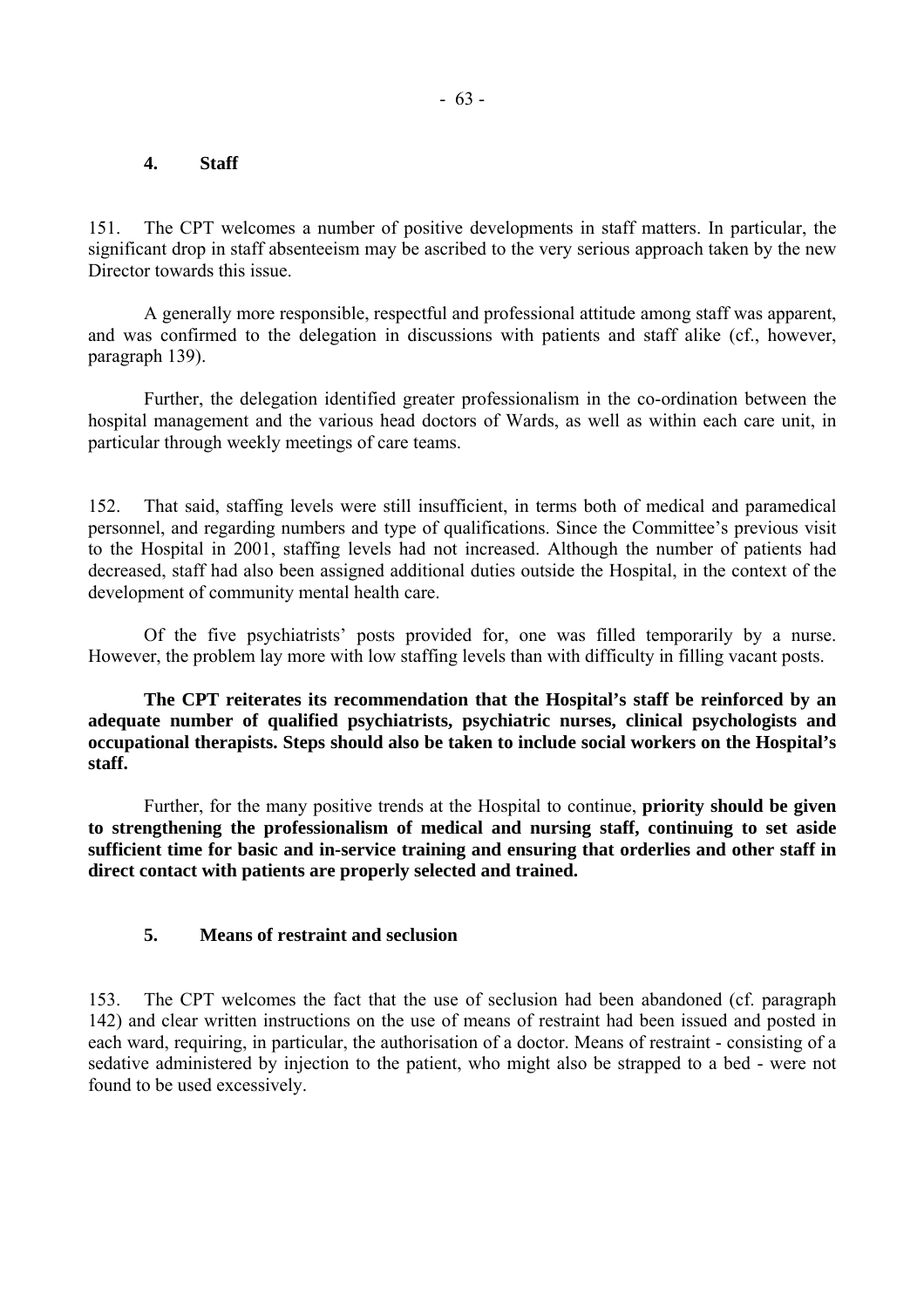### 4. Staff

151. The CPT welcomes a number of positive developments in staff matters. In particular, the significant drop in staff absenteeism may be ascribed to the very serious approach taken by the new Director towards this issue.

A generally more responsible, respectful and professional attitude among staff was apparent, and was confirmed to the delegation in discussions with patients and staff alike (cf., however, paragraph 139).

Further, the delegation identified greater professionalism in the co-ordination between the hospital management and the various head doctors of Wards, as well as within each care unit, in particular through weekly meetings of care teams.

152. That said, staffing levels were still insufficient, in terms both of medical and paramedical personnel, and regarding numbers and type of qualifications. Since the Committee's previous visit to the Hospital in 2001, staffing levels had not increased. Although the number of patients had decreased, staff had also been assigned additional duties outside the Hospital, in the context of the development of community mental health care.

Of the five psychiatrists' posts provided for, one was filled temporarily by a nurse. However, the problem lay more with low staffing levels than with difficulty in filling vacant posts.

**The CPT reiterates its recommendation that the Hospital's staff be reinforced by an adequate number of qualified psychiatrists, psychiatric nurses, clinical psychologists and occupational therapists. Steps should also be taken to include social workers on the Hospital's staff.**

Further, for the many positive trends at the Hospital to continue, **priority should be given to strengthening the professionalism of medical and nursing staff, continuing to set aside sufficient time for basic and in-service training and ensuring that orderlies and other staff in direct contact with patients are properly selected and trained.**

### 5. Means of restraint and seclusion

153. The CPT welcomes the fact that the use of seclusion had been abandoned (cf. paragraph 142) and clear written instructions on the use of means of restraint had been issued and posted in each ward, requiring, in particular, the authorisation of a doctor. Means of restraint - consisting of a sedative administered by injection to the patient, who might also be strapped to a bed - were not found to be used excessively.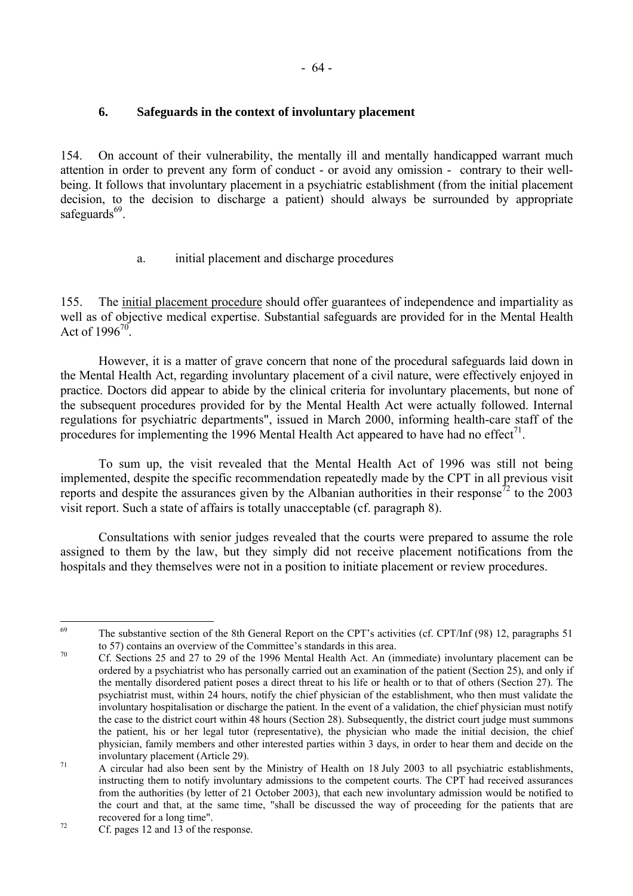## 6. Safeguards in the context of involuntary placement

154. On account of their vulnerability, the mentally ill and mentally handicapped warrant much attention in order to prevent any form of conduct - or avoid any omission - contrary to their well-being. It follows that involuntary placement in a psychiatric establishment (from the initial placement decision, to the decision to discharge a patient) should always be surrounded by appropriate safeguards[69].

### a. initial placement and discharge procedures

155. The initial placement procedure should offer guarantees of independence and impartiality as well as of objective medical expertise. Substantial safeguards are provided for in the Mental Health Act of 1996[70].

However, it is a matter of grave concern that none of the procedural safeguards laid down in the Mental Health Act, regarding involuntary placement of a civil nature, were effectively enjoyed in practice. Doctors did appear to abide by the clinical criteria for involuntary placements, but none of the subsequent procedures provided for by the Mental Health Act were actually followed. Internal regulations for psychiatric departments", issued in March 2000, informing health-care staff of the procedures for implementing the 1996 Mental Health Act appeared to have had no effect[71].

To sum up, the visit revealed that the Mental Health Act of 1996 was still not being implemented, despite the specific recommendation repeatedly made by the CPT in all previous visit reports and despite the assurances given by the Albanian authorities in their response[72] to the 2003 visit report. Such a state of affairs is totally unacceptable (cf. paragraph 8).

Consultations with senior judges revealed that the courts were prepared to assume the role assigned to them by the law, but they simply did not receive placement notifications from the hospitals and they themselves were not in a position to initiate placement or review procedures.

---

[69] The substantive section of the 8th General Report on the CPT's activities (cf. CPT/Inf (98) 12, paragraphs 51 to 57) contains an overview of the Committee's standards in this area.

[70] Cf. Sections 25 and 27 to 29 of the 1996 Mental Health Act. An (immediate) involuntary placement can be ordered by a psychiatrist who has personally carried out an examination of the patient (Section 25), and only if the mentally disordered patient poses a direct threat to his life or health or to that of others (Section 27). The psychiatrist must, within 24 hours, notify the chief physician of the establishment, who then must validate the involuntary hospitalisation or discharge the patient. In the event of a validation, the chief physician must notify the case to the district court within 48 hours (Section 28). Subsequently, the district court judge must summons the patient, his or her legal tutor (representative), the physician who made the initial decision, the chief physician, family members and other interested parties within 3 days, in order to hear them and decide on the involuntary placement (Article 29).

[71] A circular had also been sent by the Ministry of Health on 18 July 2003 to all psychiatric establishments, instructing them to notify involuntary admissions to the competent courts. The CPT had received assurances from the authorities (by letter of 21 October 2003), that each new involuntary admission would be notified to the court and that, at the same time, "shall be discussed the way of proceeding for the patients that are recovered for a long time".

[72] Cf. pages 12 and 13 of the response.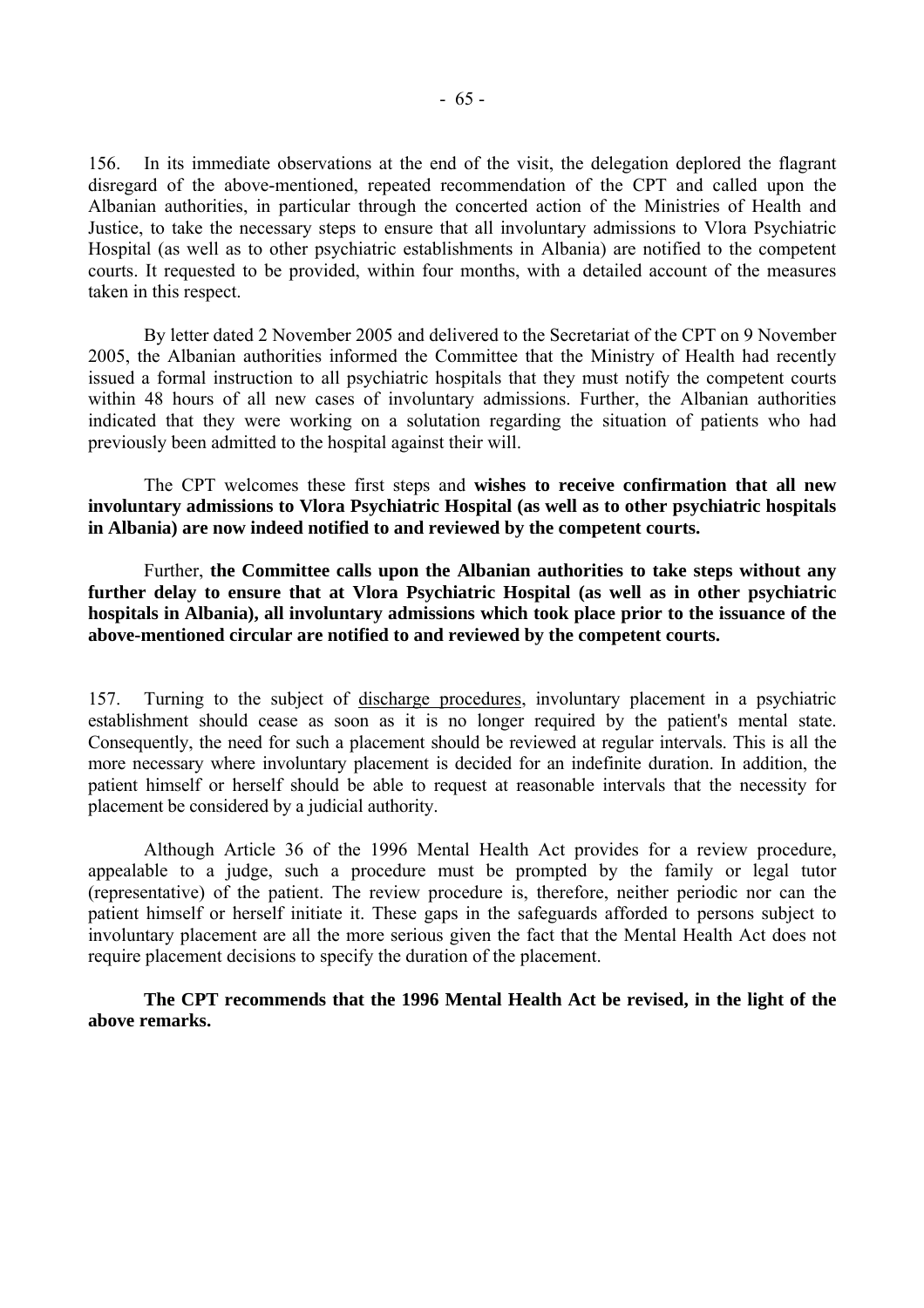156. In its immediate observations at the end of the visit, the delegation deplored the flagrant disregard of the above-mentioned, repeated recommendation of the CPT and called upon the Albanian authorities, in particular through the concerted action of the Ministries of Health and Justice, to take the necessary steps to ensure that all involuntary admissions to Vlora Psychiatric Hospital (as well as to other psychiatric establishments in Albania) are notified to the competent courts. It requested to be provided, within four months, with a detailed account of the measures taken in this respect.

By letter dated 2 November 2005 and delivered to the Secretariat of the CPT on 9 November 2005, the Albanian authorities informed the Committee that the Ministry of Health had recently issued a formal instruction to all psychiatric hospitals that they must notify the competent courts within 48 hours of all new cases of involuntary admissions. Further, the Albanian authorities indicated that they were working on a solutation regarding the situation of patients who had previously been admitted to the hospital against their will.

The CPT welcomes these first steps and **wishes to receive confirmation that all new involuntary admissions to Vlora Psychiatric Hospital (as well as to other psychiatric hospitals in Albania) are now indeed notified to and reviewed by the competent courts.**

Further, **the Committee calls upon the Albanian authorities to take steps without any further delay to ensure that at Vlora Psychiatric Hospital (as well as in other psychiatric hospitals in Albania), all involuntary admissions which took place prior to the issuance of the above-mentioned circular are notified to and reviewed by the competent courts.**

157. Turning to the subject of discharge procedures, involuntary placement in a psychiatric establishment should cease as soon as it is no longer required by the patient's mental state. Consequently, the need for such a placement should be reviewed at regular intervals. This is all the more necessary where involuntary placement is decided for an indefinite duration. In addition, the patient himself or herself should be able to request at reasonable intervals that the necessity for placement be considered by a judicial authority.

Although Article 36 of the 1996 Mental Health Act provides for a review procedure, appealable to a judge, such a procedure must be prompted by the family or legal tutor (representative) of the patient. The review procedure is, therefore, neither periodic nor can the patient himself or herself initiate it. These gaps in the safeguards afforded to persons subject to involuntary placement are all the more serious given the fact that the Mental Health Act does not require placement decisions to specify the duration of the placement.

**The CPT recommends that the 1996 Mental Health Act be revised, in the light of the above remarks.**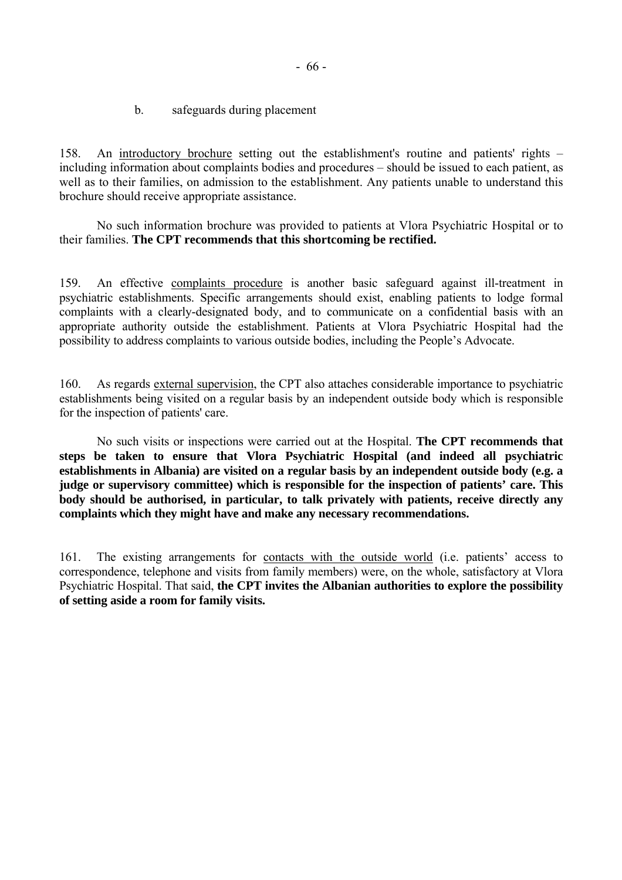b. safeguards during placement

158. An introductory brochure setting out the establishment's routine and patients' rights – including information about complaints bodies and procedures – should be issued to each patient, as well as to their families, on admission to the establishment. Any patients unable to understand this brochure should receive appropriate assistance.

No such information brochure was provided to patients at Vlora Psychiatric Hospital or to their families. **The CPT recommends that this shortcoming be rectified.**

159. An effective complaints procedure is another basic safeguard against ill-treatment in psychiatric establishments. Specific arrangements should exist, enabling patients to lodge formal complaints with a clearly-designated body, and to communicate on a confidential basis with an appropriate authority outside the establishment. Patients at Vlora Psychiatric Hospital had the possibility to address complaints to various outside bodies, including the People's Advocate.

160. As regards external supervision, the CPT also attaches considerable importance to psychiatric establishments being visited on a regular basis by an independent outside body which is responsible for the inspection of patients' care.

No such visits or inspections were carried out at the Hospital. **The CPT recommends that steps be taken to ensure that Vlora Psychiatric Hospital (and indeed all psychiatric establishments in Albania) are visited on a regular basis by an independent outside body (e.g. a judge or supervisory committee) which is responsible for the inspection of patients' care. This body should be authorised, in particular, to talk privately with patients, receive directly any complaints which they might have and make any necessary recommendations.**

161. The existing arrangements for contacts with the outside world (i.e. patients' access to correspondence, telephone and visits from family members) were, on the whole, satisfactory at Vlora Psychiatric Hospital. That said, **the CPT invites the Albanian authorities to explore the possibility of setting aside a room for family visits.**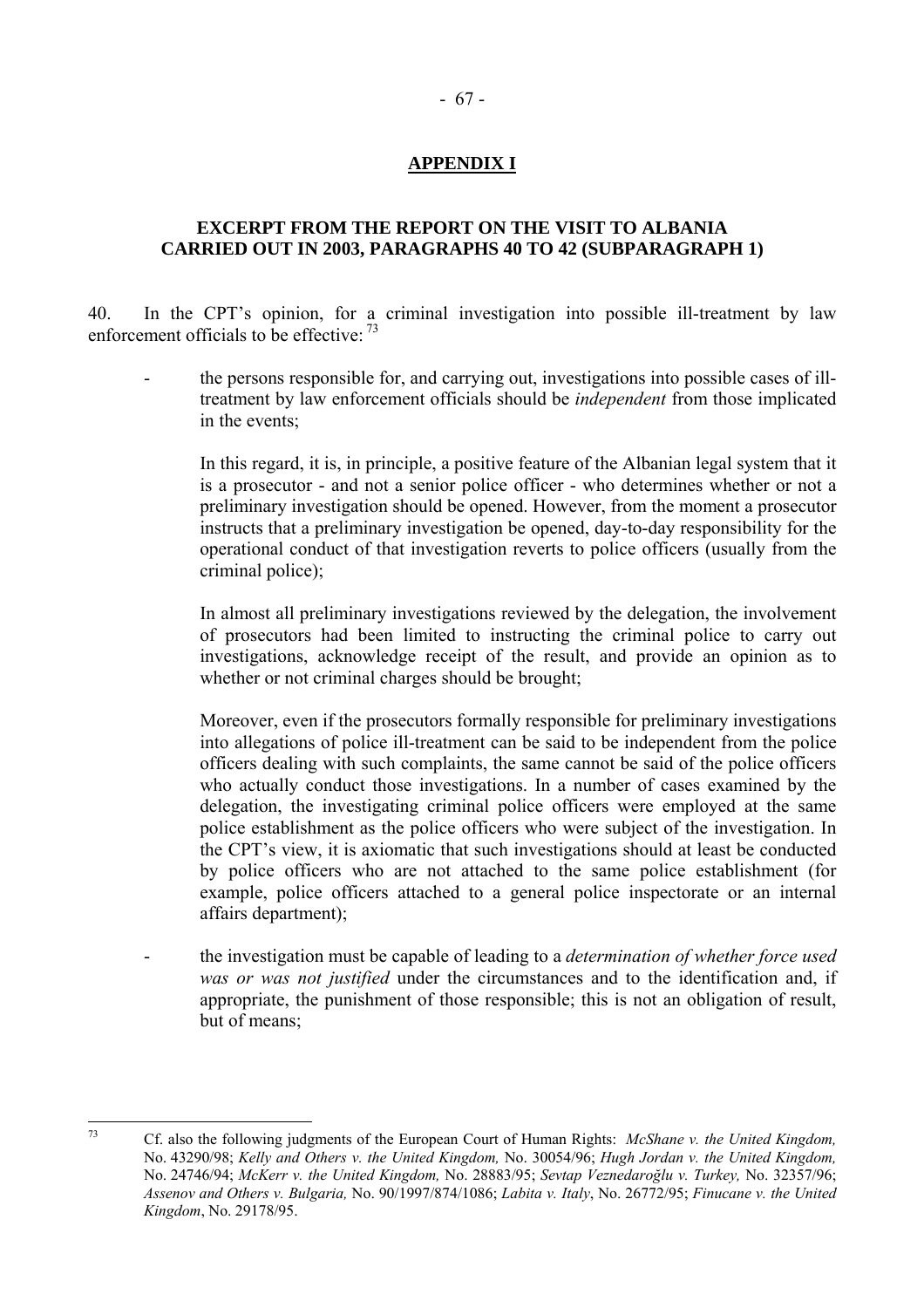## APPENDIX I

### EXCERPT FROM THE REPORT ON THE VISIT TO ALBANIA CARRIED OUT IN 2003, PARAGRAPHS 40 TO 42 (SUBPARAGRAPH 1)

40. In the CPT's opinion, for a criminal investigation into possible ill-treatment by law enforcement officials to be effective: [73]

- the persons responsible for, and carrying out, investigations into possible cases of ill-treatment by law enforcement officials should be *independent* from those implicated in the events;

  In this regard, it is, in principle, a positive feature of the Albanian legal system that it is a prosecutor - and not a senior police officer - who determines whether or not a preliminary investigation should be opened. However, from the moment a prosecutor instructs that a preliminary investigation be opened, day-to-day responsibility for the operational conduct of that investigation reverts to police officers (usually from the criminal police);

  In almost all preliminary investigations reviewed by the delegation, the involvement of prosecutors had been limited to instructing the criminal police to carry out investigations, acknowledge receipt of the result, and provide an opinion as to whether or not criminal charges should be brought;

  Moreover, even if the prosecutors formally responsible for preliminary investigations into allegations of police ill-treatment can be said to be independent from the police officers dealing with such complaints, the same cannot be said of the police officers who actually conduct those investigations. In a number of cases examined by the delegation, the investigating criminal police officers were employed at the same police establishment as the police officers who were subject of the investigation. In the CPT's view, it is axiomatic that such investigations should at least be conducted by police officers who are not attached to the same police establishment (for example, police officers attached to a general police inspectorate or an internal affairs department);

- the investigation must be capable of leading to a *determination of whether force used was or was not justified* under the circumstances and to the identification and, if appropriate, the punishment of those responsible; this is not an obligation of result, but of means;

---

[73] Cf. also the following judgments of the European Court of Human Rights: *McShane v. the United Kingdom,* No. 43290/98; *Kelly and Others v. the United Kingdom,* No. 30054/96; *Hugh Jordan v. the United Kingdom,* No. 24746/94; *McKerr v. the United Kingdom,* No. 28883/95; *Sevtap Veznedaroğlu v. Turkey,* No. 32357/96; *Assenov and Others v. Bulgaria,* No. 90/1997/874/1086; *Labita v. Italy*, No. 26772/95; *Finucane v. the United Kingdom*, No. 29178/95.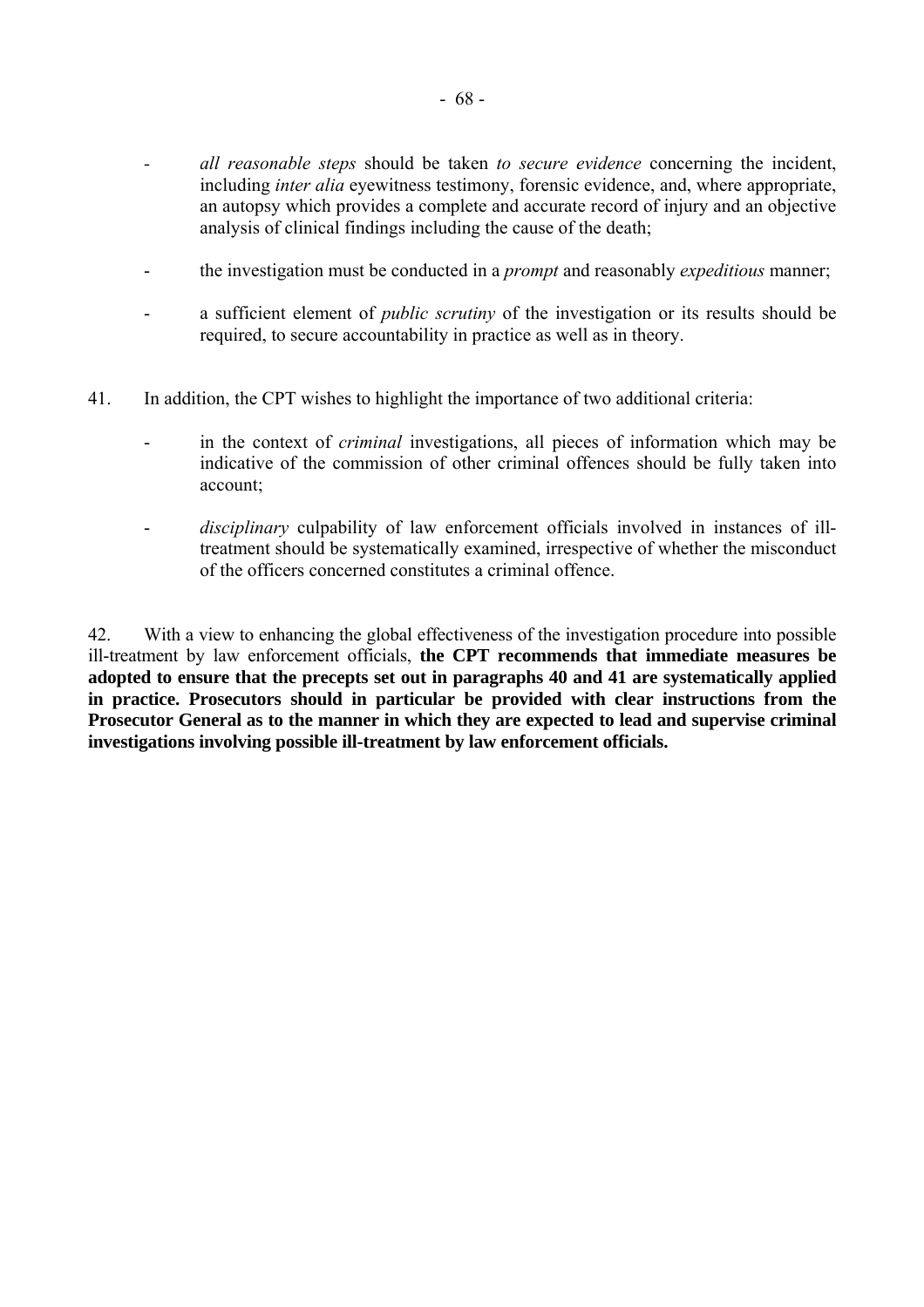- *all reasonable steps* should be taken *to secure evidence* concerning the incident, including *inter alia* eyewitness testimony, forensic evidence, and, where appropriate, an autopsy which provides a complete and accurate record of injury and an objective analysis of clinical findings including the cause of the death;

- the investigation must be conducted in a *prompt* and reasonably *expeditious* manner;

- a sufficient element of *public scrutiny* of the investigation or its results should be required, to secure accountability in practice as well as in theory.

41. In addition, the CPT wishes to highlight the importance of two additional criteria:

- in the context of *criminal* investigations, all pieces of information which may be indicative of the commission of other criminal offences should be fully taken into account;

- *disciplinary* culpability of law enforcement officials involved in instances of ill-treatment should be systematically examined, irrespective of whether the misconduct of the officers concerned constitutes a criminal offence.

42. With a view to enhancing the global effectiveness of the investigation procedure into possible ill-treatment by law enforcement officials, **the CPT recommends that immediate measures be adopted to ensure that the precepts set out in paragraphs 40 and 41 are systematically applied in practice. Prosecutors should in particular be provided with clear instructions from the Prosecutor General as to the manner in which they are expected to lead and supervise criminal investigations involving possible ill-treatment by law enforcement officials.**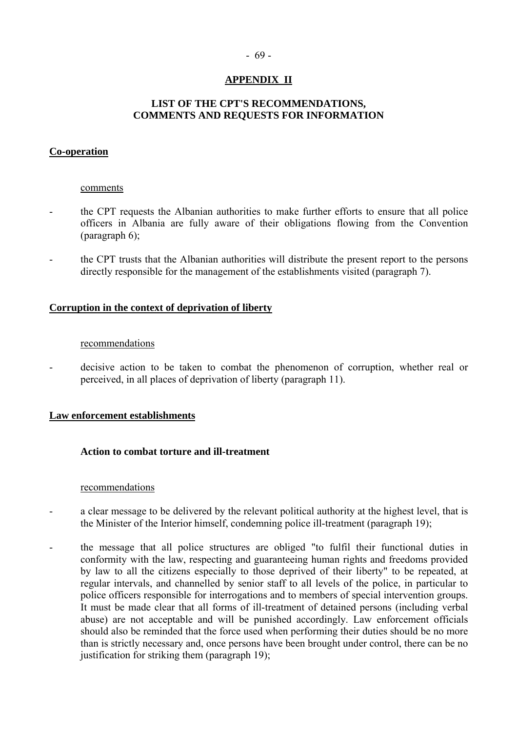## APPENDIX II

## LIST OF THE CPT'S RECOMMENDATIONS, COMMENTS AND REQUESTS FOR INFORMATION

### Co-operation

comments

- the CPT requests the Albanian authorities to make further efforts to ensure that all police officers in Albania are fully aware of their obligations flowing from the Convention (paragraph 6);
- the CPT trusts that the Albanian authorities will distribute the present report to the persons directly responsible for the management of the establishments visited (paragraph 7).

### Corruption in the context of deprivation of liberty

recommendations

- decisive action to be taken to combat the phenomenon of corruption, whether real or perceived, in all places of deprivation of liberty (paragraph 11).

### Law enforcement establishments

#### Action to combat torture and ill-treatment

recommendations

- a clear message to be delivered by the relevant political authority at the highest level, that is the Minister of the Interior himself, condemning police ill-treatment (paragraph 19);
- the message that all police structures are obliged "to fulfil their functional duties in conformity with the law, respecting and guaranteeing human rights and freedoms provided by law to all the citizens especially to those deprived of their liberty" to be repeated, at regular intervals, and channelled by senior staff to all levels of the police, in particular to police officers responsible for interrogations and to members of special intervention groups. It must be made clear that all forms of ill-treatment of detained persons (including verbal abuse) are not acceptable and will be punished accordingly. Law enforcement officials should also be reminded that the force used when performing their duties should be no more than is strictly necessary and, once persons have been brought under control, there can be no justification for striking them (paragraph 19);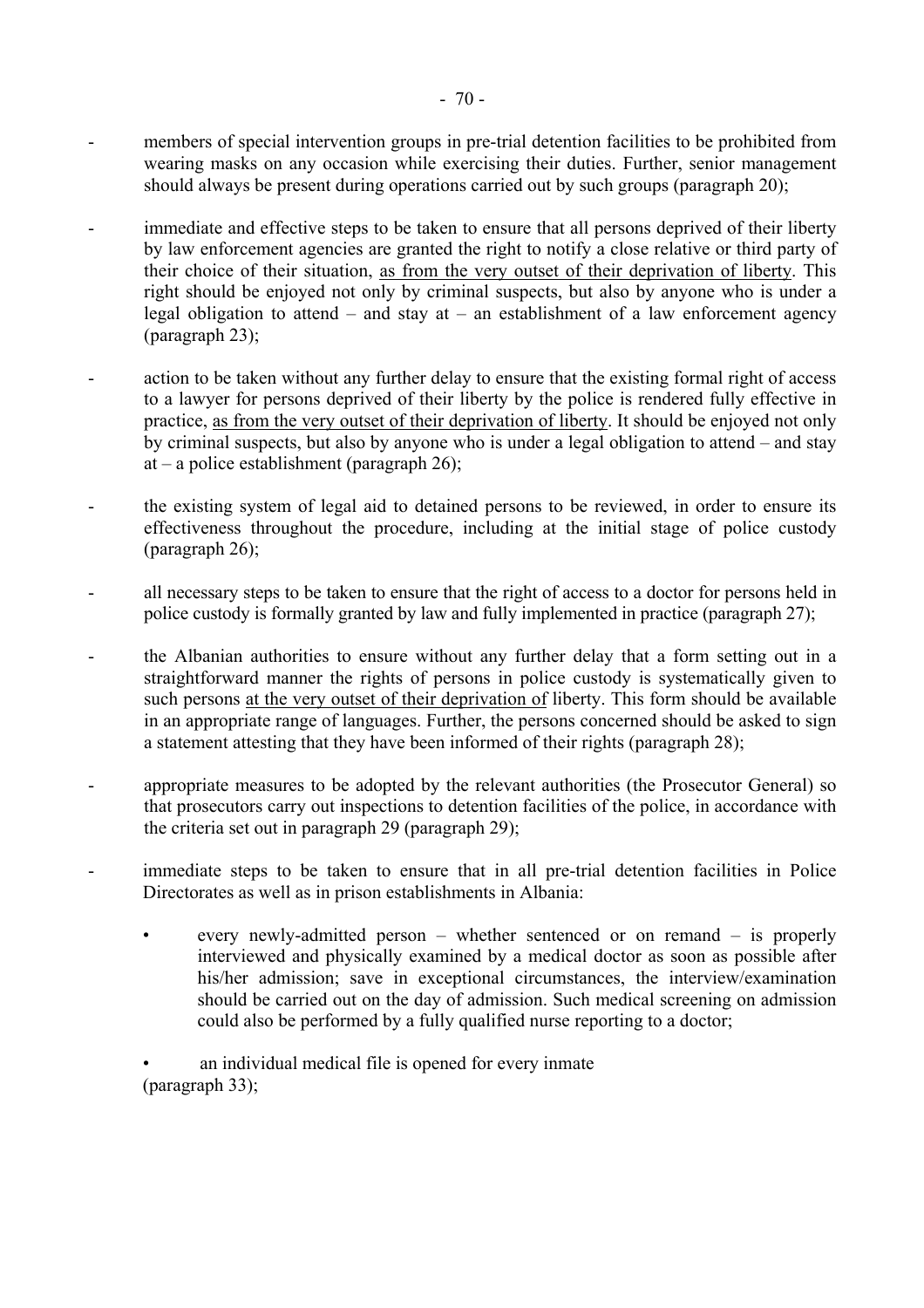- members of special intervention groups in pre-trial detention facilities to be prohibited from wearing masks on any occasion while exercising their duties. Further, senior management should always be present during operations carried out by such groups (paragraph 20);

- immediate and effective steps to be taken to ensure that all persons deprived of their liberty by law enforcement agencies are granted the right to notify a close relative or third party of their choice of their situation, <u>as from the very outset of their deprivation of liberty</u>. This right should be enjoyed not only by criminal suspects, but also by anyone who is under a legal obligation to attend – and stay at – an establishment of a law enforcement agency (paragraph 23);

- action to be taken without any further delay to ensure that the existing formal right of access to a lawyer for persons deprived of their liberty by the police is rendered fully effective in practice, <u>as from the very outset of their deprivation of liberty</u>. It should be enjoyed not only by criminal suspects, but also by anyone who is under a legal obligation to attend – and stay at – a police establishment (paragraph 26);

- the existing system of legal aid to detained persons to be reviewed, in order to ensure its effectiveness throughout the procedure, including at the initial stage of police custody (paragraph 26);

- all necessary steps to be taken to ensure that the right of access to a doctor for persons held in police custody is formally granted by law and fully implemented in practice (paragraph 27);

- the Albanian authorities to ensure without any further delay that a form setting out in a straightforward manner the rights of persons in police custody is systematically given to such persons <u>at the very outset of their deprivation of</u> liberty. This form should be available in an appropriate range of languages. Further, the persons concerned should be asked to sign a statement attesting that they have been informed of their rights (paragraph 28);

- appropriate measures to be adopted by the relevant authorities (the Prosecutor General) so that prosecutors carry out inspections to detention facilities of the police, in accordance with the criteria set out in paragraph 29 (paragraph 29);

- immediate steps to be taken to ensure that in all pre-trial detention facilities in Police Directorates as well as in prison establishments in Albania:

    - every newly-admitted person – whether sentenced or on remand – is properly interviewed and physically examined by a medical doctor as soon as possible after his/her admission; save in exceptional circumstances, the interview/examination should be carried out on the day of admission. Such medical screening on admission could also be performed by a fully qualified nurse reporting to a doctor;

    - an individual medical file is opened for every inmate

  (paragraph 33);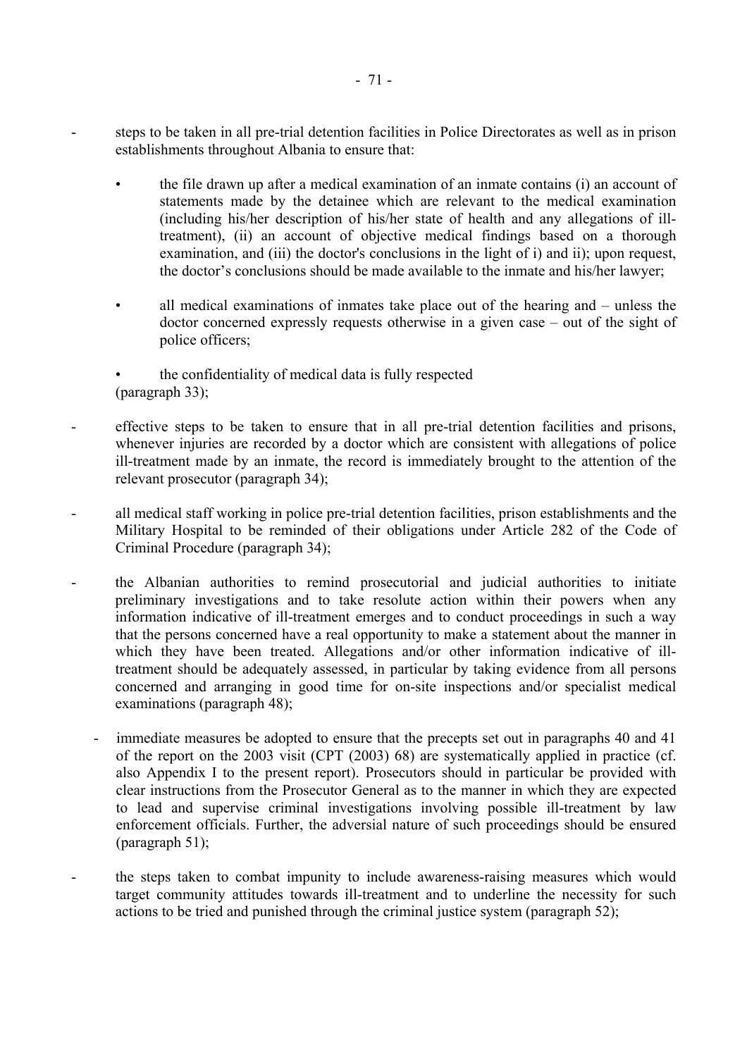- steps to be taken in all pre-trial detention facilities in Police Directorates as well as in prison establishments throughout Albania to ensure that:

    - the file drawn up after a medical examination of an inmate contains (i) an account of statements made by the detainee which are relevant to the medical examination (including his/her description of his/her state of health and any allegations of ill-treatment), (ii) an account of objective medical findings based on a thorough examination, and (iii) the doctor's conclusions in the light of i) and ii); upon request, the doctor's conclusions should be made available to the inmate and his/her lawyer;

    - all medical examinations of inmates take place out of the hearing and – unless the doctor concerned expressly requests otherwise in a given case – out of the sight of police officers;

    - the confidentiality of medical data is fully respected

  (paragraph 33);

- effective steps to be taken to ensure that in all pre-trial detention facilities and prisons, whenever injuries are recorded by a doctor which are consistent with allegations of police ill-treatment made by an inmate, the record is immediately brought to the attention of the relevant prosecutor (paragraph 34);

- all medical staff working in police pre-trial detention facilities, prison establishments and the Military Hospital to be reminded of their obligations under Article 282 of the Code of Criminal Procedure (paragraph 34);

- the Albanian authorities to remind prosecutorial and judicial authorities to initiate preliminary investigations and to take resolute action within their powers when any information indicative of ill-treatment emerges and to conduct proceedings in such a way that the persons concerned have a real opportunity to make a statement about the manner in which they have been treated. Allegations and/or other information indicative of ill-treatment should be adequately assessed, in particular by taking evidence from all persons concerned and arranging in good time for on-site inspections and/or specialist medical examinations (paragraph 48);

- immediate measures be adopted to ensure that the precepts set out in paragraphs 40 and 41 of the report on the 2003 visit (CPT (2003) 68) are systematically applied in practice (cf. also Appendix I to the present report). Prosecutors should in particular be provided with clear instructions from the Prosecutor General as to the manner in which they are expected to lead and supervise criminal investigations involving possible ill-treatment by law enforcement officials. Further, the adversial nature of such proceedings should be ensured (paragraph 51);

- the steps taken to combat impunity to include awareness-raising measures which would target community attitudes towards ill-treatment and to underline the necessity for such actions to be tried and punished through the criminal justice system (paragraph 52);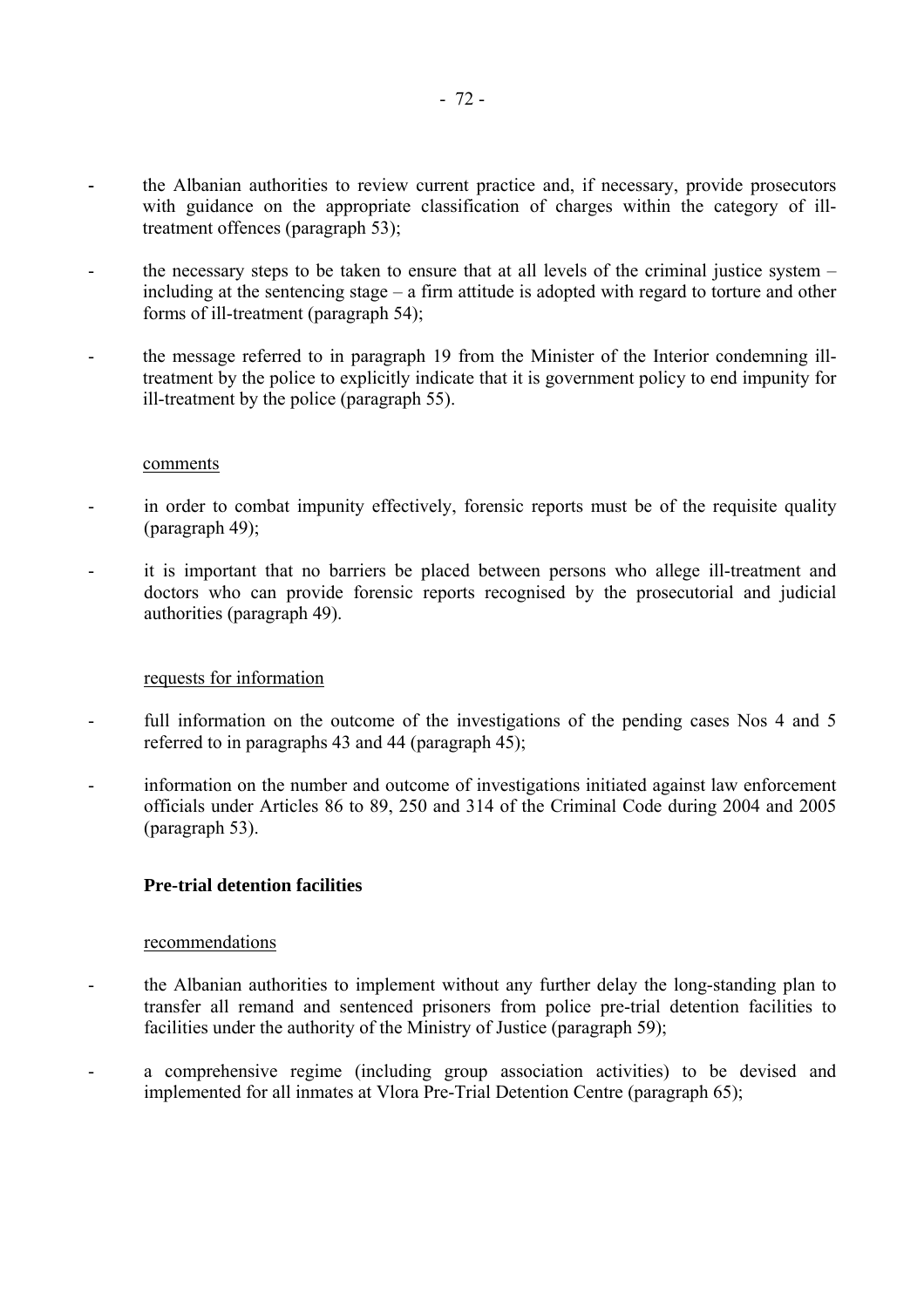- the Albanian authorities to review current practice and, if necessary, provide prosecutors with guidance on the appropriate classification of charges within the category of ill-treatment offences (paragraph 53);

- the necessary steps to be taken to ensure that at all levels of the criminal justice system – including at the sentencing stage – a firm attitude is adopted with regard to torture and other forms of ill-treatment (paragraph 54);

- the message referred to in paragraph 19 from the Minister of the Interior condemning ill-treatment by the police to explicitly indicate that it is government policy to end impunity for ill-treatment by the police (paragraph 55).

comments

- in order to combat impunity effectively, forensic reports must be of the requisite quality (paragraph 49);

- it is important that no barriers be placed between persons who allege ill-treatment and doctors who can provide forensic reports recognised by the prosecutorial and judicial authorities (paragraph 49).

requests for information

- full information on the outcome of the investigations of the pending cases Nos 4 and 5 referred to in paragraphs 43 and 44 (paragraph 45);

- information on the number and outcome of investigations initiated against law enforcement officials under Articles 86 to 89, 250 and 314 of the Criminal Code during 2004 and 2005 (paragraph 53).

### Pre-trial detention facilities

recommendations

- the Albanian authorities to implement without any further delay the long-standing plan to transfer all remand and sentenced prisoners from police pre-trial detention facilities to facilities under the authority of the Ministry of Justice (paragraph 59);

- a comprehensive regime (including group association activities) to be devised and implemented for all inmates at Vlora Pre-Trial Detention Centre (paragraph 65);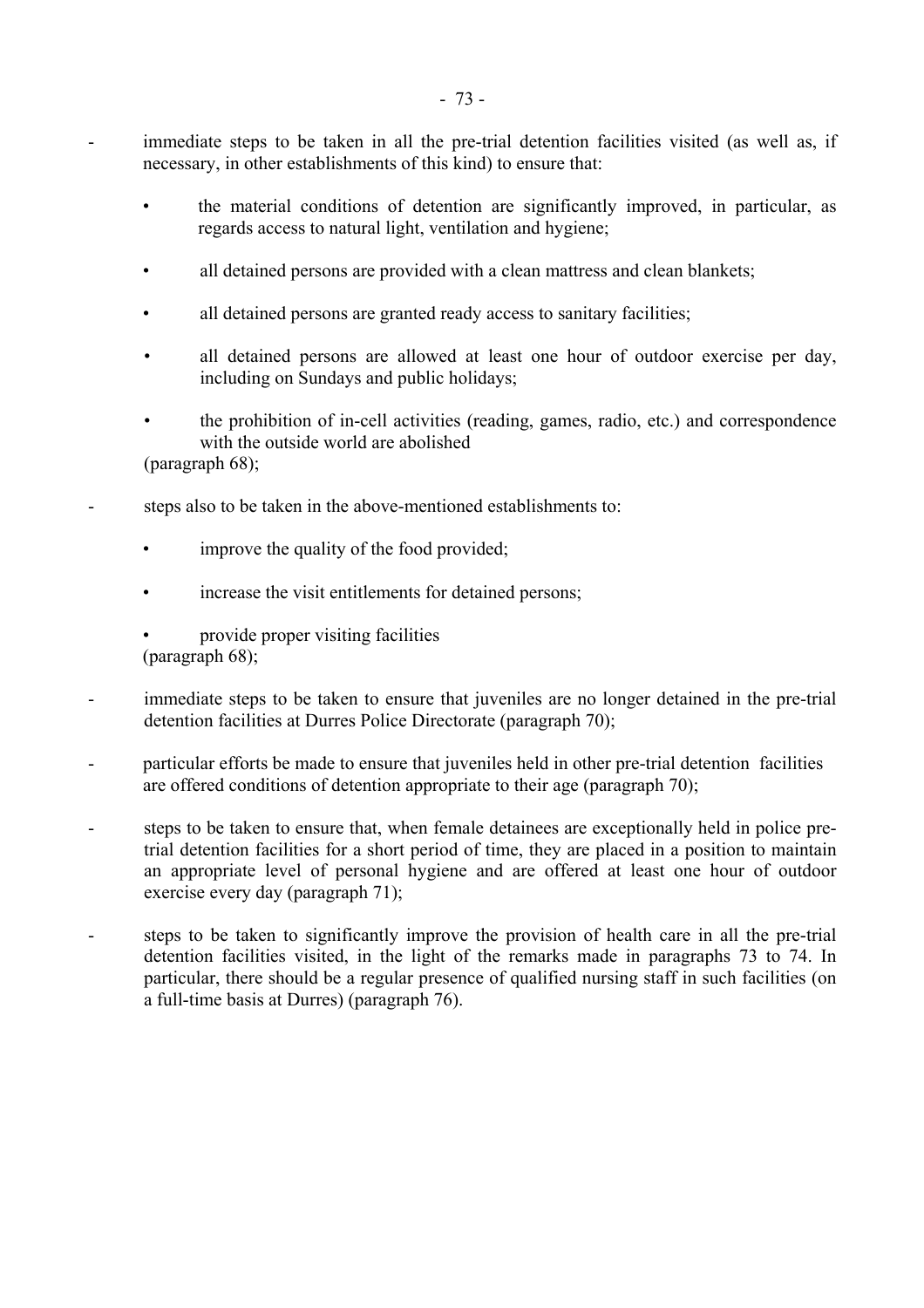- immediate steps to be taken in all the pre-trial detention facilities visited (as well as, if necessary, in other establishments of this kind) to ensure that:

    - the material conditions of detention are significantly improved, in particular, as regards access to natural light, ventilation and hygiene;
    - all detained persons are provided with a clean mattress and clean blankets;
    - all detained persons are granted ready access to sanitary facilities;
    - all detained persons are allowed at least one hour of outdoor exercise per day, including on Sundays and public holidays;
    - the prohibition of in-cell activities (reading, games, radio, etc.) and correspondence with the outside world are abolished

  (paragraph 68);

- steps also to be taken in the above-mentioned establishments to:

    - improve the quality of the food provided;
    - increase the visit entitlements for detained persons;
    - provide proper visiting facilities

  (paragraph 68);

- immediate steps to be taken to ensure that juveniles are no longer detained in the pre-trial detention facilities at Durres Police Directorate (paragraph 70);

- particular efforts be made to ensure that juveniles held in other pre-trial detention facilities are offered conditions of detention appropriate to their age (paragraph 70);

- steps to be taken to ensure that, when female detainees are exceptionally held in police pre-trial detention facilities for a short period of time, they are placed in a position to maintain an appropriate level of personal hygiene and are offered at least one hour of outdoor exercise every day (paragraph 71);

- steps to be taken to significantly improve the provision of health care in all the pre-trial detention facilities visited, in the light of the remarks made in paragraphs 73 to 74. In particular, there should be a regular presence of qualified nursing staff in such facilities (on a full-time basis at Durres) (paragraph 76).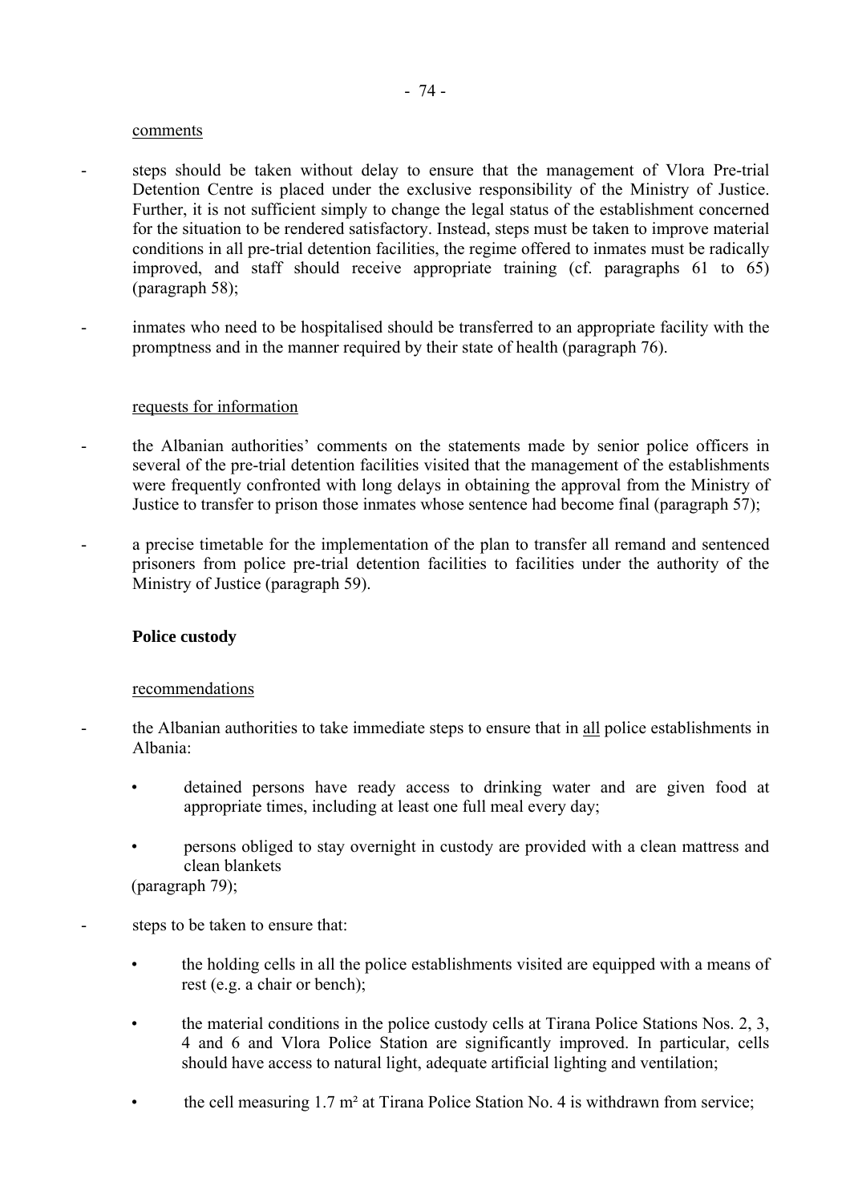comments

- steps should be taken without delay to ensure that the management of Vlora Pre-trial Detention Centre is placed under the exclusive responsibility of the Ministry of Justice. Further, it is not sufficient simply to change the legal status of the establishment concerned for the situation to be rendered satisfactory. Instead, steps must be taken to improve material conditions in all pre-trial detention facilities, the regime offered to inmates must be radically improved, and staff should receive appropriate training (cf. paragraphs 61 to 65) (paragraph 58);

- inmates who need to be hospitalised should be transferred to an appropriate facility with the promptness and in the manner required by their state of health (paragraph 76).

requests for information

- the Albanian authorities' comments on the statements made by senior police officers in several of the pre-trial detention facilities visited that the management of the establishments were frequently confronted with long delays in obtaining the approval from the Ministry of Justice to transfer to prison those inmates whose sentence had become final (paragraph 57);

- a precise timetable for the implementation of the plan to transfer all remand and sentenced prisoners from police pre-trial detention facilities to facilities under the authority of the Ministry of Justice (paragraph 59).

**Police custody**

recommendations

- the Albanian authorities to take immediate steps to ensure that in all police establishments in Albania:

    - detained persons have ready access to drinking water and are given food at appropriate times, including at least one full meal every day;

    - persons obliged to stay overnight in custody are provided with a clean mattress and clean blankets

  (paragraph 79);

- steps to be taken to ensure that:

    - the holding cells in all the police establishments visited are equipped with a means of rest (e.g. a chair or bench);

    - the material conditions in the police custody cells at Tirana Police Stations Nos. 2, 3, 4 and 6 and Vlora Police Station are significantly improved. In particular, cells should have access to natural light, adequate artificial lighting and ventilation;

    - the cell measuring 1.7 m² at Tirana Police Station No. 4 is withdrawn from service;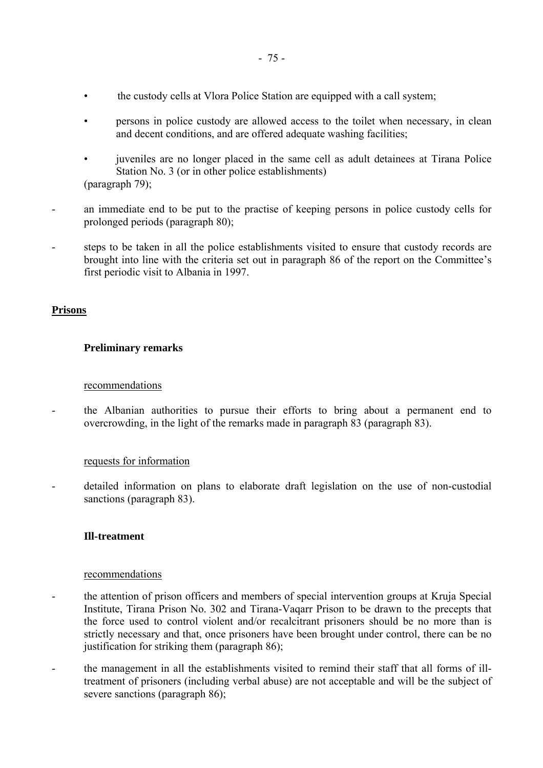- the custody cells at Vlora Police Station are equipped with a call system;
- persons in police custody are allowed access to the toilet when necessary, in clean and decent conditions, and are offered adequate washing facilities;
- juveniles are no longer placed in the same cell as adult detainees at Tirana Police Station No. 3 (or in other police establishments)

(paragraph 79);

- an immediate end to be put to the practise of keeping persons in police custody cells for prolonged periods (paragraph 80);
- steps to be taken in all the police establishments visited to ensure that custody records are brought into line with the criteria set out in paragraph 86 of the report on the Committee's first periodic visit to Albania in 1997.

## Prisons

### Preliminary remarks

recommendations

- the Albanian authorities to pursue their efforts to bring about a permanent end to overcrowding, in the light of the remarks made in paragraph 83 (paragraph 83).

requests for information

- detailed information on plans to elaborate draft legislation on the use of non-custodial sanctions (paragraph 83).

### Ill-treatment

recommendations

- the attention of prison officers and members of special intervention groups at Kruja Special Institute, Tirana Prison No. 302 and Tirana-Vaqarr Prison to be drawn to the precepts that the force used to control violent and/or recalcitrant prisoners should be no more than is strictly necessary and that, once prisoners have been brought under control, there can be no justification for striking them (paragraph 86);
- the management in all the establishments visited to remind their staff that all forms of ill-treatment of prisoners (including verbal abuse) are not acceptable and will be the subject of severe sanctions (paragraph 86);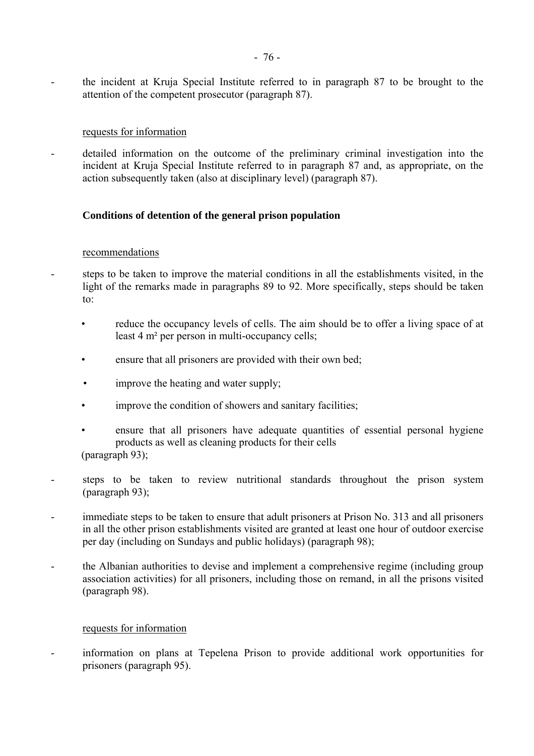- the incident at Kruja Special Institute referred to in paragraph 87 to be brought to the attention of the competent prosecutor (paragraph 87).

requests for information

- detailed information on the outcome of the preliminary criminal investigation into the incident at Kruja Special Institute referred to in paragraph 87 and, as appropriate, on the action subsequently taken (also at disciplinary level) (paragraph 87).

**Conditions of detention of the general prison population**

recommendations

- steps to be taken to improve the material conditions in all the establishments visited, in the light of the remarks made in paragraphs 89 to 92. More specifically, steps should be taken to:
  - reduce the occupancy levels of cells. The aim should be to offer a living space of at least 4 m² per person in multi-occupancy cells;
  - ensure that all prisoners are provided with their own bed;
  - improve the heating and water supply;
  - improve the condition of showers and sanitary facilities;
  - ensure that all prisoners have adequate quantities of essential personal hygiene products as well as cleaning products for their cells

  (paragraph 93);
- steps to be taken to review nutritional standards throughout the prison system (paragraph 93);
- immediate steps to be taken to ensure that adult prisoners at Prison No. 313 and all prisoners in all the other prison establishments visited are granted at least one hour of outdoor exercise per day (including on Sundays and public holidays) (paragraph 98);
- the Albanian authorities to devise and implement a comprehensive regime (including group association activities) for all prisoners, including those on remand, in all the prisons visited (paragraph 98).

requests for information

- information on plans at Tepelena Prison to provide additional work opportunities for prisoners (paragraph 95).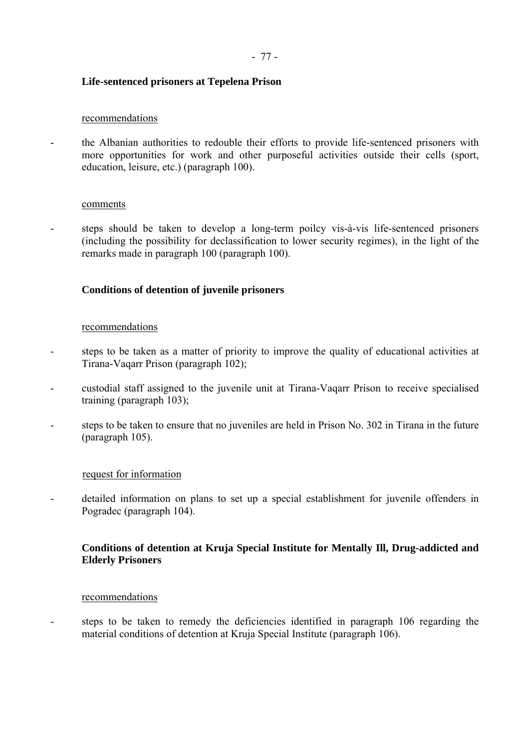**Life-sentenced prisoners at Tepelena Prison**

recommendations

- the Albanian authorities to redouble their efforts to provide life-sentenced prisoners with more opportunities for work and other purposeful activities outside their cells (sport, education, leisure, etc.) (paragraph 100).

comments

- steps should be taken to develop a long-term poilcy vis-à-vis life-sentenced prisoners (including the possibility for declassification to lower security regimes), in the light of the remarks made in paragraph 100 (paragraph 100).

**Conditions of detention of juvenile prisoners**

recommendations

- steps to be taken as a matter of priority to improve the quality of educational activities at Tirana-Vaqarr Prison (paragraph 102);
- custodial staff assigned to the juvenile unit at Tirana-Vaqarr Prison to receive specialised training (paragraph 103);
- steps to be taken to ensure that no juveniles are held in Prison No. 302 in Tirana in the future (paragraph 105).

request for information

- detailed information on plans to set up a special establishment for juvenile offenders in Pogradec (paragraph 104).

**Conditions of detention at Kruja Special Institute for Mentally Ill, Drug-addicted and Elderly Prisoners**

recommendations

- steps to be taken to remedy the deficiencies identified in paragraph 106 regarding the material conditions of detention at Kruja Special Institute (paragraph 106).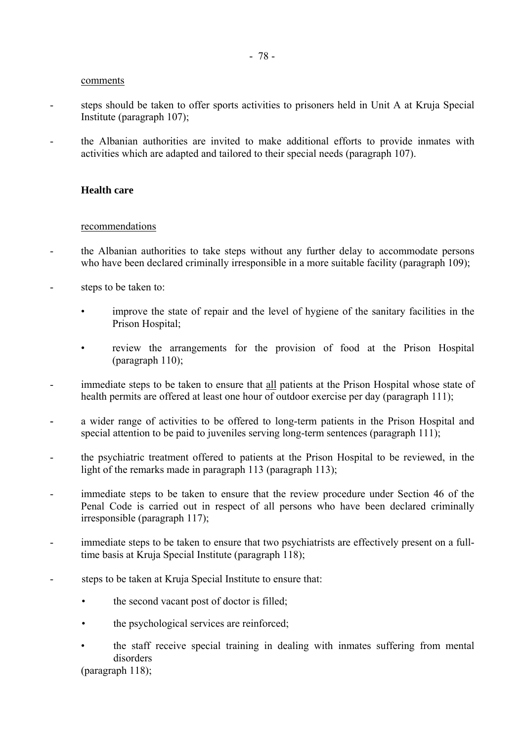comments

- steps should be taken to offer sports activities to prisoners held in Unit A at Kruja Special Institute (paragraph 107);

- the Albanian authorities are invited to make additional efforts to provide inmates with activities which are adapted and tailored to their special needs (paragraph 107).

**Health care**

recommendations

- the Albanian authorities to take steps without any further delay to accommodate persons who have been declared criminally irresponsible in a more suitable facility (paragraph 109);

- steps to be taken to:

  - improve the state of repair and the level of hygiene of the sanitary facilities in the Prison Hospital;

  - review the arrangements for the provision of food at the Prison Hospital (paragraph 110);

- immediate steps to be taken to ensure that all patients at the Prison Hospital whose state of health permits are offered at least one hour of outdoor exercise per day (paragraph 111);

- a wider range of activities to be offered to long-term patients in the Prison Hospital and special attention to be paid to juveniles serving long-term sentences (paragraph 111);

- the psychiatric treatment offered to patients at the Prison Hospital to be reviewed, in the light of the remarks made in paragraph 113 (paragraph 113);

- immediate steps to be taken to ensure that the review procedure under Section 46 of the Penal Code is carried out in respect of all persons who have been declared criminally irresponsible (paragraph 117);

- immediate steps to be taken to ensure that two psychiatrists are effectively present on a full-time basis at Kruja Special Institute (paragraph 118);

- steps to be taken at Kruja Special Institute to ensure that:

  - the second vacant post of doctor is filled;

  - the psychological services are reinforced;

  - the staff receive special training in dealing with inmates suffering from mental disorders

  (paragraph 118);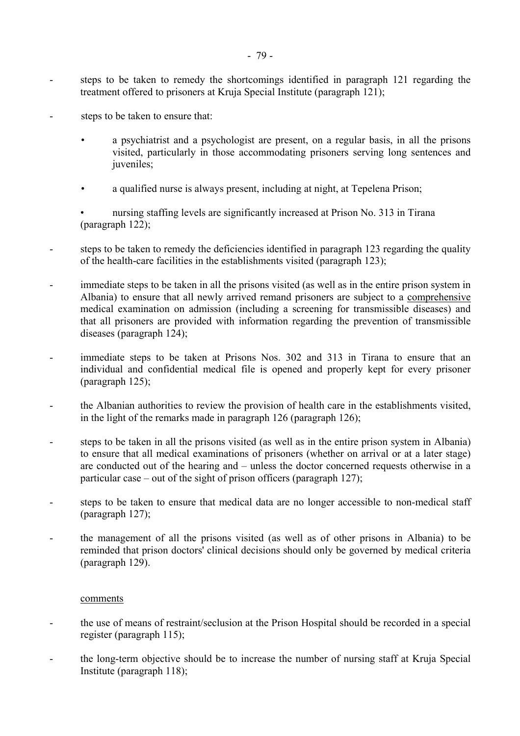- steps to be taken to remedy the shortcomings identified in paragraph 121 regarding the treatment offered to prisoners at Kruja Special Institute (paragraph 121);

- steps to be taken to ensure that:

  - a psychiatrist and a psychologist are present, on a regular basis, in all the prisons visited, particularly in those accommodating prisoners serving long sentences and juveniles;

  - a qualified nurse is always present, including at night, at Tepelena Prison;

  - nursing staffing levels are significantly increased at Prison No. 313 in Tirana (paragraph 122);

- steps to be taken to remedy the deficiencies identified in paragraph 123 regarding the quality of the health-care facilities in the establishments visited (paragraph 123);

- immediate steps to be taken in all the prisons visited (as well as in the entire prison system in Albania) to ensure that all newly arrived remand prisoners are subject to a comprehensive medical examination on admission (including a screening for transmissible diseases) and that all prisoners are provided with information regarding the prevention of transmissible diseases (paragraph 124);

- immediate steps to be taken at Prisons Nos. 302 and 313 in Tirana to ensure that an individual and confidential medical file is opened and properly kept for every prisoner (paragraph 125);

- the Albanian authorities to review the provision of health care in the establishments visited, in the light of the remarks made in paragraph 126 (paragraph 126);

- steps to be taken in all the prisons visited (as well as in the entire prison system in Albania) to ensure that all medical examinations of prisoners (whether on arrival or at a later stage) are conducted out of the hearing and – unless the doctor concerned requests otherwise in a particular case – out of the sight of prison officers (paragraph 127);

- steps to be taken to ensure that medical data are no longer accessible to non-medical staff (paragraph 127);

- the management of all the prisons visited (as well as of other prisons in Albania) to be reminded that prison doctors' clinical decisions should only be governed by medical criteria (paragraph 129).

comments

- the use of means of restraint/seclusion at the Prison Hospital should be recorded in a special register (paragraph 115);

- the long-term objective should be to increase the number of nursing staff at Kruja Special Institute (paragraph 118);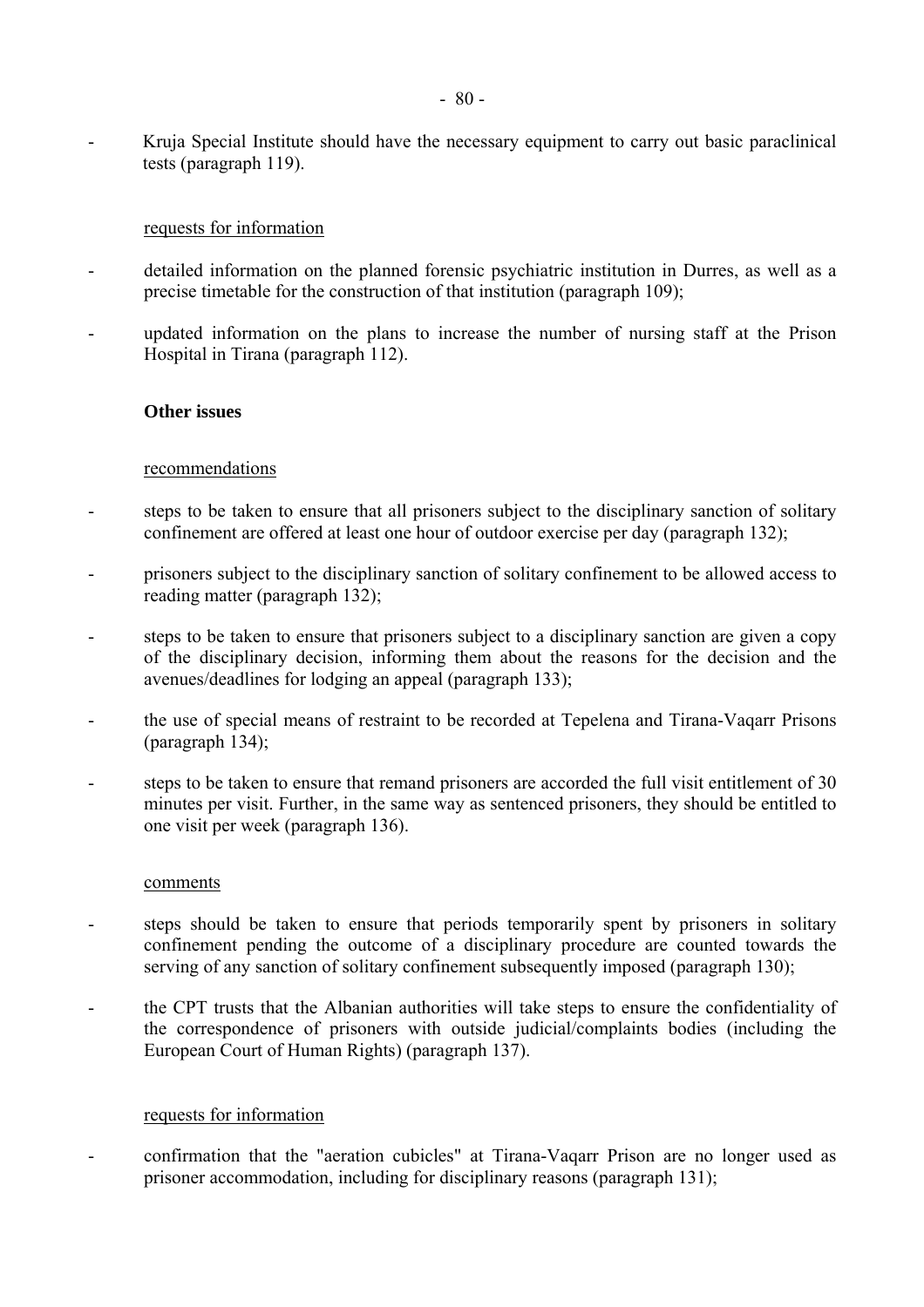- Kruja Special Institute should have the necessary equipment to carry out basic paraclinical tests (paragraph 119).

requests for information

- detailed information on the planned forensic psychiatric institution in Durres, as well as a precise timetable for the construction of that institution (paragraph 109);
- updated information on the plans to increase the number of nursing staff at the Prison Hospital in Tirana (paragraph 112).

**Other issues**

recommendations

- steps to be taken to ensure that all prisoners subject to the disciplinary sanction of solitary confinement are offered at least one hour of outdoor exercise per day (paragraph 132);
- prisoners subject to the disciplinary sanction of solitary confinement to be allowed access to reading matter (paragraph 132);
- steps to be taken to ensure that prisoners subject to a disciplinary sanction are given a copy of the disciplinary decision, informing them about the reasons for the decision and the avenues/deadlines for lodging an appeal (paragraph 133);
- the use of special means of restraint to be recorded at Tepelena and Tirana-Vaqarr Prisons (paragraph 134);
- steps to be taken to ensure that remand prisoners are accorded the full visit entitlement of 30 minutes per visit. Further, in the same way as sentenced prisoners, they should be entitled to one visit per week (paragraph 136).

comments

- steps should be taken to ensure that periods temporarily spent by prisoners in solitary confinement pending the outcome of a disciplinary procedure are counted towards the serving of any sanction of solitary confinement subsequently imposed (paragraph 130);
- the CPT trusts that the Albanian authorities will take steps to ensure the confidentiality of the correspondence of prisoners with outside judicial/complaints bodies (including the European Court of Human Rights) (paragraph 137).

requests for information

- confirmation that the "aeration cubicles" at Tirana-Vaqarr Prison are no longer used as prisoner accommodation, including for disciplinary reasons (paragraph 131);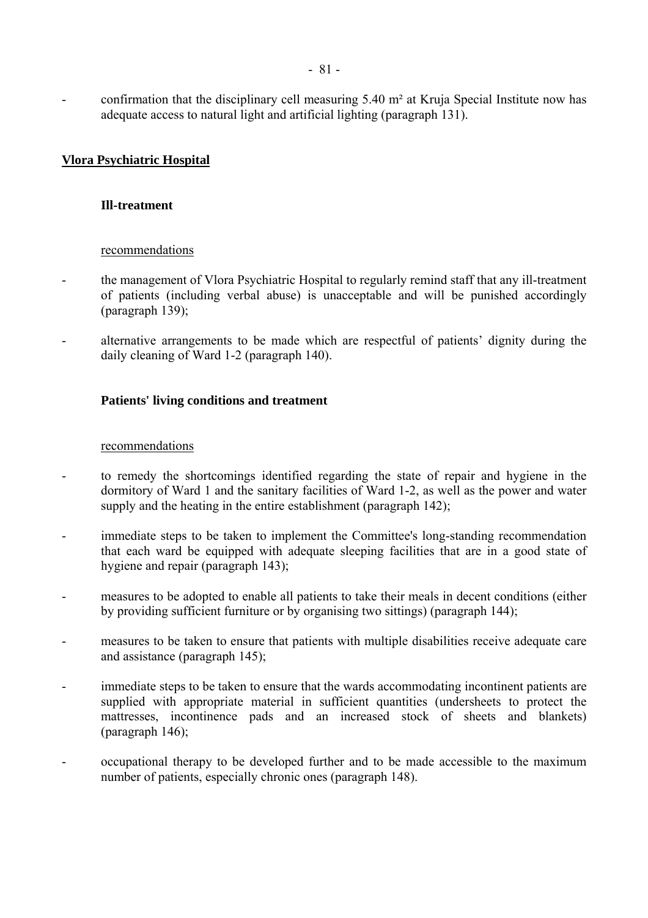- confirmation that the disciplinary cell measuring 5.40 m² at Kruja Special Institute now has adequate access to natural light and artificial lighting (paragraph 131).

## Vlora Psychiatric Hospital

### Ill-treatment

recommendations

- the management of Vlora Psychiatric Hospital to regularly remind staff that any ill-treatment of patients (including verbal abuse) is unacceptable and will be punished accordingly (paragraph 139);
- alternative arrangements to be made which are respectful of patients' dignity during the daily cleaning of Ward 1-2 (paragraph 140).

### Patients' living conditions and treatment

recommendations

- to remedy the shortcomings identified regarding the state of repair and hygiene in the dormitory of Ward 1 and the sanitary facilities of Ward 1-2, as well as the power and water supply and the heating in the entire establishment (paragraph 142);
- immediate steps to be taken to implement the Committee's long-standing recommendation that each ward be equipped with adequate sleeping facilities that are in a good state of hygiene and repair (paragraph 143);
- measures to be adopted to enable all patients to take their meals in decent conditions (either by providing sufficient furniture or by organising two sittings) (paragraph 144);
- measures to be taken to ensure that patients with multiple disabilities receive adequate care and assistance (paragraph 145);
- immediate steps to be taken to ensure that the wards accommodating incontinent patients are supplied with appropriate material in sufficient quantities (undersheets to protect the mattresses, incontinence pads and an increased stock of sheets and blankets) (paragraph 146);
- occupational therapy to be developed further and to be made accessible to the maximum number of patients, especially chronic ones (paragraph 148).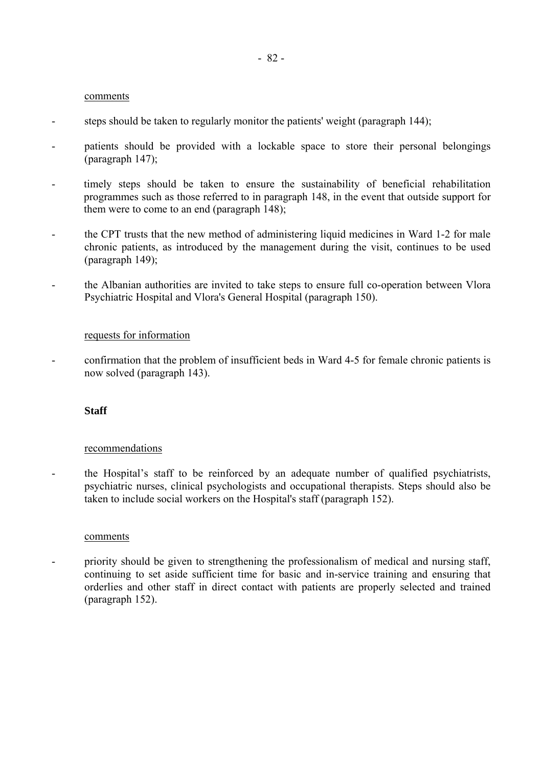comments

- steps should be taken to regularly monitor the patients' weight (paragraph 144);
- patients should be provided with a lockable space to store their personal belongings (paragraph 147);
- timely steps should be taken to ensure the sustainability of beneficial rehabilitation programmes such as those referred to in paragraph 148, in the event that outside support for them were to come to an end (paragraph 148);
- the CPT trusts that the new method of administering liquid medicines in Ward 1-2 for male chronic patients, as introduced by the management during the visit, continues to be used (paragraph 149);
- the Albanian authorities are invited to take steps to ensure full co-operation between Vlora Psychiatric Hospital and Vlora's General Hospital (paragraph 150).

requests for information

- confirmation that the problem of insufficient beds in Ward 4-5 for female chronic patients is now solved (paragraph 143).

**Staff**

recommendations

- the Hospital's staff to be reinforced by an adequate number of qualified psychiatrists, psychiatric nurses, clinical psychologists and occupational therapists. Steps should also be taken to include social workers on the Hospital's staff (paragraph 152).

comments

- priority should be given to strengthening the professionalism of medical and nursing staff, continuing to set aside sufficient time for basic and in-service training and ensuring that orderlies and other staff in direct contact with patients are properly selected and trained (paragraph 152).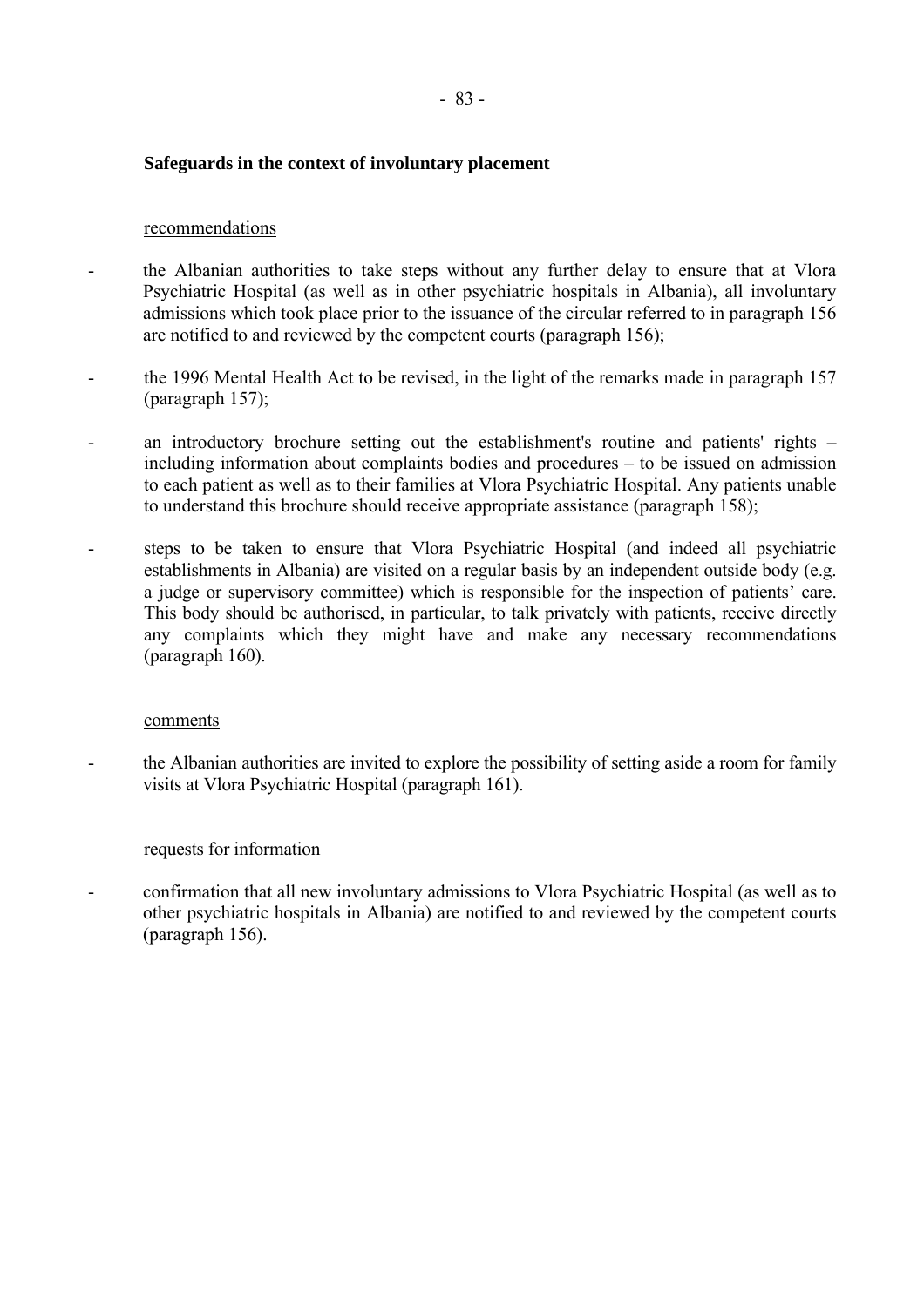**Safeguards in the context of involuntary placement**

recommendations

- the Albanian authorities to take steps without any further delay to ensure that at Vlora Psychiatric Hospital (as well as in other psychiatric hospitals in Albania), all involuntary admissions which took place prior to the issuance of the circular referred to in paragraph 156 are notified to and reviewed by the competent courts (paragraph 156);
- the 1996 Mental Health Act to be revised, in the light of the remarks made in paragraph 157 (paragraph 157);
- an introductory brochure setting out the establishment's routine and patients' rights – including information about complaints bodies and procedures – to be issued on admission to each patient as well as to their families at Vlora Psychiatric Hospital. Any patients unable to understand this brochure should receive appropriate assistance (paragraph 158);
- steps to be taken to ensure that Vlora Psychiatric Hospital (and indeed all psychiatric establishments in Albania) are visited on a regular basis by an independent outside body (e.g. a judge or supervisory committee) which is responsible for the inspection of patients' care. This body should be authorised, in particular, to talk privately with patients, receive directly any complaints which they might have and make any necessary recommendations (paragraph 160).

comments

- the Albanian authorities are invited to explore the possibility of setting aside a room for family visits at Vlora Psychiatric Hospital (paragraph 161).

requests for information

- confirmation that all new involuntary admissions to Vlora Psychiatric Hospital (as well as to other psychiatric hospitals in Albania) are notified to and reviewed by the competent courts (paragraph 156).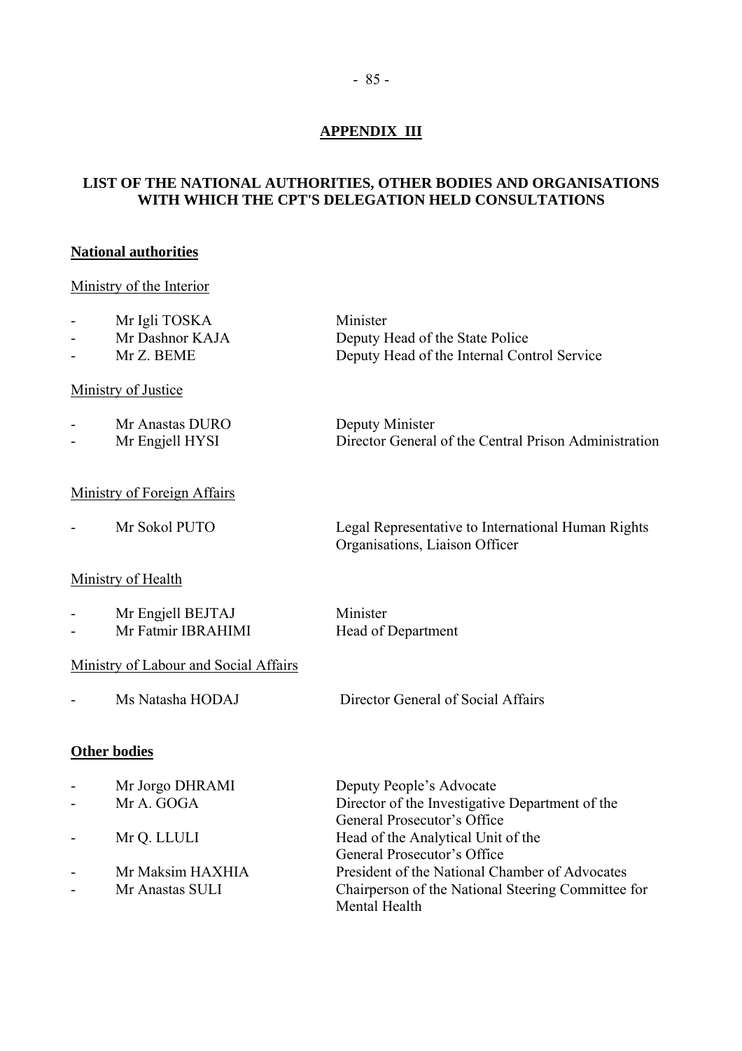## APPENDIX III

## LIST OF THE NATIONAL AUTHORITIES, OTHER BODIES AND ORGANISATIONS WITH WHICH THE CPT'S DELEGATION HELD CONSULTATIONS

### National authorities

Ministry of the Interior

- Mr Igli TOSKA — Minister
- Mr Dashnor KAJA — Deputy Head of the State Police
- Mr Z. BEME — Deputy Head of the Internal Control Service

Ministry of Justice

- Mr Anastas DURO — Deputy Minister
- Mr Engjell HYSI — Director General of the Central Prison Administration

Ministry of Foreign Affairs

- Mr Sokol PUTO — Legal Representative to International Human Rights Organisations, Liaison Officer

Ministry of Health

- Mr Engjell BEJTAJ — Minister
- Mr Fatmir IBRAHIMI — Head of Department

Ministry of Labour and Social Affairs

- Ms Natasha HODAJ — Director General of Social Affairs

### Other bodies

- Mr Jorgo DHRAMI — Deputy People's Advocate
- Mr A. GOGA — Director of the Investigative Department of the General Prosecutor's Office
- Mr Q. LLULI — Head of the Analytical Unit of the General Prosecutor's Office
- Mr Maksim HAXHIA — President of the National Chamber of Advocates
- Mr Anastas SULI — Chairperson of the National Steering Committee for Mental Health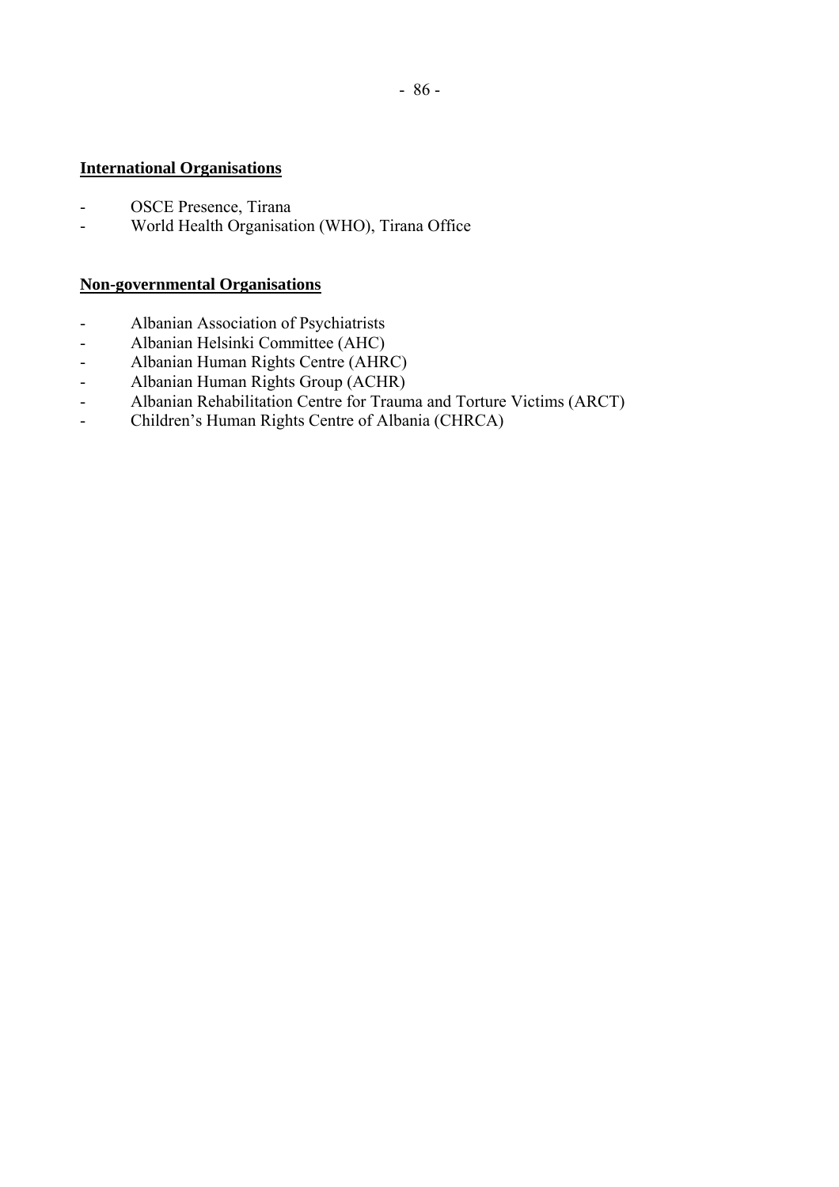**International Organisations**

- OSCE Presence, Tirana
- World Health Organisation (WHO), Tirana Office

**Non-governmental Organisations**

- Albanian Association of Psychiatrists
- Albanian Helsinki Committee (AHC)
- Albanian Human Rights Centre (AHRC)
- Albanian Human Rights Group (ACHR)
- Albanian Rehabilitation Centre for Trauma and Torture Victims (ARCT)
- Children's Human Rights Centre of Albania (CHRCA)